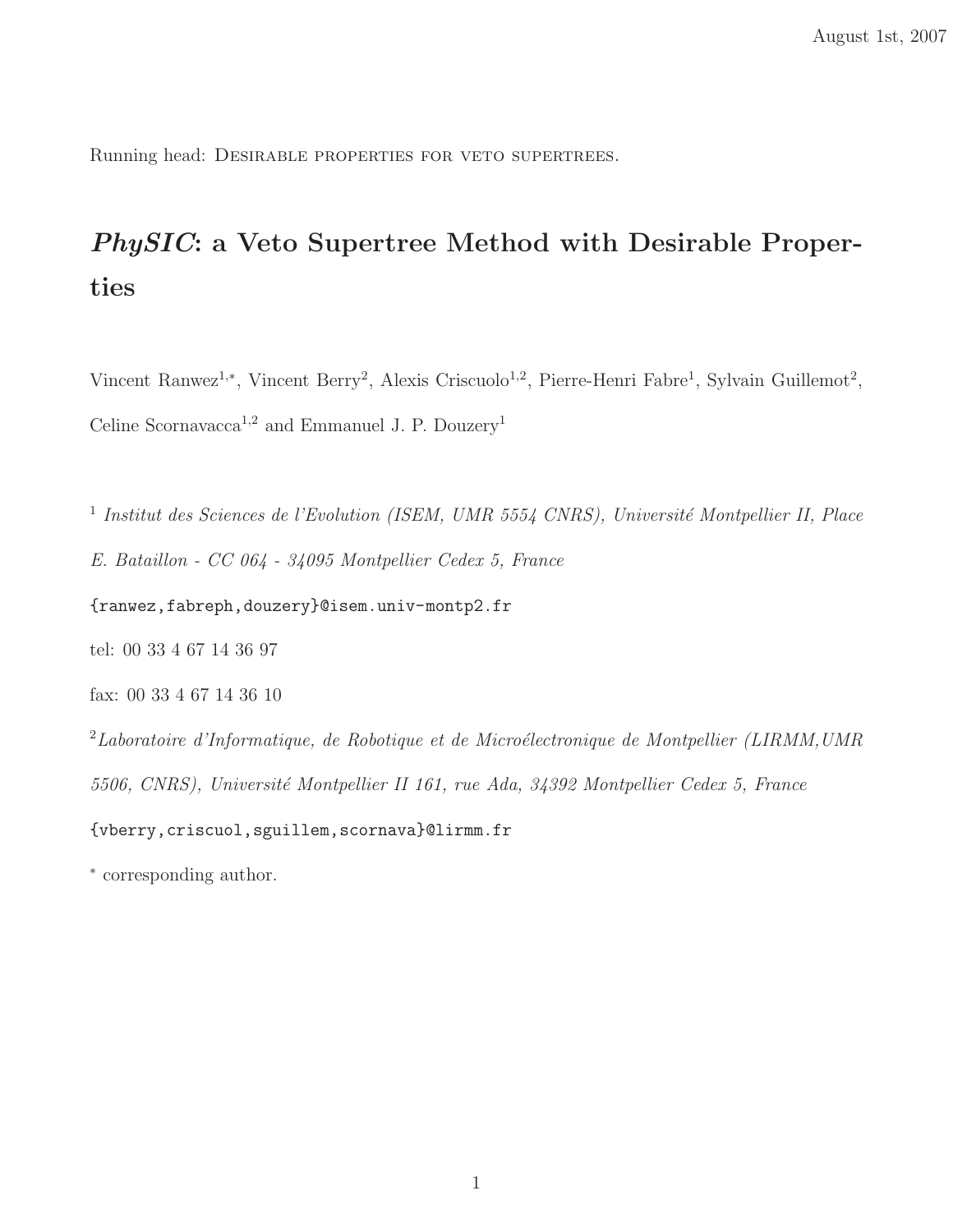August 1st, 2007

Running head: Desirable properties for veto supertrees.

# *PhySIC*: a Veto Supertree Method with Desirable Properties

Vincent Ranwez[1,*], Vincent Berry[2], Alexis Criscuolo[1,2], Pierre-Henri Fabre[1], Sylvain Guillemot[2], Celine Scornavacca[1,2] and Emmanuel J. P. Douzery[1]

[1] *Institut des Sciences de l'Evolution (ISEM, UMR 5554 CNRS), Université Montpellier II, Place E. Bataillon - CC 064 - 34095 Montpellier Cedex 5, France*

{ranwez,fabreph,douzery}@isem.univ-montp2.fr

tel: 00 33 4 67 14 36 97

fax: 00 33 4 67 14 36 10

[2] *Laboratoire d'Informatique, de Robotique et de Microélectronique de Montpellier (LIRMM,UMR 5506, CNRS), Université Montpellier II 161, rue Ada, 34392 Montpellier Cedex 5, France*

{vberry,criscuol,sguillem,scornava}@lirmm.fr

[*] corresponding author.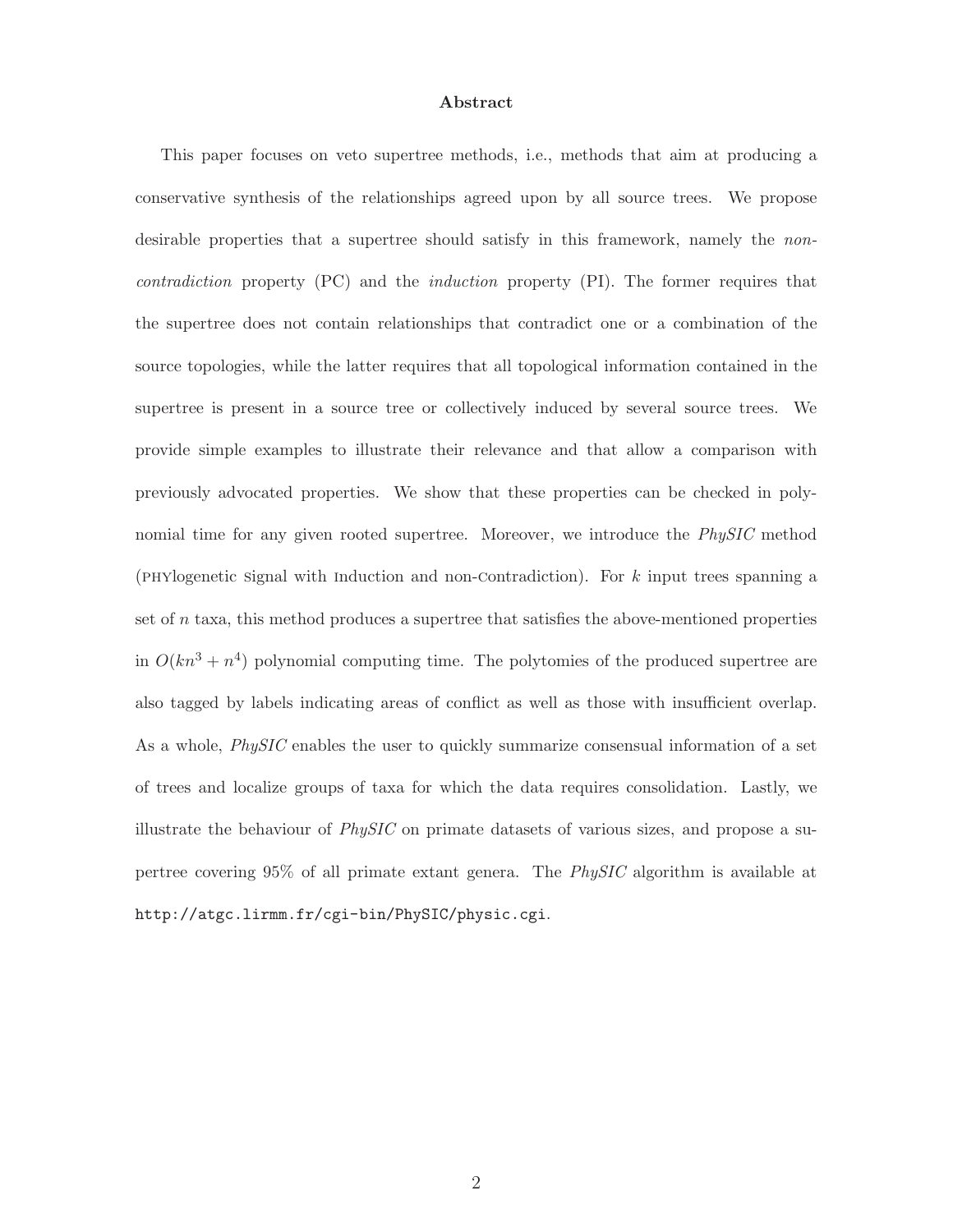## Abstract

This paper focuses on veto supertree methods, i.e., methods that aim at producing a conservative synthesis of the relationships agreed upon by all source trees. We propose desirable properties that a supertree should satisfy in this framework, namely the *non-contradiction* property (PC) and the *induction* property (PI). The former requires that the supertree does not contain relationships that contradict one or a combination of the source topologies, while the latter requires that all topological information contained in the supertree is present in a source tree or collectively induced by several source trees. We provide simple examples to illustrate their relevance and that allow a comparison with previously advocated properties. We show that these properties can be checked in polynomial time for any given rooted supertree. Moreover, we introduce the *PhySIC* method (PHYlogenetic SIgnal with Induction and non-Contradiction). For $k$ input trees spanning a set of $n$ taxa, this method produces a supertree that satisfies the above-mentioned properties in $O(kn^3 + n^4)$ polynomial computing time. The polytomies of the produced supertree are also tagged by labels indicating areas of conflict as well as those with insufficient overlap. As a whole, *PhySIC* enables the user to quickly summarize consensual information of a set of trees and localize groups of taxa for which the data requires consolidation. Lastly, we illustrate the behaviour of *PhySIC* on primate datasets of various sizes, and propose a supertree covering 95% of all primate extant genera. The *PhySIC* algorithm is available at `http://atgc.lirmm.fr/cgi-bin/PhySIC/physic.cgi`.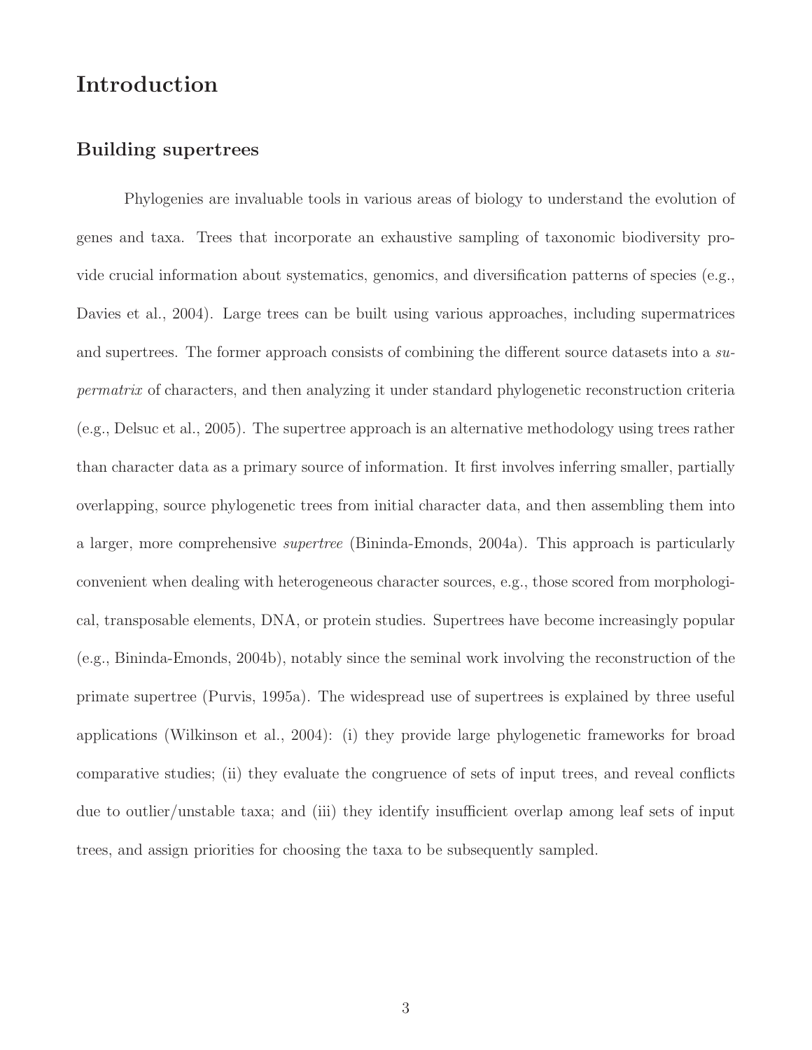# Introduction

## Building supertrees

Phylogenies are invaluable tools in various areas of biology to understand the evolution of genes and taxa. Trees that incorporate an exhaustive sampling of taxonomic biodiversity provide crucial information about systematics, genomics, and diversification patterns of species (e.g., Davies et al., 2004). Large trees can be built using various approaches, including supermatrices and supertrees. The former approach consists of combining the different source datasets into a *supermatrix* of characters, and then analyzing it under standard phylogenetic reconstruction criteria (e.g., Delsuc et al., 2005). The supertree approach is an alternative methodology using trees rather than character data as a primary source of information. It first involves inferring smaller, partially overlapping, source phylogenetic trees from initial character data, and then assembling them into a larger, more comprehensive *supertree* (Bininda-Emonds, 2004a). This approach is particularly convenient when dealing with heterogeneous character sources, e.g., those scored from morphological, transposable elements, DNA, or protein studies. Supertrees have become increasingly popular (e.g., Bininda-Emonds, 2004b), notably since the seminal work involving the reconstruction of the primate supertree (Purvis, 1995a). The widespread use of supertrees is explained by three useful applications (Wilkinson et al., 2004): (i) they provide large phylogenetic frameworks for broad comparative studies; (ii) they evaluate the congruence of sets of input trees, and reveal conflicts due to outlier/unstable taxa; and (iii) they identify insufficient overlap among leaf sets of input trees, and assign priorities for choosing the taxa to be subsequently sampled.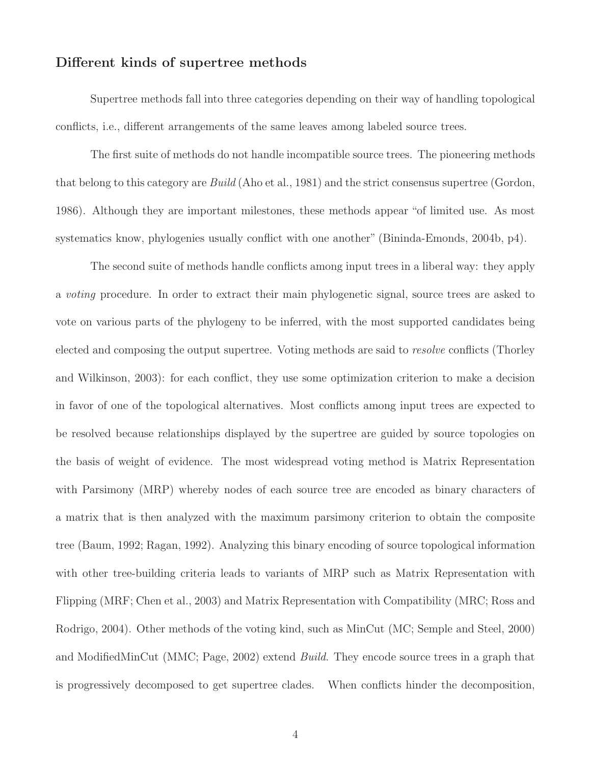## Different kinds of supertree methods

Supertree methods fall into three categories depending on their way of handling topological conflicts, i.e., different arrangements of the same leaves among labeled source trees.

The first suite of methods do not handle incompatible source trees. The pioneering methods that belong to this category are *Build* (Aho et al., 1981) and the strict consensus supertree (Gordon, 1986). Although they are important milestones, these methods appear "of limited use. As most systematics know, phylogenies usually conflict with one another" (Bininda-Emonds, 2004b, p4).

The second suite of methods handle conflicts among input trees in a liberal way: they apply a *voting* procedure. In order to extract their main phylogenetic signal, source trees are asked to vote on various parts of the phylogeny to be inferred, with the most supported candidates being elected and composing the output supertree. Voting methods are said to *resolve* conflicts (Thorley and Wilkinson, 2003): for each conflict, they use some optimization criterion to make a decision in favor of one of the topological alternatives. Most conflicts among input trees are expected to be resolved because relationships displayed by the supertree are guided by source topologies on the basis of weight of evidence. The most widespread voting method is Matrix Representation with Parsimony (MRP) whereby nodes of each source tree are encoded as binary characters of a matrix that is then analyzed with the maximum parsimony criterion to obtain the composite tree (Baum, 1992; Ragan, 1992). Analyzing this binary encoding of source topological information with other tree-building criteria leads to variants of MRP such as Matrix Representation with Flipping (MRF; Chen et al., 2003) and Matrix Representation with Compatibility (MRC; Ross and Rodrigo, 2004). Other methods of the voting kind, such as MinCut (MC; Semple and Steel, 2000) and ModifiedMinCut (MMC; Page, 2002) extend *Build.* They encode source trees in a graph that is progressively decomposed to get supertree clades. When conflicts hinder the decomposition,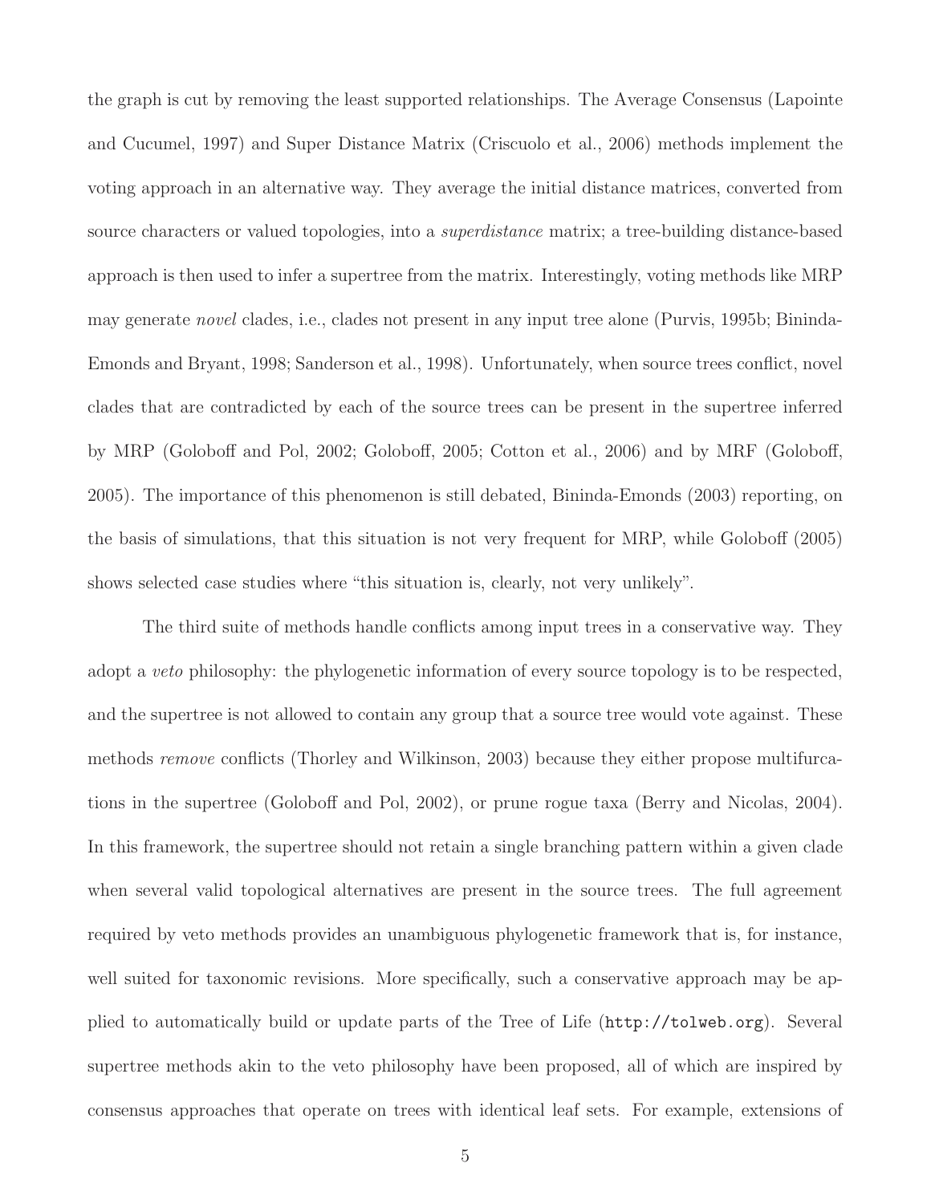the graph is cut by removing the least supported relationships. The Average Consensus (Lapointe and Cucumel, 1997) and Super Distance Matrix (Criscuolo et al., 2006) methods implement the voting approach in an alternative way. They average the initial distance matrices, converted from source characters or valued topologies, into a *superdistance* matrix; a tree-building distance-based approach is then used to infer a supertree from the matrix. Interestingly, voting methods like MRP may generate *novel* clades, i.e., clades not present in any input tree alone (Purvis, 1995b; Bininda-Emonds and Bryant, 1998; Sanderson et al., 1998). Unfortunately, when source trees conflict, novel clades that are contradicted by each of the source trees can be present in the supertree inferred by MRP (Goloboff and Pol, 2002; Goloboff, 2005; Cotton et al., 2006) and by MRF (Goloboff, 2005). The importance of this phenomenon is still debated, Bininda-Emonds (2003) reporting, on the basis of simulations, that this situation is not very frequent for MRP, while Goloboff (2005) shows selected case studies where "this situation is, clearly, not very unlikely".

The third suite of methods handle conflicts among input trees in a conservative way. They adopt a *veto* philosophy: the phylogenetic information of every source topology is to be respected, and the supertree is not allowed to contain any group that a source tree would vote against. These methods *remove* conflicts (Thorley and Wilkinson, 2003) because they either propose multifurcations in the supertree (Goloboff and Pol, 2002), or prune rogue taxa (Berry and Nicolas, 2004). In this framework, the supertree should not retain a single branching pattern within a given clade when several valid topological alternatives are present in the source trees. The full agreement required by veto methods provides an unambiguous phylogenetic framework that is, for instance, well suited for taxonomic revisions. More specifically, such a conservative approach may be applied to automatically build or update parts of the Tree of Life (`http://tolweb.org`). Several supertree methods akin to the veto philosophy have been proposed, all of which are inspired by consensus approaches that operate on trees with identical leaf sets. For example, extensions of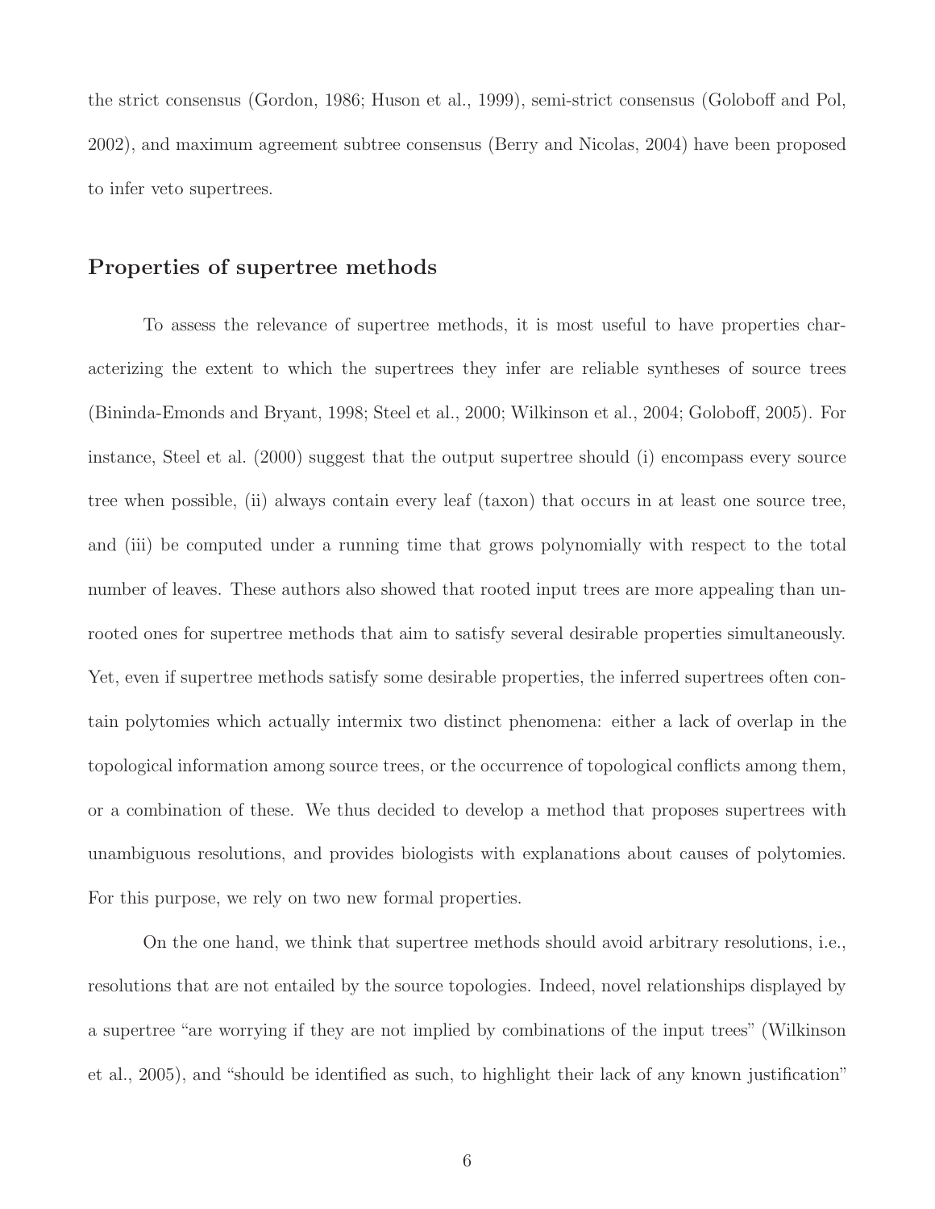the strict consensus (Gordon, 1986; Huson et al., 1999), semi-strict consensus (Goloboff and Pol, 2002), and maximum agreement subtree consensus (Berry and Nicolas, 2004) have been proposed to infer veto supertrees.

## Properties of supertree methods

To assess the relevance of supertree methods, it is most useful to have properties characterizing the extent to which the supertrees they infer are reliable syntheses of source trees (Bininda-Emonds and Bryant, 1998; Steel et al., 2000; Wilkinson et al., 2004; Goloboff, 2005). For instance, Steel et al. (2000) suggest that the output supertree should (i) encompass every source tree when possible, (ii) always contain every leaf (taxon) that occurs in at least one source tree, and (iii) be computed under a running time that grows polynomially with respect to the total number of leaves. These authors also showed that rooted input trees are more appealing than unrooted ones for supertree methods that aim to satisfy several desirable properties simultaneously. Yet, even if supertree methods satisfy some desirable properties, the inferred supertrees often contain polytomies which actually intermix two distinct phenomena: either a lack of overlap in the topological information among source trees, or the occurrence of topological conflicts among them, or a combination of these. We thus decided to develop a method that proposes supertrees with unambiguous resolutions, and provides biologists with explanations about causes of polytomies. For this purpose, we rely on two new formal properties.

On the one hand, we think that supertree methods should avoid arbitrary resolutions, i.e., resolutions that are not entailed by the source topologies. Indeed, novel relationships displayed by a supertree "are worrying if they are not implied by combinations of the input trees" (Wilkinson et al., 2005), and "should be identified as such, to highlight their lack of any known justification"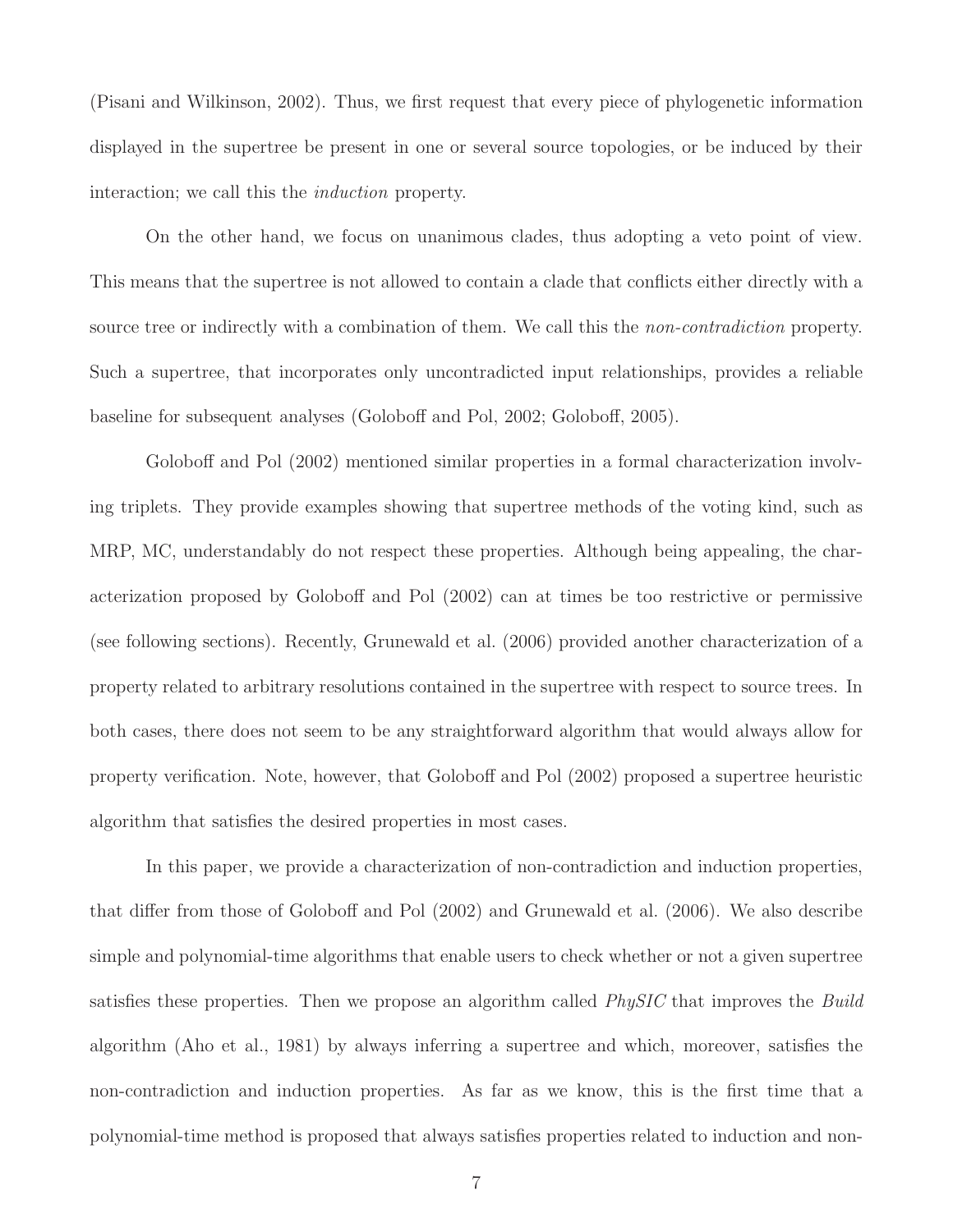(Pisani and Wilkinson, 2002). Thus, we first request that every piece of phylogenetic information displayed in the supertree be present in one or several source topologies, or be induced by their interaction; we call this the *induction* property.

On the other hand, we focus on unanimous clades, thus adopting a veto point of view. This means that the supertree is not allowed to contain a clade that conflicts either directly with a source tree or indirectly with a combination of them. We call this the *non-contradiction* property. Such a supertree, that incorporates only uncontradicted input relationships, provides a reliable baseline for subsequent analyses (Goloboff and Pol, 2002; Goloboff, 2005).

Goloboff and Pol (2002) mentioned similar properties in a formal characterization involving triplets. They provide examples showing that supertree methods of the voting kind, such as MRP, MC, understandably do not respect these properties. Although being appealing, the characterization proposed by Goloboff and Pol (2002) can at times be too restrictive or permissive (see following sections). Recently, Grunewald et al. (2006) provided another characterization of a property related to arbitrary resolutions contained in the supertree with respect to source trees. In both cases, there does not seem to be any straightforward algorithm that would always allow for property verification. Note, however, that Goloboff and Pol (2002) proposed a supertree heuristic algorithm that satisfies the desired properties in most cases.

In this paper, we provide a characterization of non-contradiction and induction properties, that differ from those of Goloboff and Pol (2002) and Grunewald et al. (2006). We also describe simple and polynomial-time algorithms that enable users to check whether or not a given supertree satisfies these properties. Then we propose an algorithm called *PhySIC* that improves the *Build* algorithm (Aho et al., 1981) by always inferring a supertree and which, moreover, satisfies the non-contradiction and induction properties. As far as we know, this is the first time that a polynomial-time method is proposed that always satisfies properties related to induction and non-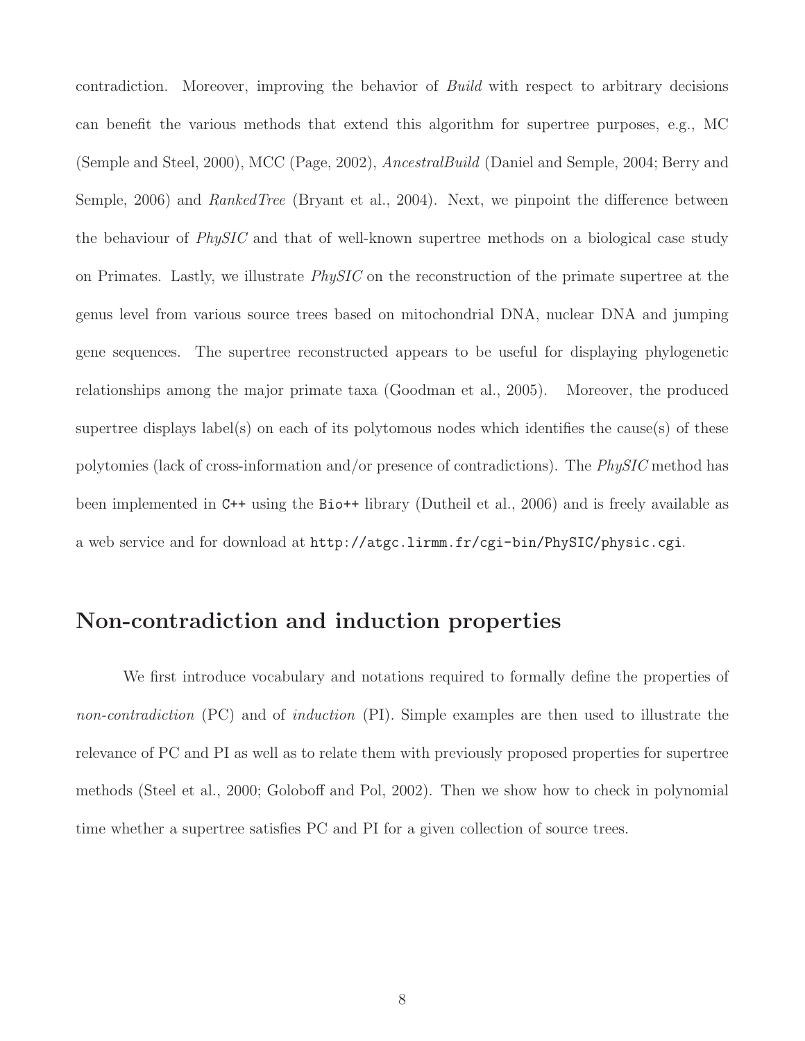contradiction. Moreover, improving the behavior of *Build* with respect to arbitrary decisions can benefit the various methods that extend this algorithm for supertree purposes, e.g., MC (Semple and Steel, 2000), MCC (Page, 2002), *AncestralBuild* (Daniel and Semple, 2004; Berry and Semple, 2006) and *RankedTree* (Bryant et al., 2004). Next, we pinpoint the difference between the behaviour of *PhySIC* and that of well-known supertree methods on a biological case study on Primates. Lastly, we illustrate *PhySIC* on the reconstruction of the primate supertree at the genus level from various source trees based on mitochondrial DNA, nuclear DNA and jumping gene sequences. The supertree reconstructed appears to be useful for displaying phylogenetic relationships among the major primate taxa (Goodman et al., 2005). Moreover, the produced supertree displays label(s) on each of its polytomous nodes which identifies the cause(s) of these polytomies (lack of cross-information and/or presence of contradictions). The *PhySIC* method has been implemented in `C++` using the `Bio++` library (Dutheil et al., 2006) and is freely available as a web service and for download at `http://atgc.lirmm.fr/cgi-bin/PhySIC/physic.cgi`.

## Non-contradiction and induction properties

We first introduce vocabulary and notations required to formally define the properties of *non-contradiction* (PC) and of *induction* (PI). Simple examples are then used to illustrate the relevance of PC and PI as well as to relate them with previously proposed properties for supertree methods (Steel et al., 2000; Goloboff and Pol, 2002). Then we show how to check in polynomial time whether a supertree satisfies PC and PI for a given collection of source trees.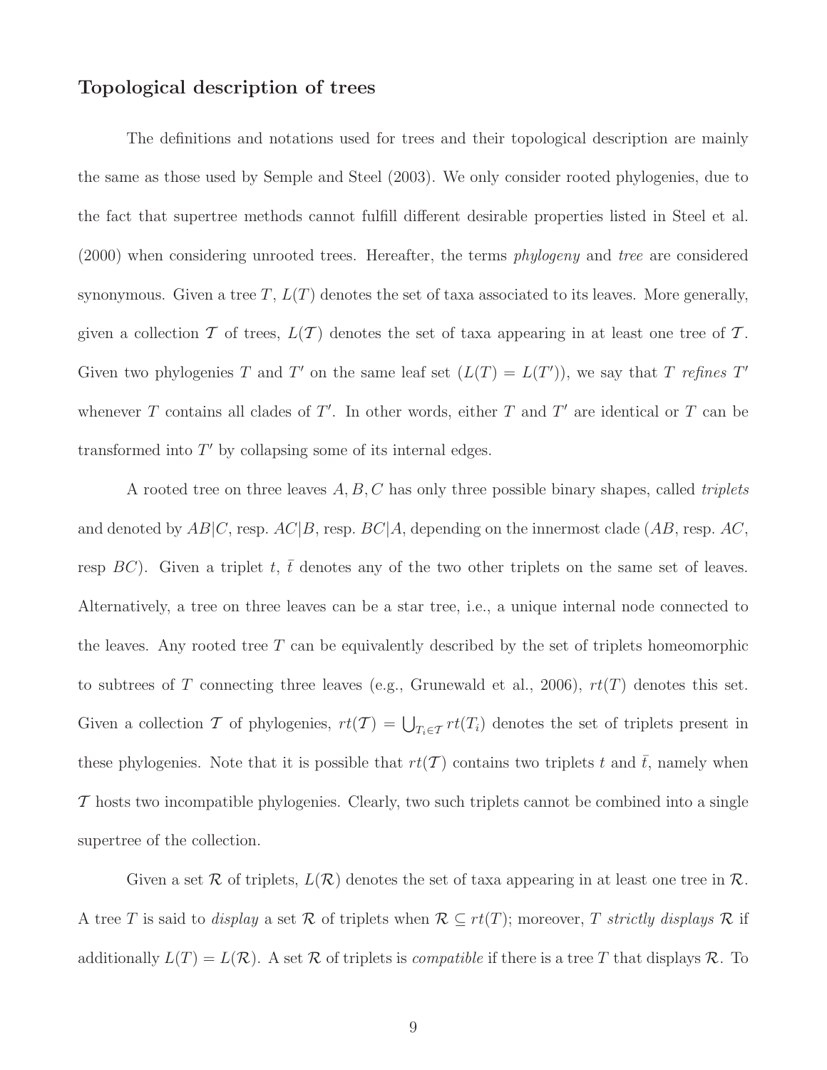## Topological description of trees

The definitions and notations used for trees and their topological description are mainly the same as those used by Semple and Steel (2003). We only consider rooted phylogenies, due to the fact that supertree methods cannot fulfill different desirable properties listed in Steel et al. (2000) when considering unrooted trees. Hereafter, the terms *phylogeny* and *tree* are considered synonymous. Given a tree $T$, $L(T)$ denotes the set of taxa associated to its leaves. More generally, given a collection $\mathcal{T}$ of trees, $L(\mathcal{T})$ denotes the set of taxa appearing in at least one tree of $\mathcal{T}$. Given two phylogenies $T$ and $T'$ on the same leaf set ($L(T) = L(T')$), we say that $T$ *refines* $T'$ whenever $T$ contains all clades of $T'$. In other words, either $T$ and $T'$ are identical or $T$ can be transformed into $T'$ by collapsing some of its internal edges.

A rooted tree on three leaves $A, B, C$ has only three possible binary shapes, called *triplets* and denoted by $AB|C$, resp. $AC|B$, resp. $BC|A$, depending on the innermost clade ($AB$, resp. $AC$, resp $BC$). Given a triplet $t$, $\bar{t}$ denotes any of the two other triplets on the same set of leaves. Alternatively, a tree on three leaves can be a star tree, i.e., a unique internal node connected to the leaves. Any rooted tree $T$ can be equivalently described by the set of triplets homeomorphic to subtrees of $T$ connecting three leaves (e.g., Grunewald et al., 2006), $rt(T)$ denotes this set. Given a collection $\mathcal{T}$ of phylogenies, $rt(\mathcal{T}) = \bigcup_{T_i \in \mathcal{T}} rt(T_i)$ denotes the set of triplets present in these phylogenies. Note that it is possible that $rt(\mathcal{T})$ contains two triplets $t$ and $\bar{t}$, namely when $\mathcal{T}$ hosts two incompatible phylogenies. Clearly, two such triplets cannot be combined into a single supertree of the collection.

Given a set $\mathcal{R}$ of triplets, $L(\mathcal{R})$ denotes the set of taxa appearing in at least one tree in $\mathcal{R}$. A tree $T$ is said to *display* a set $\mathcal{R}$ of triplets when $\mathcal{R} \subseteq rt(T)$; moreover, $T$ *strictly displays* $\mathcal{R}$ if additionally $L(T) = L(\mathcal{R})$. A set $\mathcal{R}$ of triplets is *compatible* if there is a tree $T$ that displays $\mathcal{R}$. To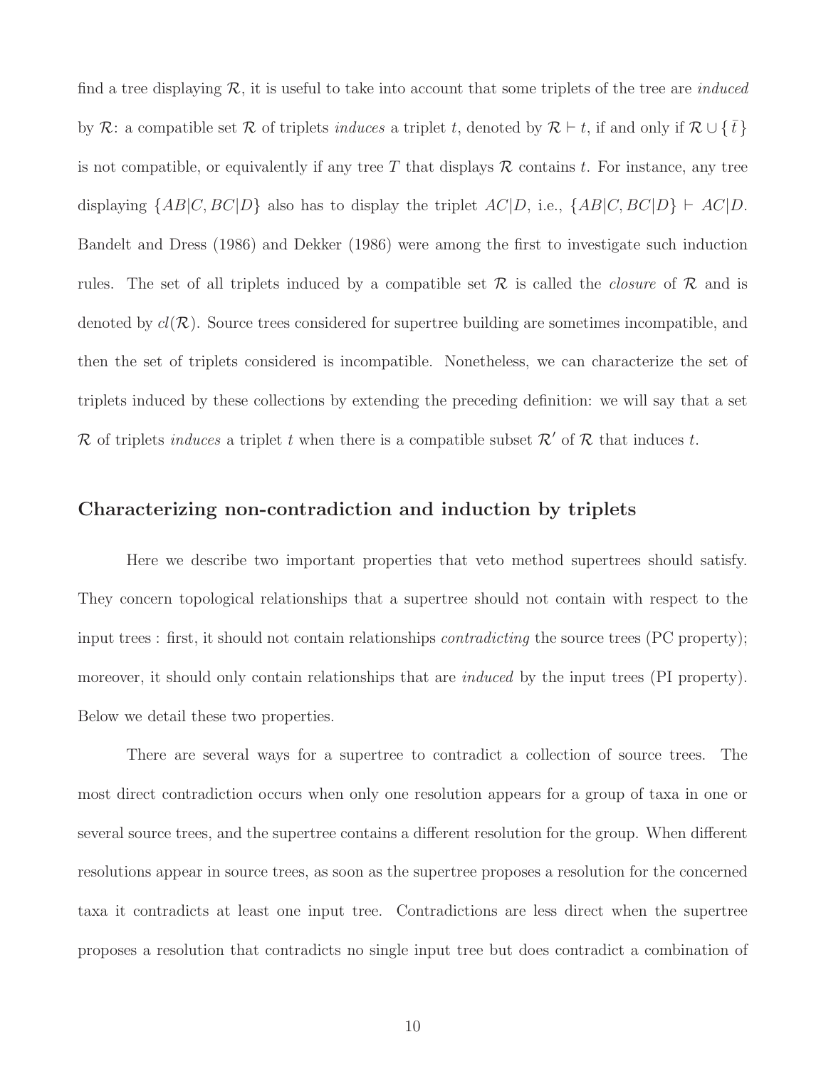find a tree displaying $\mathcal{R}$, it is useful to take into account that some triplets of the tree are *induced* by $\mathcal{R}$: a compatible set $\mathcal{R}$ of triplets *induces* a triplet $t$, denoted by $\mathcal{R} \vdash t$, if and only if $\mathcal{R} \cup \{\bar{t}\}$ is not compatible, or equivalently if any tree $T$ that displays $\mathcal{R}$ contains $t$. For instance, any tree displaying $\{AB|C, BC|D\}$ also has to display the triplet $AC|D$, i.e., $\{AB|C, BC|D\} \vdash AC|D$. Bandelt and Dress (1986) and Dekker (1986) were among the first to investigate such induction rules. The set of all triplets induced by a compatible set $\mathcal{R}$ is called the *closure* of $\mathcal{R}$ and is denoted by $cl(\mathcal{R})$. Source trees considered for supertree building are sometimes incompatible, and then the set of triplets considered is incompatible. Nonetheless, we can characterize the set of triplets induced by these collections by extending the preceding definition: we will say that a set $\mathcal{R}$ of triplets *induces* a triplet $t$ when there is a compatible subset $\mathcal{R}'$ of $\mathcal{R}$ that induces $t$.

## Characterizing non-contradiction and induction by triplets

Here we describe two important properties that veto method supertrees should satisfy. They concern topological relationships that a supertree should not contain with respect to the input trees : first, it should not contain relationships *contradicting* the source trees (PC property); moreover, it should only contain relationships that are *induced* by the input trees (PI property). Below we detail these two properties.

There are several ways for a supertree to contradict a collection of source trees. The most direct contradiction occurs when only one resolution appears for a group of taxa in one or several source trees, and the supertree contains a different resolution for the group. When different resolutions appear in source trees, as soon as the supertree proposes a resolution for the concerned taxa it contradicts at least one input tree. Contradictions are less direct when the supertree proposes a resolution that contradicts no single input tree but does contradict a combination of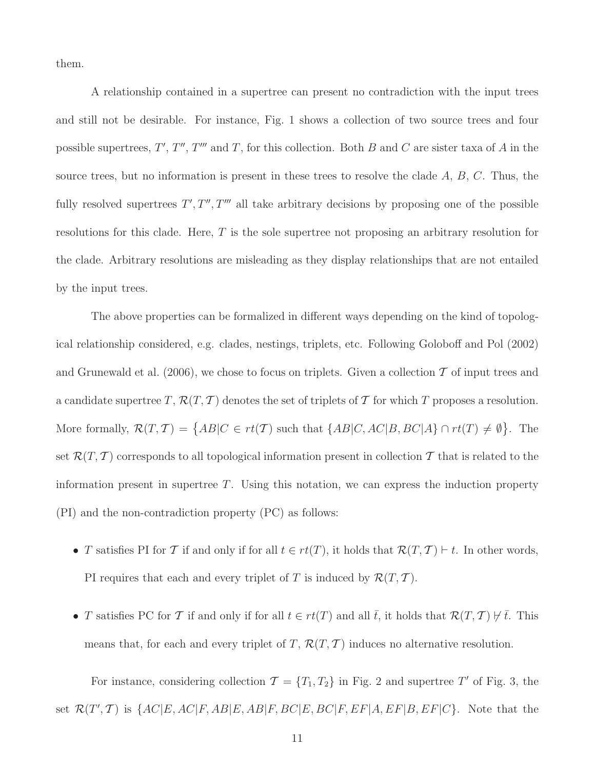them.

A relationship contained in a supertree can present no contradiction with the input trees and still not be desirable. For instance, Fig. 1 shows a collection of two source trees and four possible supertrees, $T'$, $T''$, $T'''$ and $T$, for this collection. Both $B$ and $C$ are sister taxa of $A$ in the source trees, but no information is present in these trees to resolve the clade $A$, $B$, $C$. Thus, the fully resolved supertrees $T', T'', T'''$ all take arbitrary decisions by proposing one of the possible resolutions for this clade. Here, $T$ is the sole supertree not proposing an arbitrary resolution for the clade. Arbitrary resolutions are misleading as they display relationships that are not entailed by the input trees.

The above properties can be formalized in different ways depending on the kind of topological relationship considered, e.g. clades, nestings, triplets, etc. Following Goloboff and Pol (2002) and Grunewald et al. (2006), we chose to focus on triplets. Given a collection $\mathcal{T}$ of input trees and a candidate supertree $T$, $\mathcal{R}(T, \mathcal{T})$ denotes the set of triplets of $\mathcal{T}$ for which $T$ proposes a resolution. More formally, $\mathcal{R}(T, \mathcal{T}) = \{AB|C \in rt(\mathcal{T}) \text{ such that } \{AB|C, AC|B, BC|A\} \cap rt(T) \neq \emptyset\}$. The set $\mathcal{R}(T, \mathcal{T})$ corresponds to all topological information present in collection $\mathcal{T}$ that is related to the information present in supertree $T$. Using this notation, we can express the induction property (PI) and the non-contradiction property (PC) as follows:

- $T$ satisfies PI for $\mathcal{T}$ if and only if for all $t \in rt(T)$, it holds that $\mathcal{R}(T, \mathcal{T}) \vdash t$. In other words, PI requires that each and every triplet of $T$ is induced by $\mathcal{R}(T, \mathcal{T})$.
- $T$ satisfies PC for $\mathcal{T}$ if and only if for all $t \in rt(T)$ and all $\bar{t}$, it holds that $\mathcal{R}(T, \mathcal{T}) \nvdash \bar{t}$. This means that, for each and every triplet of $T$, $\mathcal{R}(T, \mathcal{T})$ induces no alternative resolution.

For instance, considering collection $\mathcal{T} = \{T_1, T_2\}$ in Fig. 2 and supertree $T'$ of Fig. 3, the set $\mathcal{R}(T', \mathcal{T})$ is $\{AC|E, AC|F, AB|E, AB|F, BC|E, BC|F, EF|A, EF|B, EF|C\}$. Note that the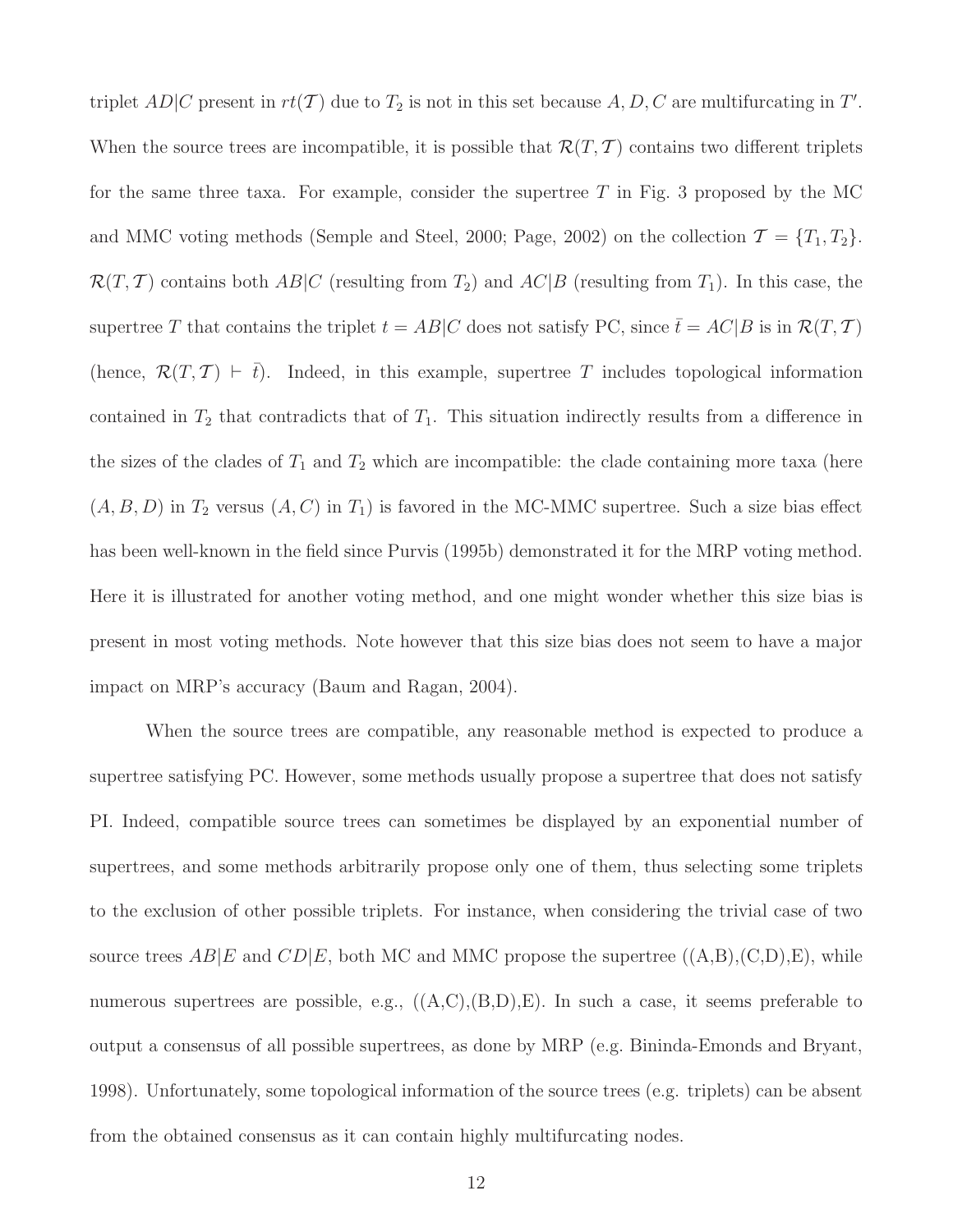triplet $AD|C$ present in $rt(\mathcal{T})$ due to $T_2$ is not in this set because $A, D, C$ are multifurcating in $T'$. When the source trees are incompatible, it is possible that $\mathcal{R}(T, \mathcal{T})$ contains two different triplets for the same three taxa. For example, consider the supertree $T$ in Fig. 3 proposed by the MC and MMC voting methods (Semple and Steel, 2000; Page, 2002) on the collection $\mathcal{T} = \{T_1, T_2\}$. $\mathcal{R}(T, \mathcal{T})$ contains both $AB|C$ (resulting from $T_2$) and $AC|B$ (resulting from $T_1$). In this case, the supertree $T$ that contains the triplet $t = AB|C$ does not satisfy PC, since $\bar{t} = AC|B$ is in $\mathcal{R}(T, \mathcal{T})$ (hence, $\mathcal{R}(T, \mathcal{T}) \vdash \bar{t}$). Indeed, in this example, supertree $T$ includes topological information contained in $T_2$ that contradicts that of $T_1$. This situation indirectly results from a difference in the sizes of the clades of $T_1$ and $T_2$ which are incompatible: the clade containing more taxa (here $(A, B, D)$ in $T_2$ versus $(A, C)$ in $T_1$) is favored in the MC-MMC supertree. Such a size bias effect has been well-known in the field since Purvis (1995b) demonstrated it for the MRP voting method. Here it is illustrated for another voting method, and one might wonder whether this size bias is present in most voting methods. Note however that this size bias does not seem to have a major impact on MRP's accuracy (Baum and Ragan, 2004).

When the source trees are compatible, any reasonable method is expected to produce a supertree satisfying PC. However, some methods usually propose a supertree that does not satisfy PI. Indeed, compatible source trees can sometimes be displayed by an exponential number of supertrees, and some methods arbitrarily propose only one of them, thus selecting some triplets to the exclusion of other possible triplets. For instance, when considering the trivial case of two source trees $AB|E$ and $CD|E$, both MC and MMC propose the supertree ((A,B),(C,D),E), while numerous supertrees are possible, e.g., ((A,C),(B,D),E). In such a case, it seems preferable to output a consensus of all possible supertrees, as done by MRP (e.g. Bininda-Emonds and Bryant, 1998). Unfortunately, some topological information of the source trees (e.g. triplets) can be absent from the obtained consensus as it can contain highly multifurcating nodes.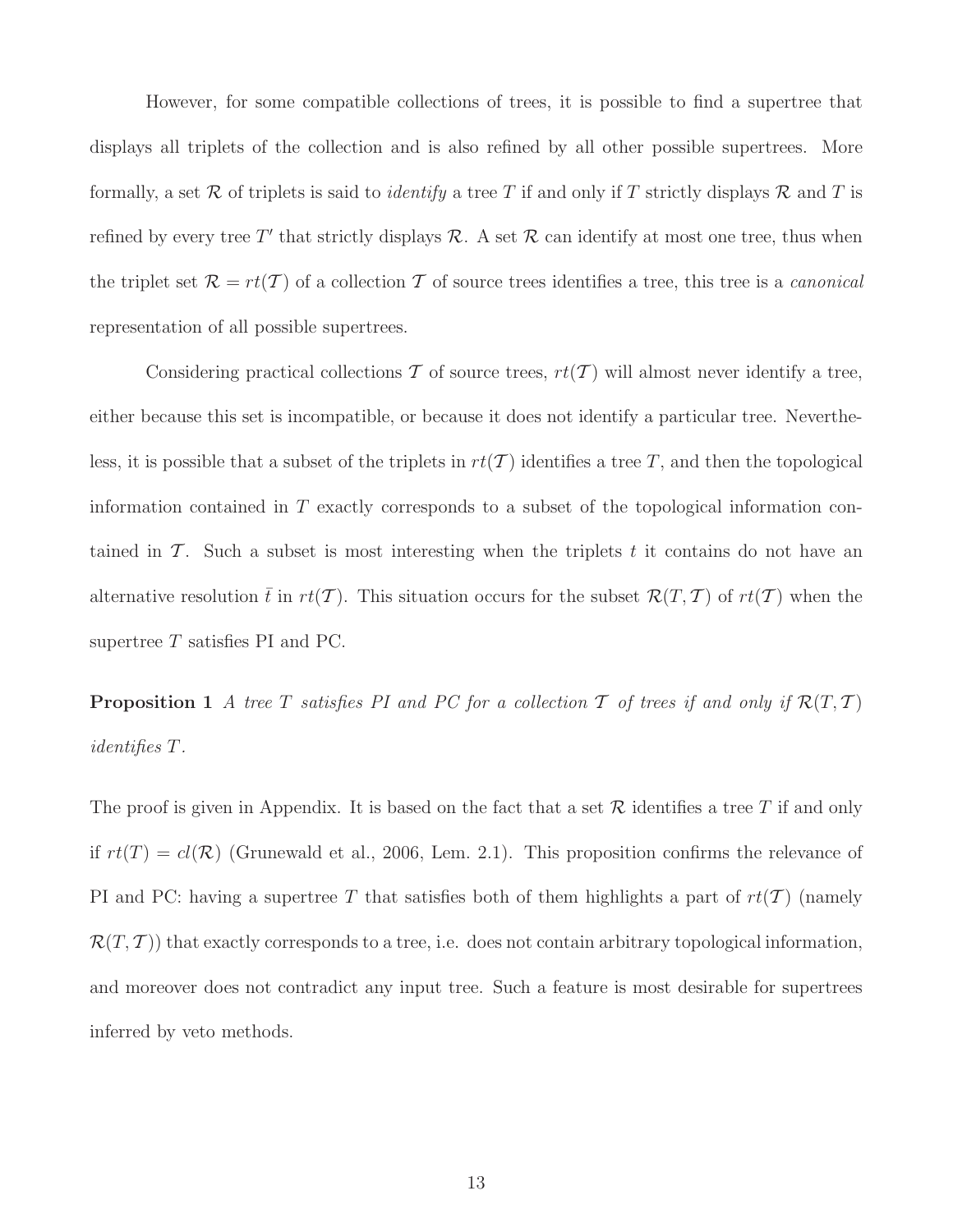However, for some compatible collections of trees, it is possible to find a supertree that displays all triplets of the collection and is also refined by all other possible supertrees. More formally, a set $\mathcal{R}$ of triplets is said to *identify* a tree $T$ if and only if $T$ strictly displays $\mathcal{R}$ and $T$ is refined by every tree $T'$ that strictly displays $\mathcal{R}$. A set $\mathcal{R}$ can identify at most one tree, thus when the triplet set $\mathcal{R} = rt(\mathcal{T})$ of a collection $\mathcal{T}$ of source trees identifies a tree, this tree is a *canonical* representation of all possible supertrees.

Considering practical collections $\mathcal{T}$ of source trees, $rt(\mathcal{T})$ will almost never identify a tree, either because this set is incompatible, or because it does not identify a particular tree. Nevertheless, it is possible that a subset of the triplets in $rt(\mathcal{T})$ identifies a tree $T$, and then the topological information contained in $T$ exactly corresponds to a subset of the topological information contained in $\mathcal{T}$. Such a subset is most interesting when the triplets $t$ it contains do not have an alternative resolution $\bar{t}$ in $rt(\mathcal{T})$. This situation occurs for the subset $\mathcal{R}(T, \mathcal{T})$ of $rt(\mathcal{T})$ when the supertree $T$ satisfies PI and PC.

**Proposition 1** *A tree $T$ satisfies PI and PC for a collection $\mathcal{T}$ of trees if and only if $\mathcal{R}(T, \mathcal{T})$ identifies $T$.*

The proof is given in Appendix. It is based on the fact that a set $\mathcal{R}$ identifies a tree $T$ if and only if $rt(T) = cl(\mathcal{R})$ (Grunewald et al., 2006, Lem. 2.1). This proposition confirms the relevance of PI and PC: having a supertree $T$ that satisfies both of them highlights a part of $rt(\mathcal{T})$ (namely $\mathcal{R}(T, \mathcal{T})$) that exactly corresponds to a tree, i.e. does not contain arbitrary topological information, and moreover does not contradict any input tree. Such a feature is most desirable for supertrees inferred by veto methods.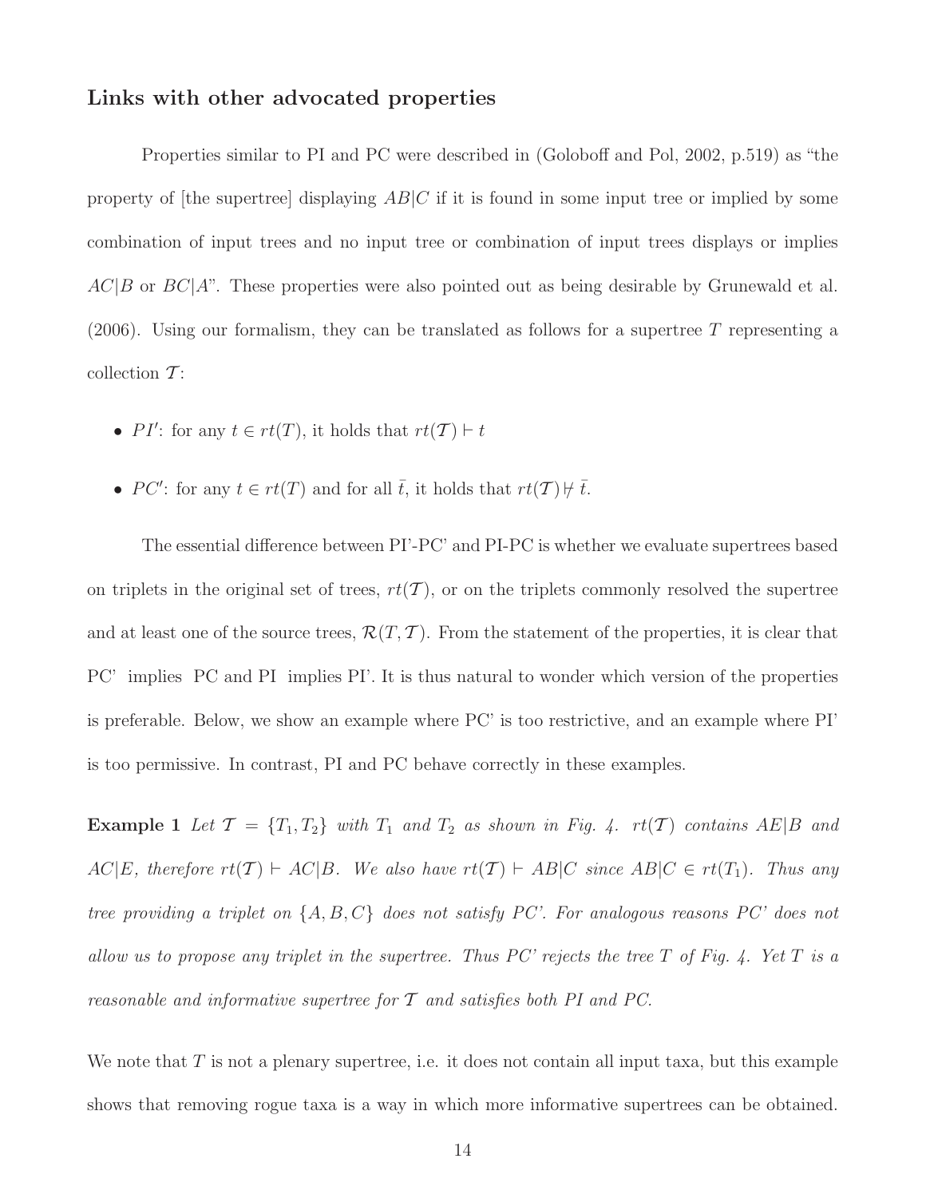## Links with other advocated properties

Properties similar to PI and PC were described in (Goloboff and Pol, 2002, p.519) as "the property of [the supertree] displaying $AB|C$ if it is found in some input tree or implied by some combination of input trees and no input tree or combination of input trees displays or implies $AC|B$ or $BC|A$". These properties were also pointed out as being desirable by Grunewald et al. (2006). Using our formalism, they can be translated as follows for a supertree $T$ representing a collection $\mathcal{T}$:

- $PI'$: for any $t \in rt(T)$, it holds that $rt(\mathcal{T}) \vdash t$
- $PC'$: for any $t \in rt(T)$ and for all $\bar{t}$, it holds that $rt(\mathcal{T}) \nvdash \bar{t}$.

The essential difference between PI'-PC' and PI-PC is whether we evaluate supertrees based on triplets in the original set of trees, $rt(\mathcal{T})$, or on the triplets commonly resolved the supertree and at least one of the source trees, $\mathcal{R}(T, \mathcal{T})$. From the statement of the properties, it is clear that PC' implies PC and PI implies PI'. It is thus natural to wonder which version of the properties is preferable. Below, we show an example where PC' is too restrictive, and an example where PI' is too permissive. In contrast, PI and PC behave correctly in these examples.

**Example 1** *Let $\mathcal{T} = \{T_1, T_2\}$ with $T_1$ and $T_2$ as shown in Fig. 4. $rt(\mathcal{T})$ contains $AE|B$ and $AC|E$, therefore $rt(\mathcal{T}) \vdash AC|B$. We also have $rt(\mathcal{T}) \vdash AB|C$ since $AB|C \in rt(T_1)$. Thus any tree providing a triplet on $\{A, B, C\}$ does not satisfy PC'. For analogous reasons PC' does not allow us to propose any triplet in the supertree. Thus PC' rejects the tree $T$ of Fig. 4. Yet $T$ is a reasonable and informative supertree for $\mathcal{T}$ and satisfies both PI and PC.*

We note that $T$ is not a plenary supertree, i.e. it does not contain all input taxa, but this example shows that removing rogue taxa is a way in which more informative supertrees can be obtained.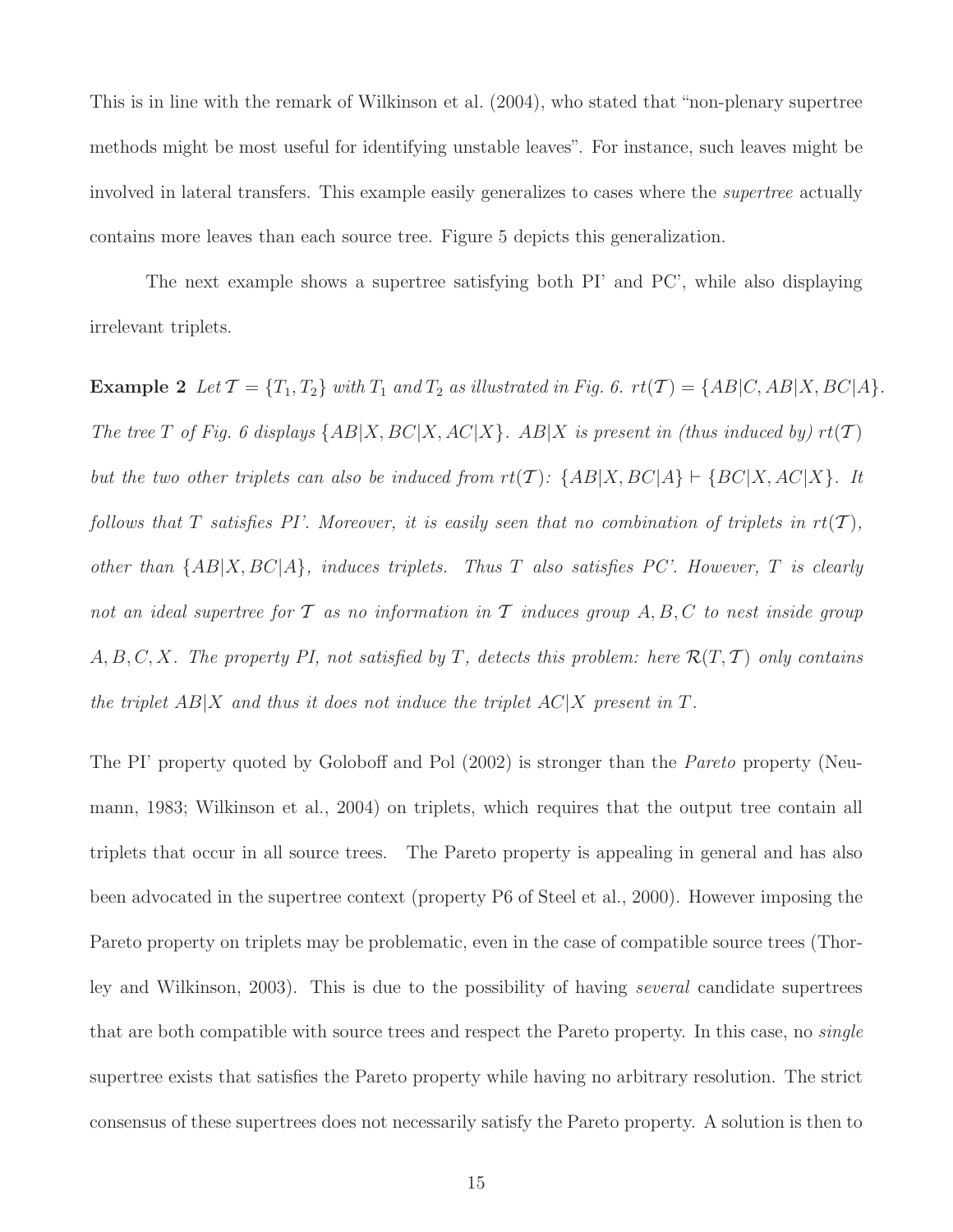This is in line with the remark of Wilkinson et al. (2004), who stated that "non-plenary supertree methods might be most useful for identifying unstable leaves". For instance, such leaves might be involved in lateral transfers. This example easily generalizes to cases where the *supertree* actually contains more leaves than each source tree. Figure 5 depicts this generalization.

The next example shows a supertree satisfying both PI' and PC', while also displaying irrelevant triplets.

**Example 2** *Let $\mathcal{T} = \{T_1, T_2\}$ with $T_1$ and $T_2$ as illustrated in Fig. 6. $rt(\mathcal{T}) = \{AB|C, AB|X, BC|A\}$. The tree $T$ of Fig. 6 displays $\{AB|X, BC|X, AC|X\}$. $AB|X$ is present in (thus induced by) $rt(\mathcal{T})$ but the two other triplets can also be induced from $rt(\mathcal{T})$: $\{AB|X, BC|A\} \vdash \{BC|X, AC|X\}$. It follows that $T$ satisfies PI'. Moreover, it is easily seen that no combination of triplets in $rt(\mathcal{T})$, other than $\{AB|X, BC|A\}$, induces triplets. Thus $T$ also satisfies PC'. However, $T$ is clearly not an ideal supertree for $\mathcal{T}$ as no information in $\mathcal{T}$ induces group $A, B, C$ to nest inside group $A, B, C, X$. The property PI, not satisfied by $T$, detects this problem: here $\mathcal{R}(T, \mathcal{T})$ only contains the triplet $AB|X$ and thus it does not induce the triplet $AC|X$ present in $T$.*

The PI' property quoted by Goloboff and Pol (2002) is stronger than the *Pareto* property (Neumann, 1983; Wilkinson et al., 2004) on triplets, which requires that the output tree contain all triplets that occur in all source trees. The Pareto property is appealing in general and has also been advocated in the supertree context (property P6 of Steel et al., 2000). However imposing the Pareto property on triplets may be problematic, even in the case of compatible source trees (Thorley and Wilkinson, 2003). This is due to the possibility of having *several* candidate supertrees that are both compatible with source trees and respect the Pareto property. In this case, no *single* supertree exists that satisfies the Pareto property while having no arbitrary resolution. The strict consensus of these supertrees does not necessarily satisfy the Pareto property. A solution is then to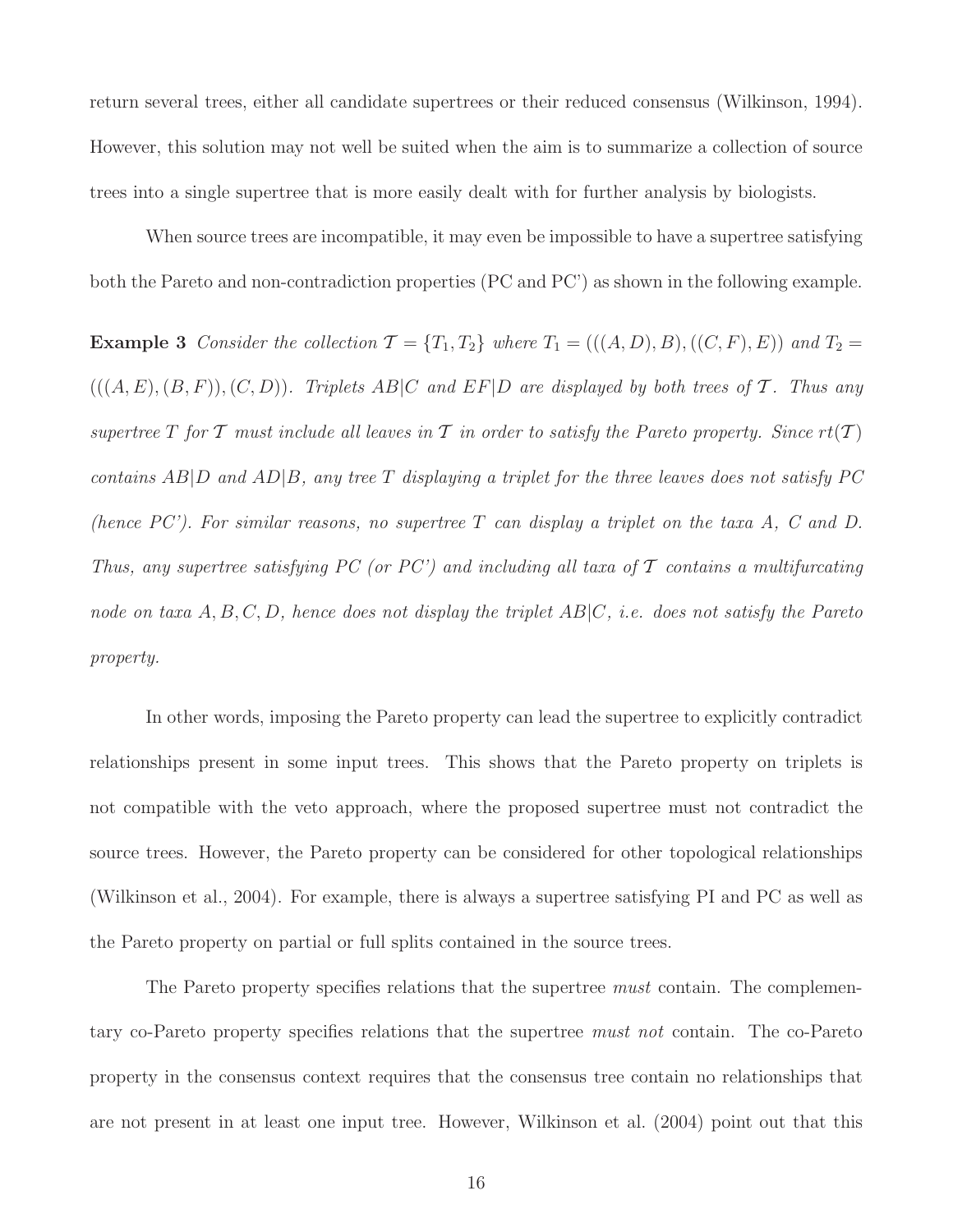return several trees, either all candidate supertrees or their reduced consensus (Wilkinson, 1994). However, this solution may not well be suited when the aim is to summarize a collection of source trees into a single supertree that is more easily dealt with for further analysis by biologists.

When source trees are incompatible, it may even be impossible to have a supertree satisfying both the Pareto and non-contradiction properties (PC and PC') as shown in the following example.

**Example 3** *Consider the collection $\mathcal{T} = \{T_1, T_2\}$ where $T_1 = (((A, D), B), ((C, F), E))$ and $T_2 = (((A, E), (B, F)), (C, D))$. Triplets $AB|C$ and $EF|D$ are displayed by both trees of $\mathcal{T}$. Thus any supertree $T$ for $\mathcal{T}$ must include all leaves in $\mathcal{T}$ in order to satisfy the Pareto property. Since $rt(\mathcal{T})$ contains $AB|D$ and $AD|B$, any tree $T$ displaying a triplet for the three leaves does not satisfy PC (hence PC'). For similar reasons, no supertree $T$ can display a triplet on the taxa $A$, $C$ and $D$. Thus, any supertree satisfying PC (or PC') and including all taxa of $\mathcal{T}$ contains a multifurcating node on taxa $A, B, C, D$, hence does not display the triplet $AB|C$, i.e. does not satisfy the Pareto property.*

In other words, imposing the Pareto property can lead the supertree to explicitly contradict relationships present in some input trees. This shows that the Pareto property on triplets is not compatible with the veto approach, where the proposed supertree must not contradict the source trees. However, the Pareto property can be considered for other topological relationships (Wilkinson et al., 2004). For example, there is always a supertree satisfying PI and PC as well as the Pareto property on partial or full splits contained in the source trees.

The Pareto property specifies relations that the supertree *must* contain. The complementary co-Pareto property specifies relations that the supertree *must not* contain. The co-Pareto property in the consensus context requires that the consensus tree contain no relationships that are not present in at least one input tree. However, Wilkinson et al. (2004) point out that this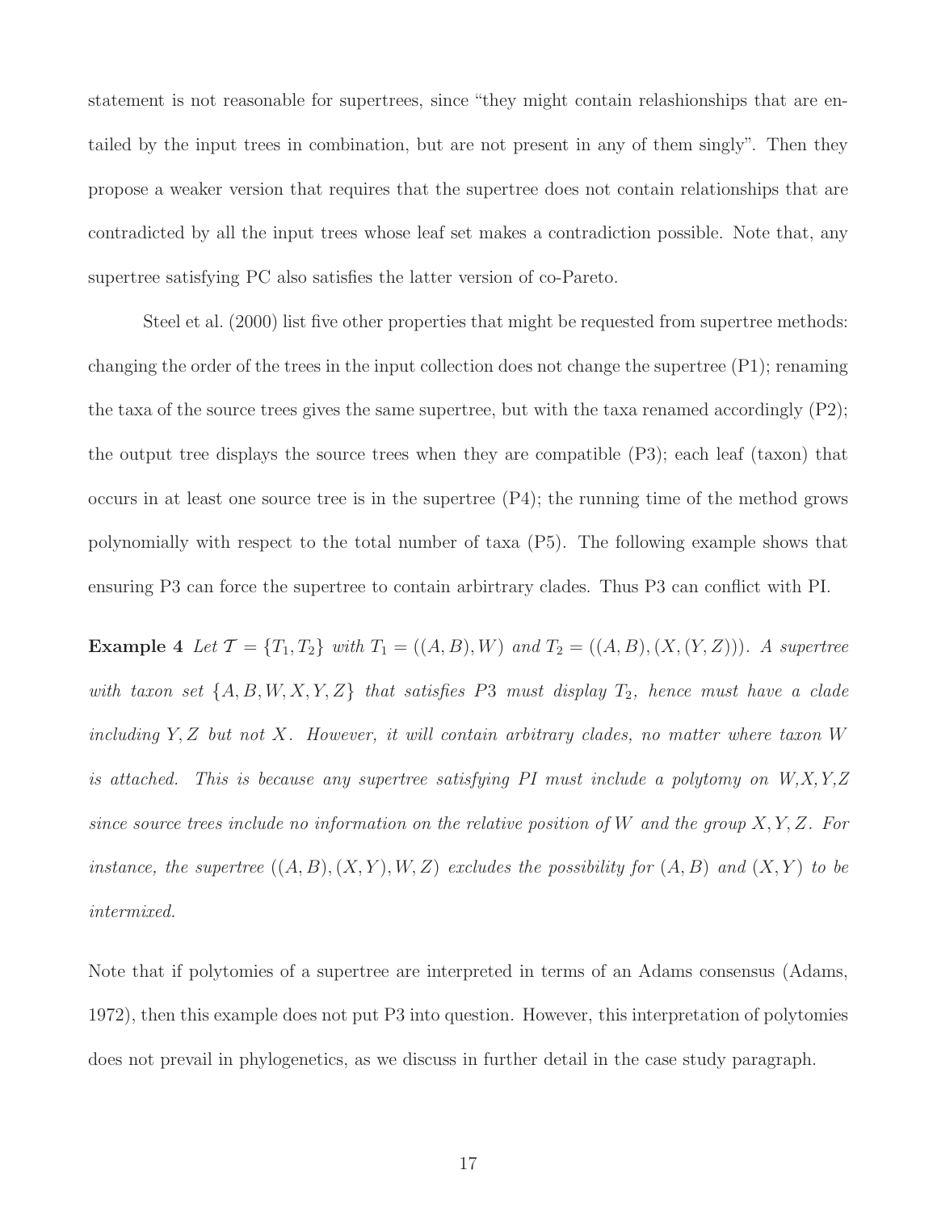statement is not reasonable for supertrees, since "they might contain relashionships that are entailed by the input trees in combination, but are not present in any of them singly". Then they propose a weaker version that requires that the supertree does not contain relationships that are contradicted by all the input trees whose leaf set makes a contradiction possible. Note that, any supertree satisfying PC also satisfies the latter version of co-Pareto.

Steel et al. (2000) list five other properties that might be requested from supertree methods: changing the order of the trees in the input collection does not change the supertree (P1); renaming the taxa of the source trees gives the same supertree, but with the taxa renamed accordingly (P2); the output tree displays the source trees when they are compatible (P3); each leaf (taxon) that occurs in at least one source tree is in the supertree (P4); the running time of the method grows polynomially with respect to the total number of taxa (P5). The following example shows that ensuring P3 can force the supertree to contain arbirtrary clades. Thus P3 can conflict with PI.

**Example 4** *Let $\mathcal{T} = \{T_1, T_2\}$ with $T_1 = ((A, B), W)$ and $T_2 = ((A, B), (X, (Y, Z)))$. A supertree with taxon set $\{A, B, W, X, Y, Z\}$ that satisfies P3 must display $T_2$, hence must have a clade including $Y, Z$ but not $X$. However, it will contain arbitrary clades, no matter where taxon $W$ is attached. This is because any supertree satisfying PI must include a polytomy on $W, X, Y, Z$ since source trees include no information on the relative position of $W$ and the group $X, Y, Z$. For instance, the supertree $((A, B), (X, Y), W, Z)$ excludes the possibility for $(A, B)$ and $(X, Y)$ to be intermixed.*

Note that if polytomies of a supertree are interpreted in terms of an Adams consensus (Adams, 1972), then this example does not put P3 into question. However, this interpretation of polytomies does not prevail in phylogenetics, as we discuss in further detail in the case study paragraph.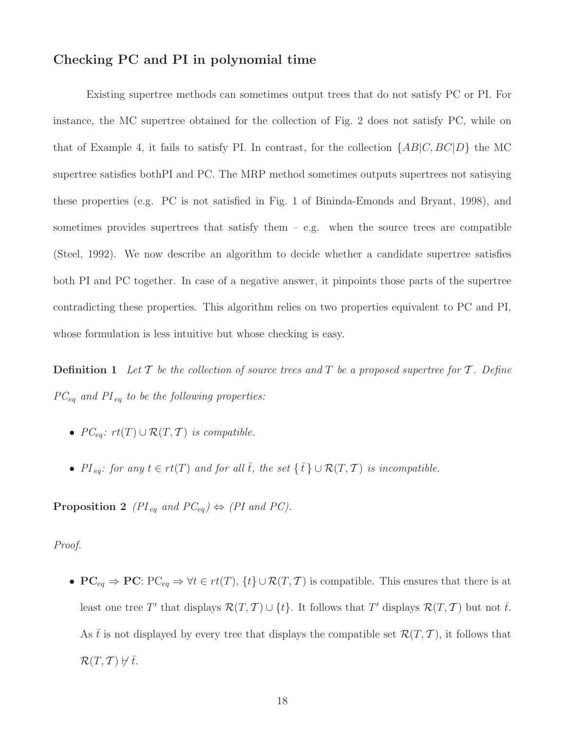## Checking PC and PI in polynomial time

Existing supertree methods can sometimes output trees that do not satisfy PC or PI. For instance, the MC supertree obtained for the collection of Fig. 2 does not satisfy PC, while on that of Example 4, it fails to satisfy PI. In contrast, for the collection $\{AB|C, BC|D\}$ the MC supertree satisfies bothPI and PC. The MRP method sometimes outputs supertrees not satisying these properties (e.g. PC is not satisfied in Fig. 1 of Bininda-Emonds and Bryant, 1998), and sometimes provides supertrees that satisfy them – e.g. when the source trees are compatible (Steel, 1992). We now describe an algorithm to decide whether a candidate supertree satisfies both PI and PC together. In case of a negative answer, it pinpoints those parts of the supertree contradicting these properties. This algorithm relies on two properties equivalent to PC and PI, whose formulation is less intuitive but whose checking is easy.

**Definition 1** *Let $\mathcal{T}$ be the collection of source trees and $T$ be a proposed supertree for $\mathcal{T}$. Define $PC_{eq}$ and $PI_{eq}$ to be the following properties:*

- *$PC_{eq}$: $rt(T) \cup \mathcal{R}(T, \mathcal{T})$ is compatible.*
- *$PI_{eq}$: for any $t \in rt(T)$ and for all $\bar{t}$, the set $\{\bar{t}\} \cup \mathcal{R}(T, \mathcal{T})$ is incompatible.*

**Proposition 2** *($PI_{eq}$ and $PC_{eq}$) $\Leftrightarrow$ (PI and PC).*

*Proof.*

- $\mathbf{PC}_{eq} \Rightarrow \mathbf{PC}$: $\text{PC}_{eq} \Rightarrow \forall t \in rt(T)$, $\{t\} \cup \mathcal{R}(T, \mathcal{T})$ is compatible. This ensures that there is at least one tree $T'$ that displays $\mathcal{R}(T, \mathcal{T}) \cup \{t\}$. It follows that $T'$ displays $\mathcal{R}(T, \mathcal{T})$ but not $\bar{t}$. As $\bar{t}$ is not displayed by every tree that displays the compatible set $\mathcal{R}(T, \mathcal{T})$, it follows that $\mathcal{R}(T, \mathcal{T}) \not\vdash \bar{t}$.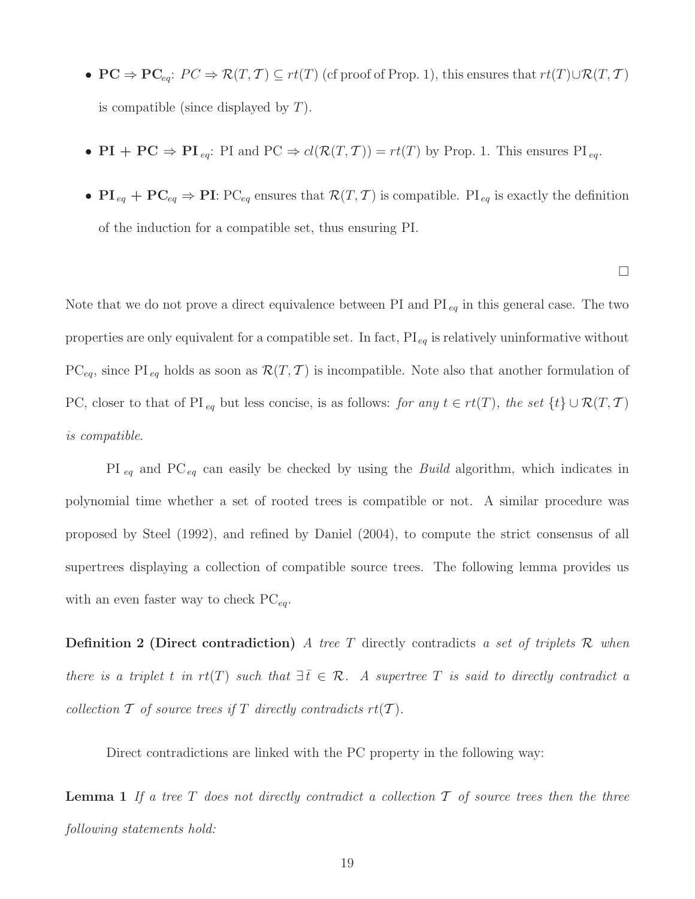- **PC $\Rightarrow$ PC$_{eq}$**: $PC \Rightarrow \mathcal{R}(T, \mathcal{T}) \subseteq rt(T)$ (cf proof of Prop. 1), this ensures that $rt(T) \cup \mathcal{R}(T, \mathcal{T})$ is compatible (since displayed by $T$).

- **PI + PC $\Rightarrow$ PI$_{eq}$**: PI and PC $\Rightarrow cl(\mathcal{R}(T, \mathcal{T})) = rt(T)$ by Prop. 1. This ensures PI$_{eq}$.

- **PI$_{eq}$ + PC$_{eq}$ $\Rightarrow$ PI**: PC$_{eq}$ ensures that $\mathcal{R}(T, \mathcal{T})$ is compatible. PI$_{eq}$ is exactly the definition of the induction for a compatible set, thus ensuring PI.

□

Note that we do not prove a direct equivalence between PI and PI$_{eq}$ in this general case. The two properties are only equivalent for a compatible set. In fact, PI$_{eq}$ is relatively uninformative without PC$_{eq}$, since PI$_{eq}$ holds as soon as $\mathcal{R}(T, \mathcal{T})$ is incompatible. Note also that another formulation of PC, closer to that of PI$_{eq}$ but less concise, is as follows: *for any $t \in rt(T)$, the set $\{t\} \cup \mathcal{R}(T, \mathcal{T})$ is compatible.*

PI$_{eq}$ and PC$_{eq}$ can easily be checked by using the *Build* algorithm, which indicates in polynomial time whether a set of rooted trees is compatible or not. A similar procedure was proposed by Steel (1992), and refined by Daniel (2004), to compute the strict consensus of all supertrees displaying a collection of compatible source trees. The following lemma provides us with an even faster way to check PC$_{eq}$.

**Definition 2 (Direct contradiction)** *A tree $T$* directly contradicts *a set of triplets $\mathcal{R}$ when there is a triplet $t$ in $rt(T)$ such that $\exists \bar{t} \in \mathcal{R}$. A supertree $T$ is said to directly contradict a collection $\mathcal{T}$ of source trees if $T$ directly contradicts $rt(\mathcal{T})$.*

Direct contradictions are linked with the PC property in the following way:

**Lemma 1** *If a tree $T$ does not directly contradict a collection $\mathcal{T}$ of source trees then the three following statements hold:*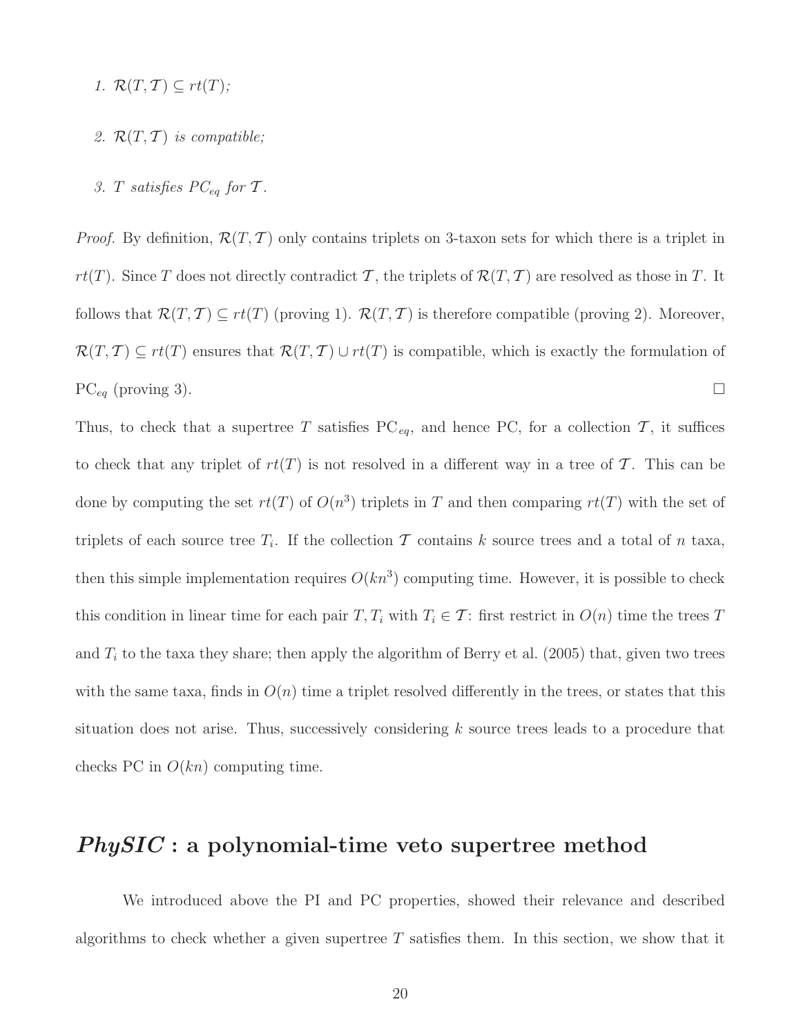*1.* $\mathcal{R}(T, \mathcal{T}) \subseteq rt(T)$*;*

*2.* $\mathcal{R}(T, \mathcal{T})$ *is compatible;*

*3.* $T$ *satisfies* $PC_{eq}$ *for* $\mathcal{T}$*.*

*Proof.* By definition, $\mathcal{R}(T, \mathcal{T})$ only contains triplets on 3-taxon sets for which there is a triplet in $rt(T)$. Since $T$ does not directly contradict $\mathcal{T}$, the triplets of $\mathcal{R}(T, \mathcal{T})$ are resolved as those in $T$. It follows that $\mathcal{R}(T, \mathcal{T}) \subseteq rt(T)$ (proving 1). $\mathcal{R}(T, \mathcal{T})$ is therefore compatible (proving 2). Moreover, $\mathcal{R}(T, \mathcal{T}) \subseteq rt(T)$ ensures that $\mathcal{R}(T, \mathcal{T}) \cup rt(T)$ is compatible, which is exactly the formulation of $\mathrm{PC}_{eq}$ (proving 3). □

Thus, to check that a supertree $T$ satisfies $\mathrm{PC}_{eq}$, and hence PC, for a collection $\mathcal{T}$, it suffices to check that any triplet of $rt(T)$ is not resolved in a different way in a tree of $\mathcal{T}$. This can be done by computing the set $rt(T)$ of $O(n^3)$ triplets in $T$ and then comparing $rt(T)$ with the set of triplets of each source tree $T_i$. If the collection $\mathcal{T}$ contains $k$ source trees and a total of $n$ taxa, then this simple implementation requires $O(kn^3)$ computing time. However, it is possible to check this condition in linear time for each pair $T, T_i$ with $T_i \in \mathcal{T}$: first restrict in $O(n)$ time the trees $T$ and $T_i$ to the taxa they share; then apply the algorithm of Berry et al. (2005) that, given two trees with the same taxa, finds in $O(n)$ time a triplet resolved differently in the trees, or states that this situation does not arise. Thus, successively considering $k$ source trees leads to a procedure that checks PC in $O(kn)$ computing time.

## *PhySIC* : a polynomial-time veto supertree method

We introduced above the PI and PC properties, showed their relevance and described algorithms to check whether a given supertree $T$ satisfies them. In this section, we show that it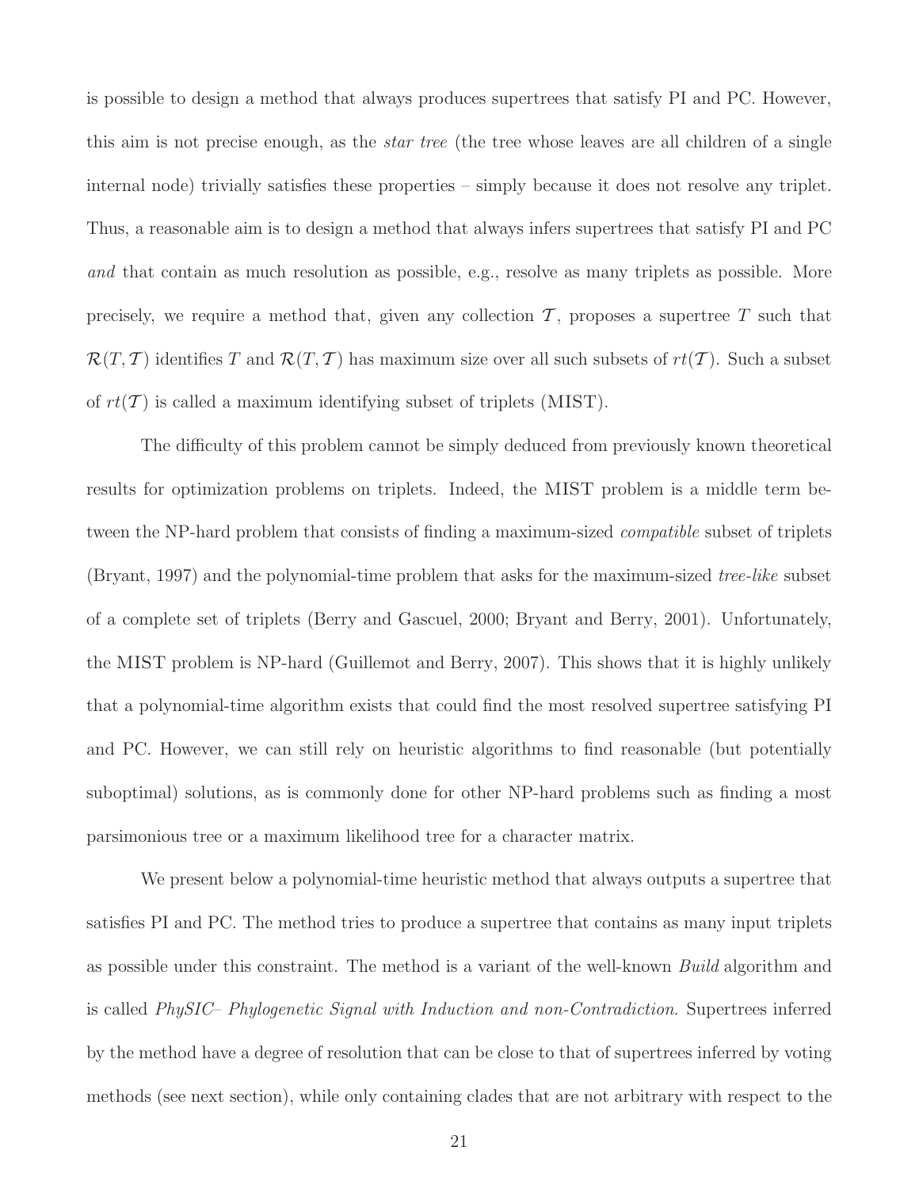is possible to design a method that always produces supertrees that satisfy PI and PC. However, this aim is not precise enough, as the *star tree* (the tree whose leaves are all children of a single internal node) trivially satisfies these properties – simply because it does not resolve any triplet. Thus, a reasonable aim is to design a method that always infers supertrees that satisfy PI and PC *and* that contain as much resolution as possible, e.g., resolve as many triplets as possible. More precisely, we require a method that, given any collection $\mathcal{T}$, proposes a supertree $T$ such that $\mathcal{R}(T, \mathcal{T})$ identifies $T$ and $\mathcal{R}(T, \mathcal{T})$ has maximum size over all such subsets of $rt(\mathcal{T})$. Such a subset of $rt(\mathcal{T})$ is called a maximum identifying subset of triplets (MIST).

The difficulty of this problem cannot be simply deduced from previously known theoretical results for optimization problems on triplets. Indeed, the MIST problem is a middle term between the NP-hard problem that consists of finding a maximum-sized *compatible* subset of triplets (Bryant, 1997) and the polynomial-time problem that asks for the maximum-sized *tree-like* subset of a complete set of triplets (Berry and Gascuel, 2000; Bryant and Berry, 2001). Unfortunately, the MIST problem is NP-hard (Guillemot and Berry, 2007). This shows that it is highly unlikely that a polynomial-time algorithm exists that could find the most resolved supertree satisfying PI and PC. However, we can still rely on heuristic algorithms to find reasonable (but potentially suboptimal) solutions, as is commonly done for other NP-hard problems such as finding a most parsimonious tree or a maximum likelihood tree for a character matrix.

We present below a polynomial-time heuristic method that always outputs a supertree that satisfies PI and PC. The method tries to produce a supertree that contains as many input triplets as possible under this constraint. The method is a variant of the well-known *Build* algorithm and is called *PhySIC– Phylogenetic Signal with Induction and non-Contradiction*. Supertrees inferred by the method have a degree of resolution that can be close to that of supertrees inferred by voting methods (see next section), while only containing clades that are not arbitrary with respect to the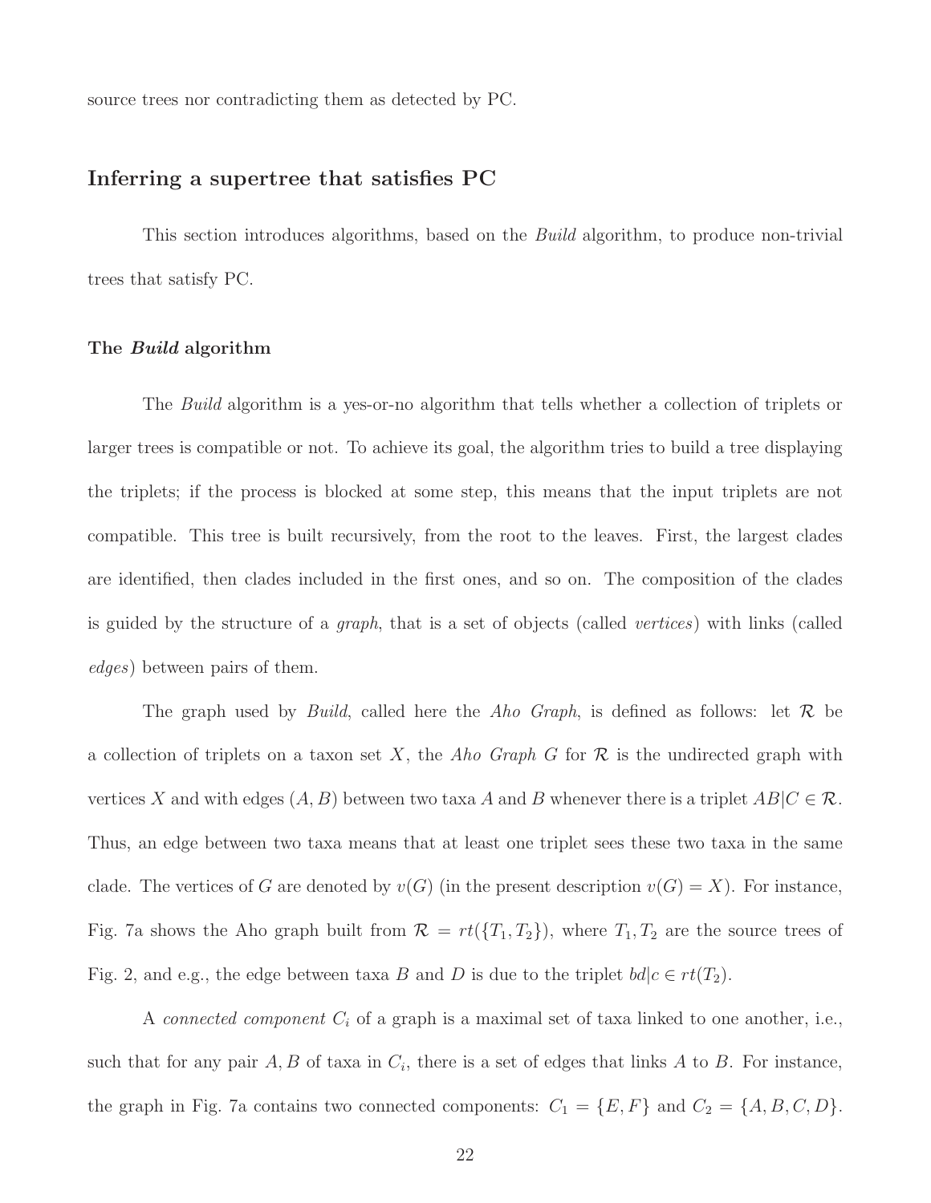source trees nor contradicting them as detected by PC.

## Inferring a supertree that satisfies PC

This section introduces algorithms, based on the *Build* algorithm, to produce non-trivial trees that satisfy PC.

### The *Build* algorithm

The *Build* algorithm is a yes-or-no algorithm that tells whether a collection of triplets or larger trees is compatible or not. To achieve its goal, the algorithm tries to build a tree displaying the triplets; if the process is blocked at some step, this means that the input triplets are not compatible. This tree is built recursively, from the root to the leaves. First, the largest clades are identified, then clades included in the first ones, and so on. The composition of the clades is guided by the structure of a *graph*, that is a set of objects (called *vertices*) with links (called *edges*) between pairs of them.

The graph used by *Build*, called here the *Aho Graph*, is defined as follows: let $\mathcal{R}$ be a collection of triplets on a taxon set $X$, the *Aho Graph* $G$ for $\mathcal{R}$ is the undirected graph with vertices $X$ and with edges $(A, B)$ between two taxa $A$ and $B$ whenever there is a triplet $AB|C \in \mathcal{R}$. Thus, an edge between two taxa means that at least one triplet sees these two taxa in the same clade. The vertices of $G$ are denoted by $v(G)$ (in the present description $v(G) = X$). For instance, Fig. 7a shows the Aho graph built from $\mathcal{R} = rt(\{T_1, T_2\})$, where $T_1, T_2$ are the source trees of Fig. 2, and e.g., the edge between taxa $B$ and $D$ is due to the triplet $bd|c \in rt(T_2)$.

A *connected component* $C_i$ of a graph is a maximal set of taxa linked to one another, i.e., such that for any pair $A, B$ of taxa in $C_i$, there is a set of edges that links $A$ to $B$. For instance, the graph in Fig. 7a contains two connected components: $C_1 = \{E, F\}$ and $C_2 = \{A, B, C, D\}$.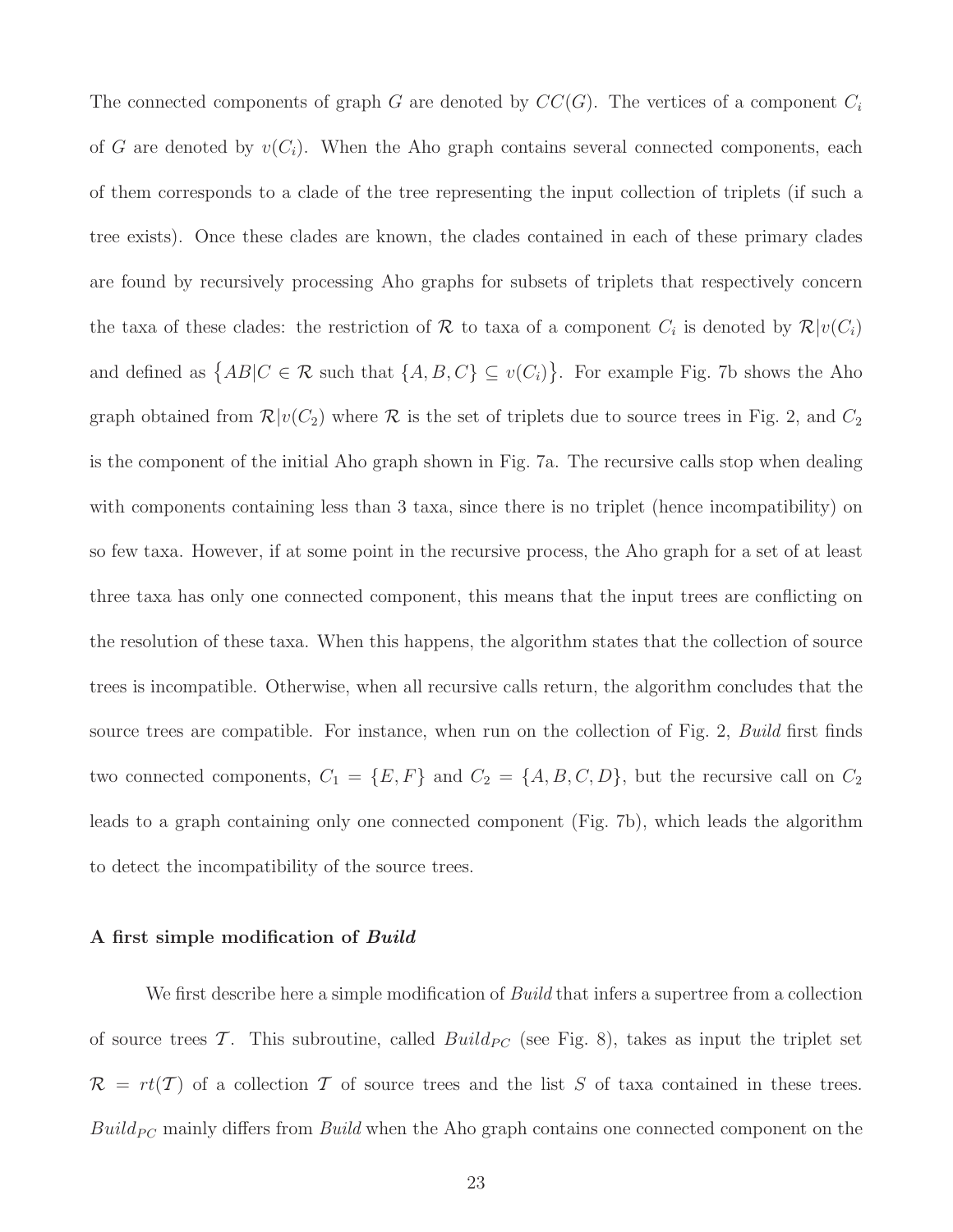The connected components of graph $G$ are denoted by $CC(G)$. The vertices of a component $C_i$ of $G$ are denoted by $v(C_i)$. When the Aho graph contains several connected components, each of them corresponds to a clade of the tree representing the input collection of triplets (if such a tree exists). Once these clades are known, the clades contained in each of these primary clades are found by recursively processing Aho graphs for subsets of triplets that respectively concern the taxa of these clades: the restriction of $\mathcal{R}$ to taxa of a component $C_i$ is denoted by $\mathcal{R}|v(C_i)$ and defined as $\{AB|C \in \mathcal{R} \text{ such that } \{A,B,C\} \subseteq v(C_i)\}$. For example Fig. 7b shows the Aho graph obtained from $\mathcal{R}|v(C_2)$ where $\mathcal{R}$ is the set of triplets due to source trees in Fig. 2, and $C_2$ is the component of the initial Aho graph shown in Fig. 7a. The recursive calls stop when dealing with components containing less than 3 taxa, since there is no triplet (hence incompatibility) on so few taxa. However, if at some point in the recursive process, the Aho graph for a set of at least three taxa has only one connected component, this means that the input trees are conflicting on the resolution of these taxa. When this happens, the algorithm states that the collection of source trees is incompatible. Otherwise, when all recursive calls return, the algorithm concludes that the source trees are compatible. For instance, when run on the collection of Fig. 2, *Build* first finds two connected components, $C_1 = \{E, F\}$ and $C_2 = \{A, B, C, D\}$, but the recursive call on $C_2$ leads to a graph containing only one connected component (Fig. 7b), which leads the algorithm to detect the incompatibility of the source trees.

### A first simple modification of *Build*

We first describe here a simple modification of *Build* that infers a supertree from a collection of source trees $\mathcal{T}$. This subroutine, called $Build_{PC}$ (see Fig. 8), takes as input the triplet set $\mathcal{R} = rt(\mathcal{T})$ of a collection $\mathcal{T}$ of source trees and the list $S$ of taxa contained in these trees. $Build_{PC}$ mainly differs from *Build* when the Aho graph contains one connected component on the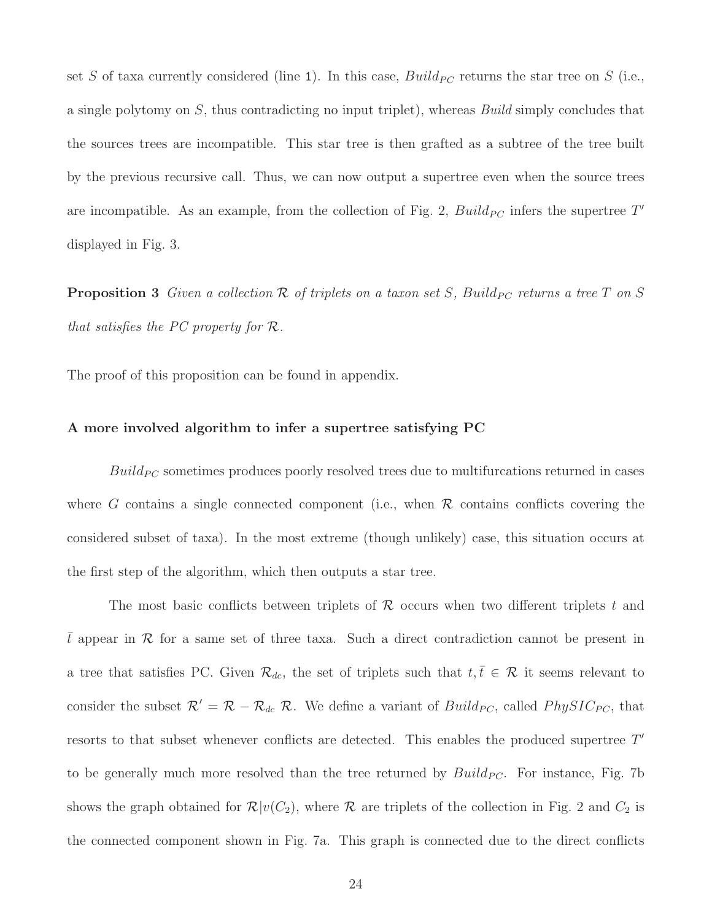set $S$ of taxa currently considered (line 1). In this case, $Build_{PC}$ returns the star tree on $S$ (i.e., a single polytomy on $S$, thus contradicting no input triplet), whereas *Build* simply concludes that the sources trees are incompatible. This star tree is then grafted as a subtree of the tree built by the previous recursive call. Thus, we can now output a supertree even when the source trees are incompatible. As an example, from the collection of Fig. 2, $Build_{PC}$ infers the supertree $T'$ displayed in Fig. 3.

**Proposition 3** *Given a collection $\mathcal{R}$ of triplets on a taxon set $S$, $Build_{PC}$ returns a tree $T$ on $S$ that satisfies the PC property for $\mathcal{R}$.*

The proof of this proposition can be found in appendix.

### A more involved algorithm to infer a supertree satisfying PC

$Build_{PC}$ sometimes produces poorly resolved trees due to multifurcations returned in cases where $G$ contains a single connected component (i.e., when $\mathcal{R}$ contains conflicts covering the considered subset of taxa). In the most extreme (though unlikely) case, this situation occurs at the first step of the algorithm, which then outputs a star tree.

The most basic conflicts between triplets of $\mathcal{R}$ occurs when two different triplets $t$ and $\bar{t}$ appear in $\mathcal{R}$ for a same set of three taxa. Such a direct contradiction cannot be present in a tree that satisfies PC. Given $\mathcal{R}_{dc}$, the set of triplets such that $t, \bar{t} \in \mathcal{R}$ it seems relevant to consider the subset $\mathcal{R}' = \mathcal{R} - \mathcal{R}_{dc}\ \mathcal{R}$. We define a variant of $Build_{PC}$, called $PhySIC_{PC}$, that resorts to that subset whenever conflicts are detected. This enables the produced supertree $T'$ to be generally much more resolved than the tree returned by $Build_{PC}$. For instance, Fig. 7b shows the graph obtained for $\mathcal{R}|v(C_2)$, where $\mathcal{R}$ are triplets of the collection in Fig. 2 and $C_2$ is the connected component shown in Fig. 7a. This graph is connected due to the direct conflicts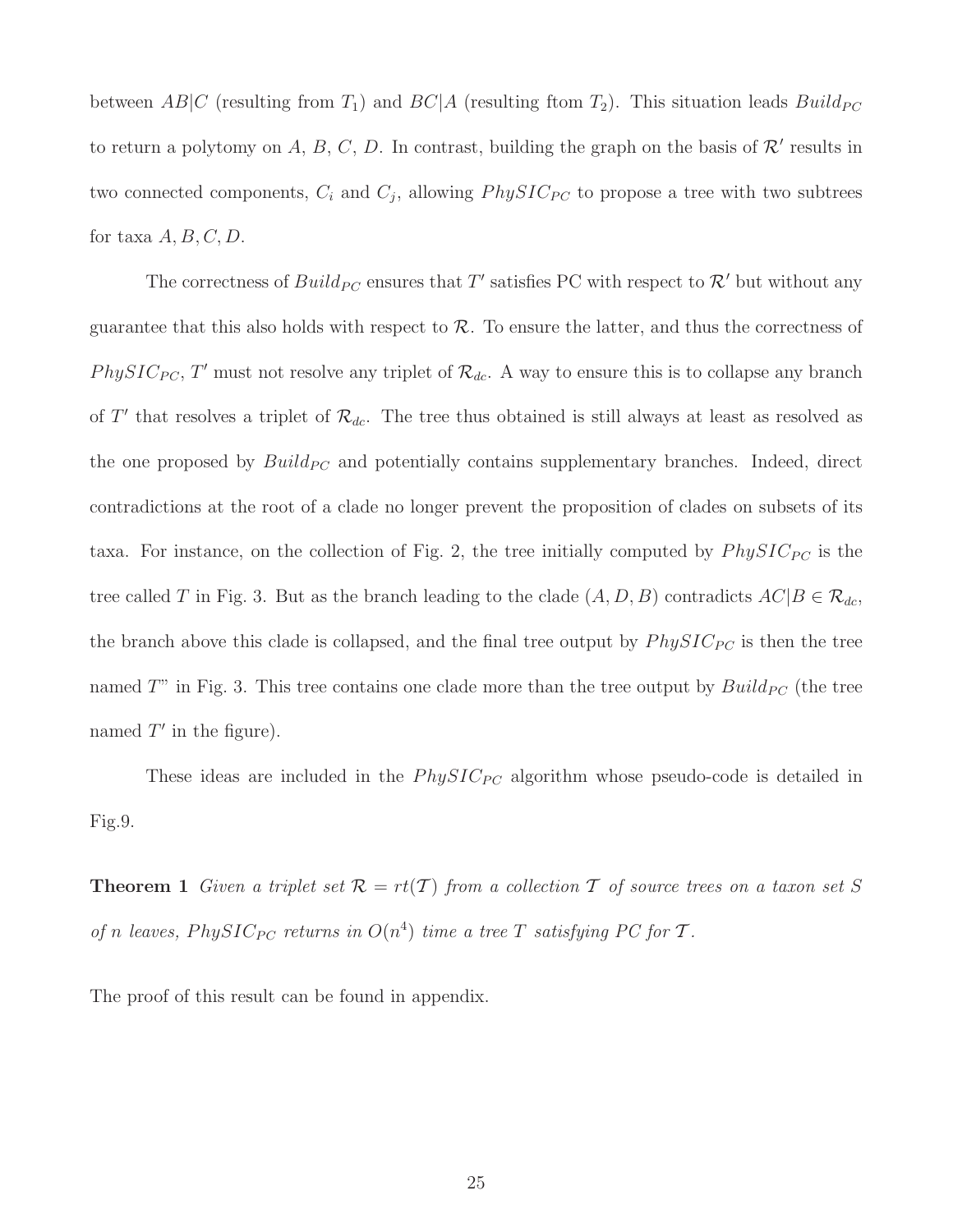between $AB|C$ (resulting from $T_1$) and $BC|A$ (resulting ftom $T_2$). This situation leads $Build_{PC}$ to return a polytomy on $A$, $B$, $C$, $D$. In contrast, building the graph on the basis of $\mathcal{R}'$ results in two connected components, $C_i$ and $C_j$, allowing $PhySIC_{PC}$ to propose a tree with two subtrees for taxa $A, B, C, D$.

The correctness of $Build_{PC}$ ensures that $T'$ satisfies PC with respect to $\mathcal{R}'$ but without any guarantee that this also holds with respect to $\mathcal{R}$. To ensure the latter, and thus the correctness of $PhySIC_{PC}$, $T'$ must not resolve any triplet of $\mathcal{R}_{dc}$. A way to ensure this is to collapse any branch of $T'$ that resolves a triplet of $\mathcal{R}_{dc}$. The tree thus obtained is still always at least as resolved as the one proposed by $Build_{PC}$ and potentially contains supplementary branches. Indeed, direct contradictions at the root of a clade no longer prevent the proposition of clades on subsets of its taxa. For instance, on the collection of Fig. 2, the tree initially computed by $PhySIC_{PC}$ is the tree called $T$ in Fig. 3. But as the branch leading to the clade $(A, D, B)$ contradicts $AC|B \in \mathcal{R}_{dc}$, the branch above this clade is collapsed, and the final tree output by $PhySIC_{PC}$ is then the tree named $T$" in Fig. 3. This tree contains one clade more than the tree output by $Build_{PC}$ (the tree named $T'$ in the figure).

These ideas are included in the $PhySIC_{PC}$ algorithm whose pseudo-code is detailed in Fig.9.

**Theorem 1** *Given a triplet set $\mathcal{R} = rt(\mathcal{T})$ from a collection $\mathcal{T}$ of source trees on a taxon set $S$ of $n$ leaves, $PhySIC_{PC}$ returns in $O(n^4)$ time a tree $T$ satisfying PC for $\mathcal{T}$.*

The proof of this result can be found in appendix.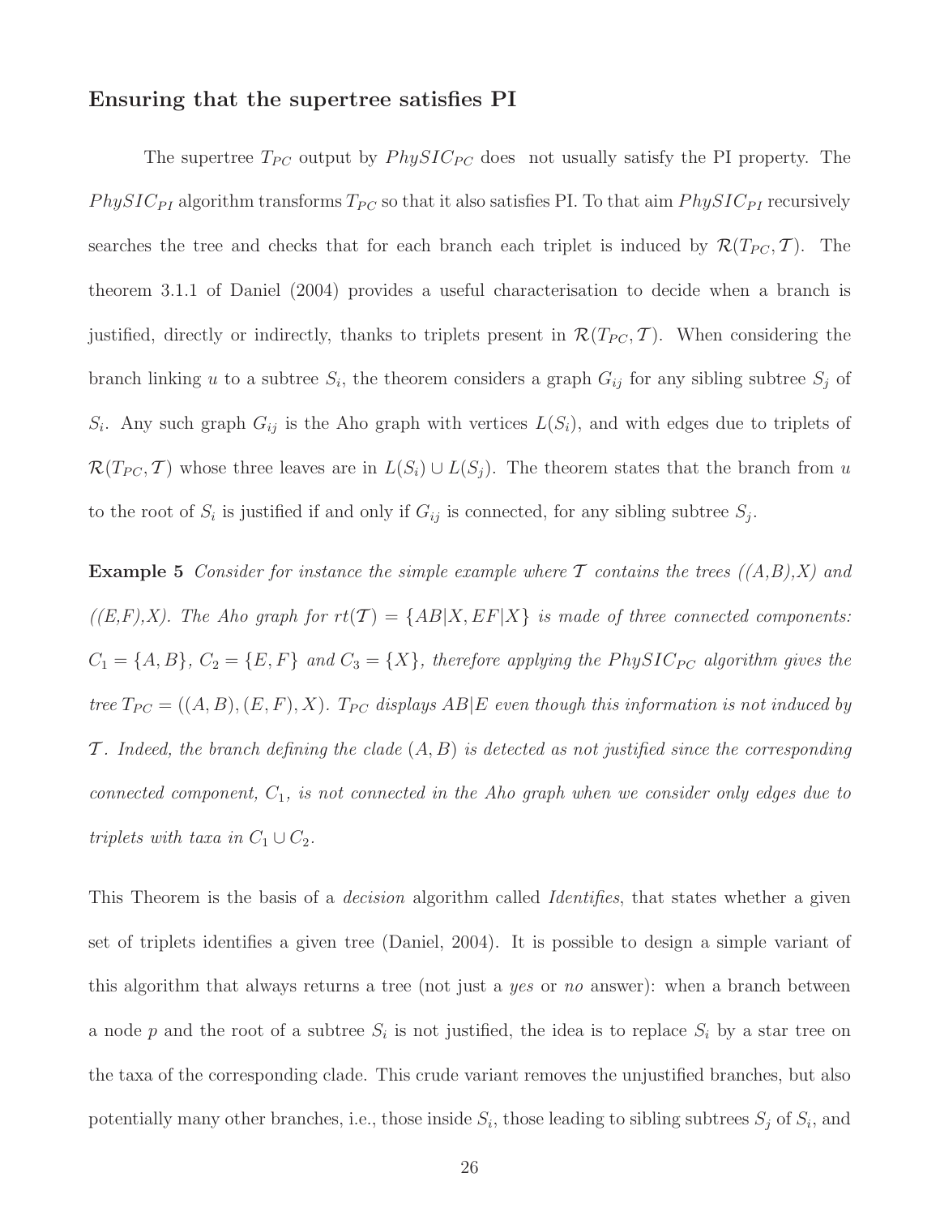### Ensuring that the supertree satisfies PI

The supertree $T_{PC}$ output by $PhySIC_{PC}$ does not usually satisfy the PI property. The $PhySIC_{PI}$ algorithm transforms $T_{PC}$ so that it also satisfies PI. To that aim $PhySIC_{PI}$ recursively searches the tree and checks that for each branch each triplet is induced by $\mathcal{R}(T_{PC}, \mathcal{T})$. The theorem 3.1.1 of Daniel (2004) provides a useful characterisation to decide when a branch is justified, directly or indirectly, thanks to triplets present in $\mathcal{R}(T_{PC}, \mathcal{T})$. When considering the branch linking $u$ to a subtree $S_i$, the theorem considers a graph $G_{ij}$ for any sibling subtree $S_j$ of $S_i$. Any such graph $G_{ij}$ is the Aho graph with vertices $L(S_i)$, and with edges due to triplets of $\mathcal{R}(T_{PC}, \mathcal{T})$ whose three leaves are in $L(S_i) \cup L(S_j)$. The theorem states that the branch from $u$ to the root of $S_i$ is justified if and only if $G_{ij}$ is connected, for any sibling subtree $S_j$.

**Example 5** *Consider for instance the simple example where $\mathcal{T}$ contains the trees ((A,B),X) and ((E,F),X). The Aho graph for $rt(\mathcal{T}) = \{AB|X, EF|X\}$ is made of three connected components: $C_1 = \{A, B\}$, $C_2 = \{E, F\}$ and $C_3 = \{X\}$, therefore applying the $PhySIC_{PC}$ algorithm gives the tree $T_{PC} = ((A, B), (E, F), X)$. $T_{PC}$ displays $AB|E$ even though this information is not induced by $\mathcal{T}$. Indeed, the branch defining the clade $(A, B)$ is detected as not justified since the corresponding connected component, $C_1$, is not connected in the Aho graph when we consider only edges due to triplets with taxa in $C_1 \cup C_2$.*

This Theorem is the basis of a *decision* algorithm called *Identifies*, that states whether a given set of triplets identifies a given tree (Daniel, 2004). It is possible to design a simple variant of this algorithm that always returns a tree (not just a *yes* or *no* answer): when a branch between a node $p$ and the root of a subtree $S_i$ is not justified, the idea is to replace $S_i$ by a star tree on the taxa of the corresponding clade. This crude variant removes the unjustified branches, but also potentially many other branches, i.e., those inside $S_i$, those leading to sibling subtrees $S_j$ of $S_i$, and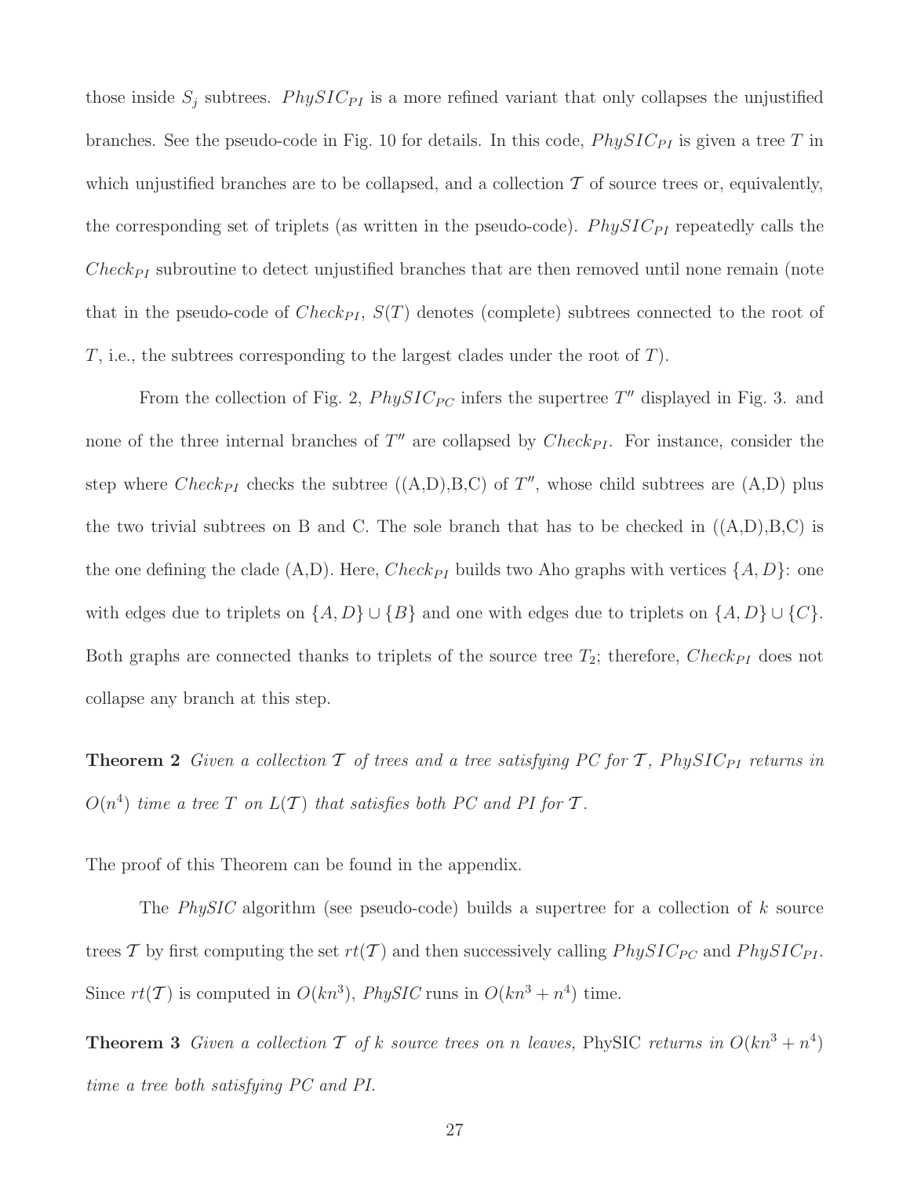those inside $S_j$ subtrees. $PhySIC_{PI}$ is a more refined variant that only collapses the unjustified branches. See the pseudo-code in Fig. 10 for details. In this code, $PhySIC_{PI}$ is given a tree $T$ in which unjustified branches are to be collapsed, and a collection $\mathcal{T}$ of source trees or, equivalently, the corresponding set of triplets (as written in the pseudo-code). $PhySIC_{PI}$ repeatedly calls the $Check_{PI}$ subroutine to detect unjustified branches that are then removed until none remain (note that in the pseudo-code of $Check_{PI}$, $S(T)$ denotes (complete) subtrees connected to the root of $T$, i.e., the subtrees corresponding to the largest clades under the root of $T$).

From the collection of Fig. 2, $PhySIC_{PC}$ infers the supertree $T''$ displayed in Fig. 3. and none of the three internal branches of $T''$ are collapsed by $Check_{PI}$. For instance, consider the step where $Check_{PI}$ checks the subtree ((A,D),B,C) of $T''$, whose child subtrees are (A,D) plus the two trivial subtrees on B and C. The sole branch that has to be checked in ((A,D),B,C) is the one defining the clade (A,D). Here, $Check_{PI}$ builds two Aho graphs with vertices $\{A, D\}$: one with edges due to triplets on $\{A, D\} \cup \{B\}$ and one with edges due to triplets on $\{A, D\} \cup \{C\}$. Both graphs are connected thanks to triplets of the source tree $T_2$; therefore, $Check_{PI}$ does not collapse any branch at this step.

**Theorem 2** *Given a collection $\mathcal{T}$ of trees and a tree satisfying PC for $\mathcal{T}$, $PhySIC_{PI}$ returns in $O(n^4)$ time a tree $T$ on $L(\mathcal{T})$ that satisfies both PC and PI for $\mathcal{T}$.*

The proof of this Theorem can be found in the appendix.

The *PhySIC* algorithm (see pseudo-code) builds a supertree for a collection of $k$ source trees $\mathcal{T}$ by first computing the set $rt(\mathcal{T})$ and then successively calling $PhySIC_{PC}$ and $PhySIC_{PI}$. Since $rt(\mathcal{T})$ is computed in $O(kn^3)$, *PhySIC* runs in $O(kn^3 + n^4)$ time.

**Theorem 3** *Given a collection $\mathcal{T}$ of $k$ source trees on $n$ leaves,* PhySIC *returns in $O(kn^3 + n^4)$ time a tree both satisfying PC and PI.*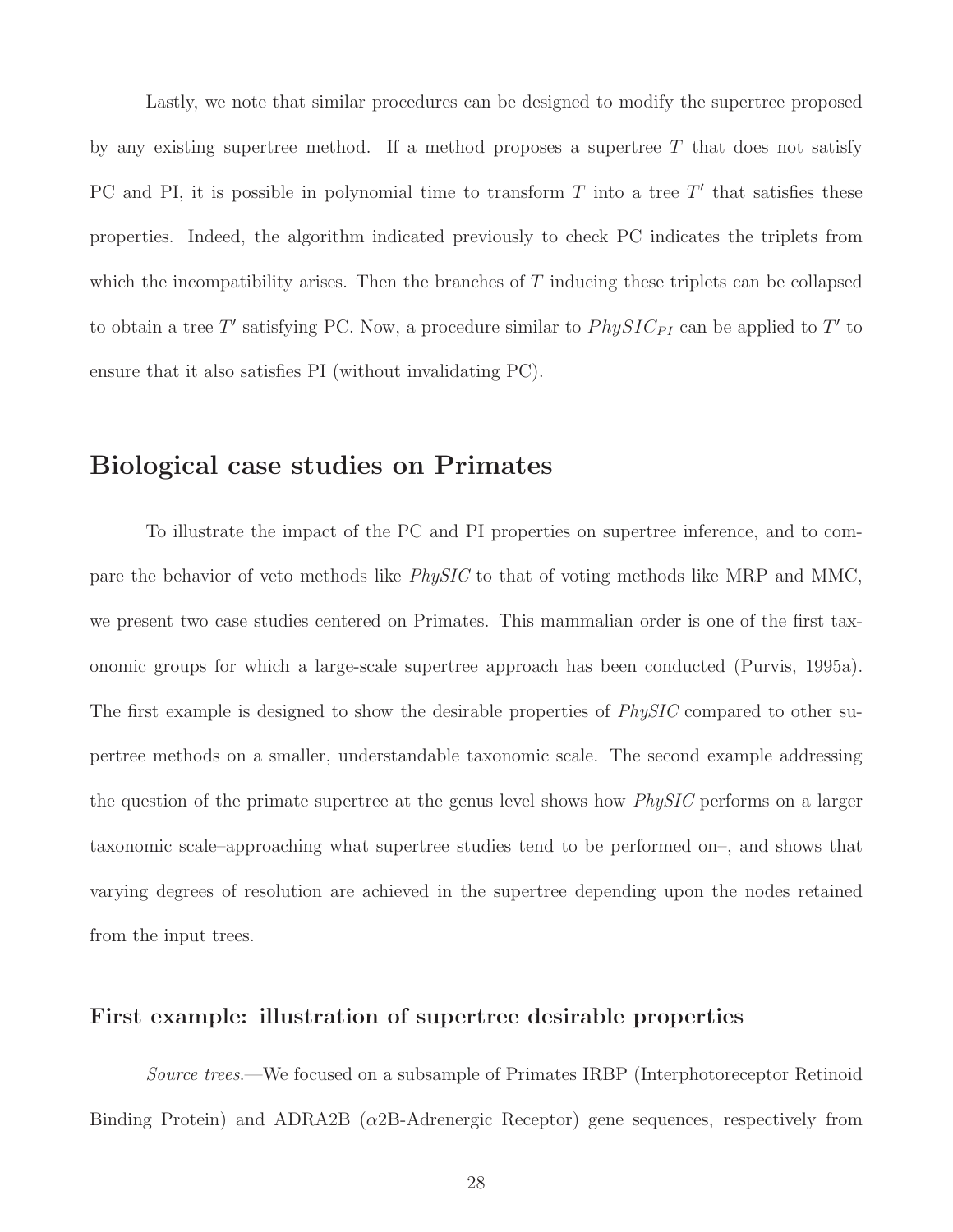Lastly, we note that similar procedures can be designed to modify the supertree proposed by any existing supertree method. If a method proposes a supertree $T$ that does not satisfy PC and PI, it is possible in polynomial time to transform $T$ into a tree $T'$ that satisfies these properties. Indeed, the algorithm indicated previously to check PC indicates the triplets from which the incompatibility arises. Then the branches of $T$ inducing these triplets can be collapsed to obtain a tree $T'$ satisfying PC. Now, a procedure similar to $PhySIC_{PI}$ can be applied to $T'$ to ensure that it also satisfies PI (without invalidating PC).

## Biological case studies on Primates

To illustrate the impact of the PC and PI properties on supertree inference, and to compare the behavior of veto methods like *PhySIC* to that of voting methods like MRP and MMC, we present two case studies centered on Primates. This mammalian order is one of the first taxonomic groups for which a large-scale supertree approach has been conducted (Purvis, 1995a). The first example is designed to show the desirable properties of *PhySIC* compared to other supertree methods on a smaller, understandable taxonomic scale. The second example addressing the question of the primate supertree at the genus level shows how *PhySIC* performs on a larger taxonomic scale–approaching what supertree studies tend to be performed on–, and shows that varying degrees of resolution are achieved in the supertree depending upon the nodes retained from the input trees.

### First example: illustration of supertree desirable properties

*Source trees*.—We focused on a subsample of Primates IRBP (Interphotoreceptor Retinoid Binding Protein) and ADRA2B ($\alpha$2B-Adrenergic Receptor) gene sequences, respectively from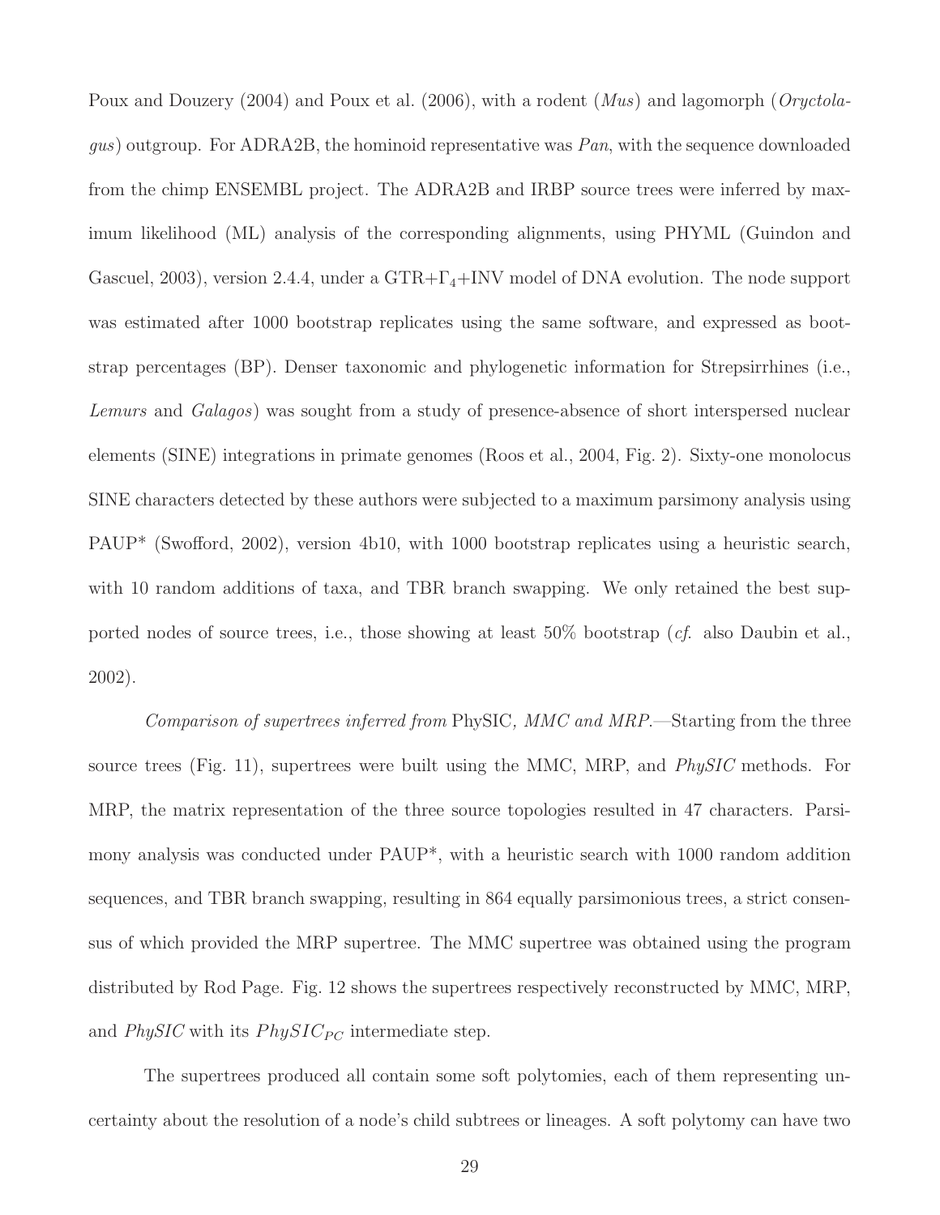Poux and Douzery (2004) and Poux et al. (2006), with a rodent (*Mus*) and lagomorph (*Oryctolagus*) outgroup. For ADRA2B, the hominoid representative was *Pan*, with the sequence downloaded from the chimp ENSEMBL project. The ADRA2B and IRBP source trees were inferred by maximum likelihood (ML) analysis of the corresponding alignments, using PHYML (Guindon and Gascuel, 2003), version 2.4.4, under a GTR+$\Gamma_4$+INV model of DNA evolution. The node support was estimated after 1000 bootstrap replicates using the same software, and expressed as bootstrap percentages (BP). Denser taxonomic and phylogenetic information for Strepsirrhines (i.e., *Lemurs* and *Galagos*) was sought from a study of presence-absence of short interspersed nuclear elements (SINE) integrations in primate genomes (Roos et al., 2004, Fig. 2). Sixty-one monolocus SINE characters detected by these authors were subjected to a maximum parsimony analysis using PAUP* (Swofford, 2002), version 4b10, with 1000 bootstrap replicates using a heuristic search, with 10 random additions of taxa, and TBR branch swapping. We only retained the best supported nodes of source trees, i.e., those showing at least 50% bootstrap (*cf.* also Daubin et al., 2002).

*Comparison of supertrees inferred from* PhySIC*, MMC and MRP.*—Starting from the three source trees (Fig. 11), supertrees were built using the MMC, MRP, and *PhySIC* methods. For MRP, the matrix representation of the three source topologies resulted in 47 characters. Parsimony analysis was conducted under PAUP*, with a heuristic search with 1000 random addition sequences, and TBR branch swapping, resulting in 864 equally parsimonious trees, a strict consensus of which provided the MRP supertree. The MMC supertree was obtained using the program distributed by Rod Page. Fig. 12 shows the supertrees respectively reconstructed by MMC, MRP, and *PhySIC* with its $PhySIC_{PC}$ intermediate step.

The supertrees produced all contain some soft polytomies, each of them representing uncertainty about the resolution of a node's child subtrees or lineages. A soft polytomy can have two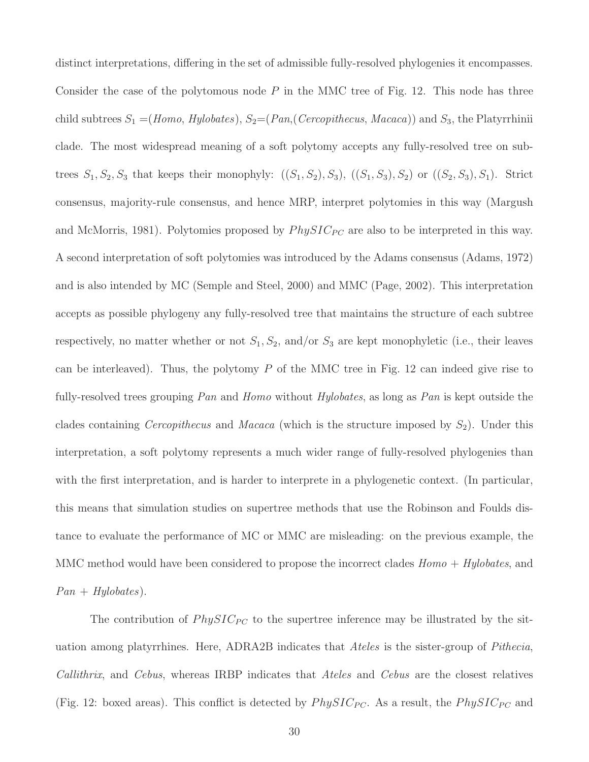distinct interpretations, differing in the set of admissible fully-resolved phylogenies it encompasses. Consider the case of the polytomous node $P$ in the MMC tree of Fig. 12. This node has three child subtrees $S_1$ =(*Homo*, *Hylobates*), $S_2$=(*Pan*,(*Cercopithecus*, *Macaca*)) and $S_3$, the Platyrrhinii clade. The most widespread meaning of a soft polytomy accepts any fully-resolved tree on subtrees $S_1, S_2, S_3$ that keeps their monophyly: $((S_1, S_2), S_3)$, $((S_1, S_3), S_2)$ or $((S_2, S_3), S_1)$. Strict consensus, majority-rule consensus, and hence MRP, interpret polytomies in this way (Margush and McMorris, 1981). Polytomies proposed by $PhySIC_{PC}$ are also to be interpreted in this way. A second interpretation of soft polytomies was introduced by the Adams consensus (Adams, 1972) and is also intended by MC (Semple and Steel, 2000) and MMC (Page, 2002). This interpretation accepts as possible phylogeny any fully-resolved tree that maintains the structure of each subtree respectively, no matter whether or not $S_1$, $S_2$, and/or $S_3$ are kept monophyletic (i.e., their leaves can be interleaved). Thus, the polytomy $P$ of the MMC tree in Fig. 12 can indeed give rise to fully-resolved trees grouping *Pan* and *Homo* without *Hylobates*, as long as *Pan* is kept outside the clades containing *Cercopithecus* and *Macaca* (which is the structure imposed by $S_2$). Under this interpretation, a soft polytomy represents a much wider range of fully-resolved phylogenies than with the first interpretation, and is harder to interprete in a phylogenetic context. (In particular, this means that simulation studies on supertree methods that use the Robinson and Foulds distance to evaluate the performance of MC or MMC are misleading: on the previous example, the MMC method would have been considered to propose the incorrect clades *Homo* + *Hylobates*, and *Pan* + *Hylobates*).

The contribution of $PhySIC_{PC}$ to the supertree inference may be illustrated by the situation among platyrrhines. Here, ADRA2B indicates that *Ateles* is the sister-group of *Pithecia*, *Callithrix*, and *Cebus*, whereas IRBP indicates that *Ateles* and *Cebus* are the closest relatives (Fig. 12: boxed areas). This conflict is detected by $PhySIC_{PC}$. As a result, the $PhySIC_{PC}$ and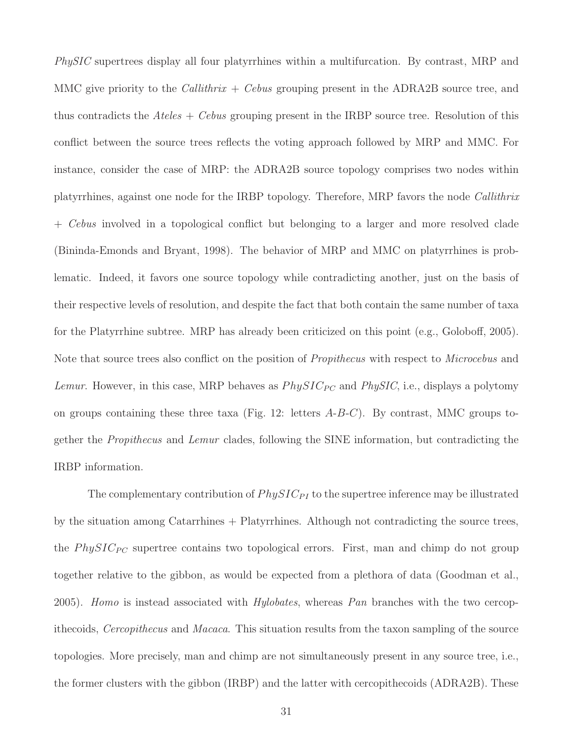*PhySIC* supertrees display all four platyrrhines within a multifurcation. By contrast, MRP and MMC give priority to the *Callithrix* + *Cebus* grouping present in the ADRA2B source tree, and thus contradicts the *Ateles* + *Cebus* grouping present in the IRBP source tree. Resolution of this conflict between the source trees reflects the voting approach followed by MRP and MMC. For instance, consider the case of MRP: the ADRA2B source topology comprises two nodes within platyrrhines, against one node for the IRBP topology. Therefore, MRP favors the node *Callithrix* + *Cebus* involved in a topological conflict but belonging to a larger and more resolved clade (Bininda-Emonds and Bryant, 1998). The behavior of MRP and MMC on platyrrhines is problematic. Indeed, it favors one source topology while contradicting another, just on the basis of their respective levels of resolution, and despite the fact that both contain the same number of taxa for the Platyrrhine subtree. MRP has already been criticized on this point (e.g., Goloboff, 2005). Note that source trees also conflict on the position of *Propithecus* with respect to *Microcebus* and *Lemur*. However, in this case, MRP behaves as $PhySIC_{PC}$ and *PhySIC*, i.e., displays a polytomy on groups containing these three taxa (Fig. 12: letters *A*-*B*-*C*). By contrast, MMC groups together the *Propithecus* and *Lemur* clades, following the SINE information, but contradicting the IRBP information.

The complementary contribution of $PhySIC_{PI}$ to the supertree inference may be illustrated by the situation among Catarrhines + Platyrrhines. Although not contradicting the source trees, the $PhySIC_{PC}$ supertree contains two topological errors. First, man and chimp do not group together relative to the gibbon, as would be expected from a plethora of data (Goodman et al., 2005). *Homo* is instead associated with *Hylobates*, whereas *Pan* branches with the two cercopithecoids, *Cercopithecus* and *Macaca*. This situation results from the taxon sampling of the source topologies. More precisely, man and chimp are not simultaneously present in any source tree, i.e., the former clusters with the gibbon (IRBP) and the latter with cercopithecoids (ADRA2B). These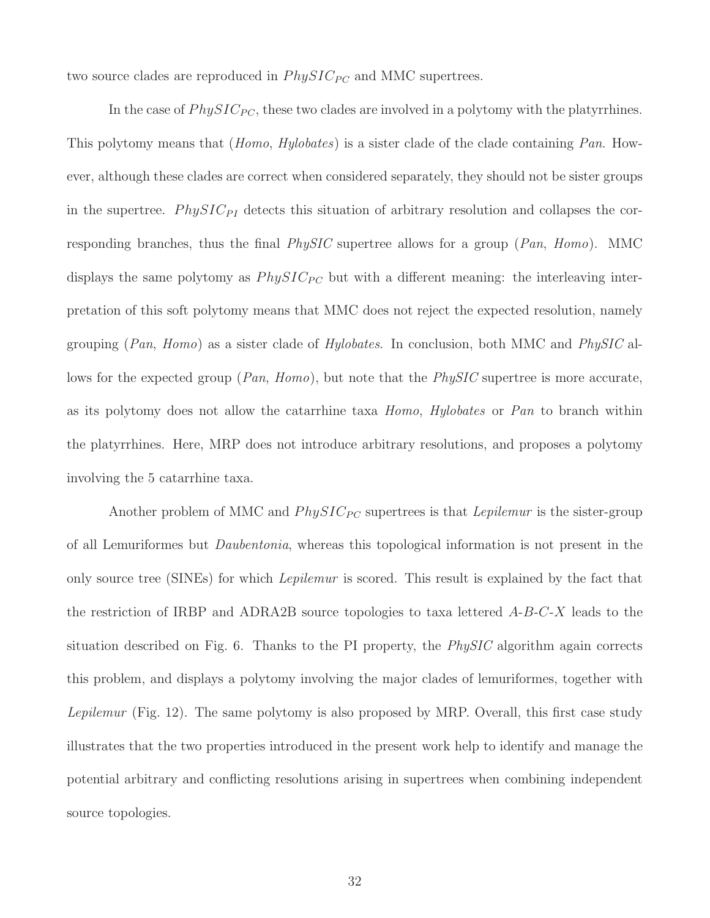two source clades are reproduced in $PhySIC_{PC}$ and MMC supertrees.

In the case of $PhySIC_{PC}$, these two clades are involved in a polytomy with the platyrrhines. This polytomy means that (*Homo*, *Hylobates*) is a sister clade of the clade containing *Pan*. However, although these clades are correct when considered separately, they should not be sister groups in the supertree. $PhySIC_{PI}$ detects this situation of arbitrary resolution and collapses the corresponding branches, thus the final *PhySIC* supertree allows for a group (*Pan*, *Homo*). MMC displays the same polytomy as $PhySIC_{PC}$ but with a different meaning: the interleaving interpretation of this soft polytomy means that MMC does not reject the expected resolution, namely grouping (*Pan*, *Homo*) as a sister clade of *Hylobates*. In conclusion, both MMC and *PhySIC* allows for the expected group (*Pan*, *Homo*), but note that the *PhySIC* supertree is more accurate, as its polytomy does not allow the catarrhine taxa *Homo*, *Hylobates* or *Pan* to branch within the platyrrhines. Here, MRP does not introduce arbitrary resolutions, and proposes a polytomy involving the 5 catarrhine taxa.

Another problem of MMC and $PhySIC_{PC}$ supertrees is that *Lepilemur* is the sister-group of all Lemuriformes but *Daubentonia*, whereas this topological information is not present in the only source tree (SINEs) for which *Lepilemur* is scored. This result is explained by the fact that the restriction of IRBP and ADRA2B source topologies to taxa lettered *A*-*B*-*C*-*X* leads to the situation described on Fig. 6. Thanks to the PI property, the *PhySIC* algorithm again corrects this problem, and displays a polytomy involving the major clades of lemuriformes, together with *Lepilemur* (Fig. 12). The same polytomy is also proposed by MRP. Overall, this first case study illustrates that the two properties introduced in the present work help to identify and manage the potential arbitrary and conflicting resolutions arising in supertrees when combining independent source topologies.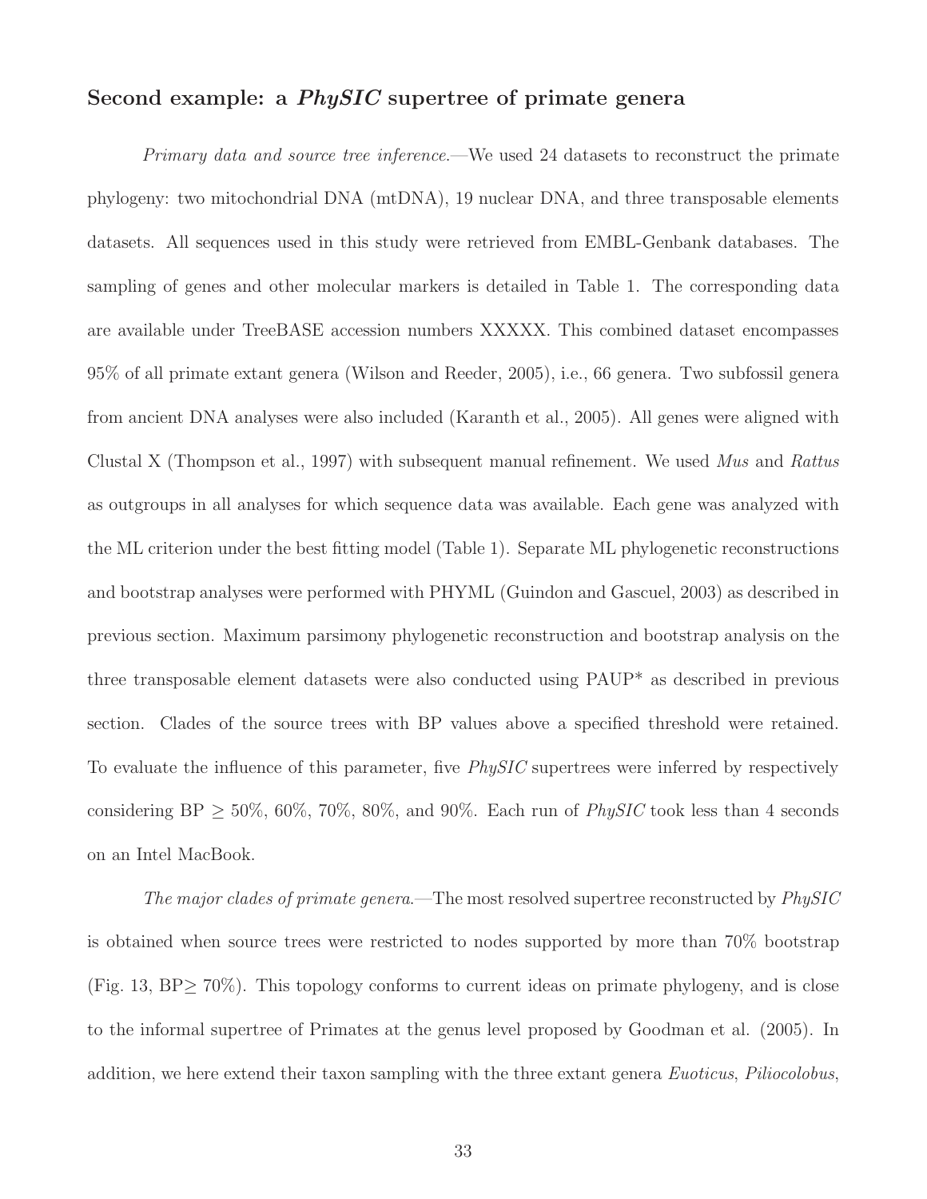## Second example: a *PhySIC* supertree of primate genera

*Primary data and source tree inference.*—We used 24 datasets to reconstruct the primate phylogeny: two mitochondrial DNA (mtDNA), 19 nuclear DNA, and three transposable elements datasets. All sequences used in this study were retrieved from EMBL-Genbank databases. The sampling of genes and other molecular markers is detailed in Table 1. The corresponding data are available under TreeBASE accession numbers XXXXX. This combined dataset encompasses 95% of all primate extant genera (Wilson and Reeder, 2005), i.e., 66 genera. Two subfossil genera from ancient DNA analyses were also included (Karanth et al., 2005). All genes were aligned with Clustal X (Thompson et al., 1997) with subsequent manual refinement. We used *Mus* and *Rattus* as outgroups in all analyses for which sequence data was available. Each gene was analyzed with the ML criterion under the best fitting model (Table 1). Separate ML phylogenetic reconstructions and bootstrap analyses were performed with PHYML (Guindon and Gascuel, 2003) as described in previous section. Maximum parsimony phylogenetic reconstruction and bootstrap analysis on the three transposable element datasets were also conducted using PAUP* as described in previous section. Clades of the source trees with BP values above a specified threshold were retained. To evaluate the influence of this parameter, five *PhySIC* supertrees were inferred by respectively considering BP $\geq$ 50%, 60%, 70%, 80%, and 90%. Each run of *PhySIC* took less than 4 seconds on an Intel MacBook.

*The major clades of primate genera.*—The most resolved supertree reconstructed by *PhySIC* is obtained when source trees were restricted to nodes supported by more than 70% bootstrap (Fig. 13, BP$\geq$ 70%). This topology conforms to current ideas on primate phylogeny, and is close to the informal supertree of Primates at the genus level proposed by Goodman et al. (2005). In addition, we here extend their taxon sampling with the three extant genera *Euoticus*, *Piliocolobus*,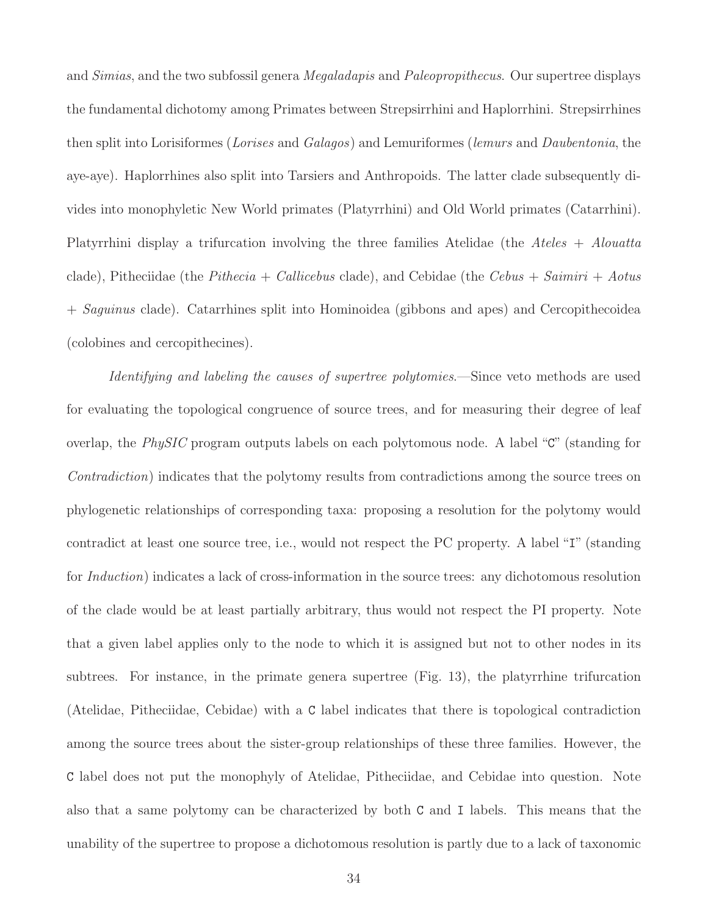and *Simias*, and the two subfossil genera *Megaladapis* and *Paleopropithecus*. Our supertree displays the fundamental dichotomy among Primates between Strepsirrhini and Haplorrhini. Strepsirrhines then split into Lorisiformes (*Lorises* and *Galagos*) and Lemuriformes (*lemurs* and *Daubentonia*, the aye-aye). Haplorrhines also split into Tarsiers and Anthropoids. The latter clade subsequently divides into monophyletic New World primates (Platyrrhini) and Old World primates (Catarrhini). Platyrrhini display a trifurcation involving the three families Atelidae (the *Ateles* + *Alouatta* clade), Pitheciidae (the *Pithecia* + *Callicebus* clade), and Cebidae (the *Cebus* + *Saimiri* + *Aotus* + *Saguinus* clade). Catarrhines split into Hominoidea (gibbons and apes) and Cercopithecoidea (colobines and cercopithecines).

*Identifying and labeling the causes of supertree polytomies.*—Since veto methods are used for evaluating the topological congruence of source trees, and for measuring their degree of leaf overlap, the *PhySIC* program outputs labels on each polytomous node. A label "`C`" (standing for *Contradiction*) indicates that the polytomy results from contradictions among the source trees on phylogenetic relationships of corresponding taxa: proposing a resolution for the polytomy would contradict at least one source tree, i.e., would not respect the PC property. A label "`I`" (standing for *Induction*) indicates a lack of cross-information in the source trees: any dichotomous resolution of the clade would be at least partially arbitrary, thus would not respect the PI property. Note that a given label applies only to the node to which it is assigned but not to other nodes in its subtrees. For instance, in the primate genera supertree (Fig. 13), the platyrrhine trifurcation (Atelidae, Pitheciidae, Cebidae) with a `C` label indicates that there is topological contradiction among the source trees about the sister-group relationships of these three families. However, the `C` label does not put the monophyly of Atelidae, Pitheciidae, and Cebidae into question. Note also that a same polytomy can be characterized by both `C` and `I` labels. This means that the unability of the supertree to propose a dichotomous resolution is partly due to a lack of taxonomic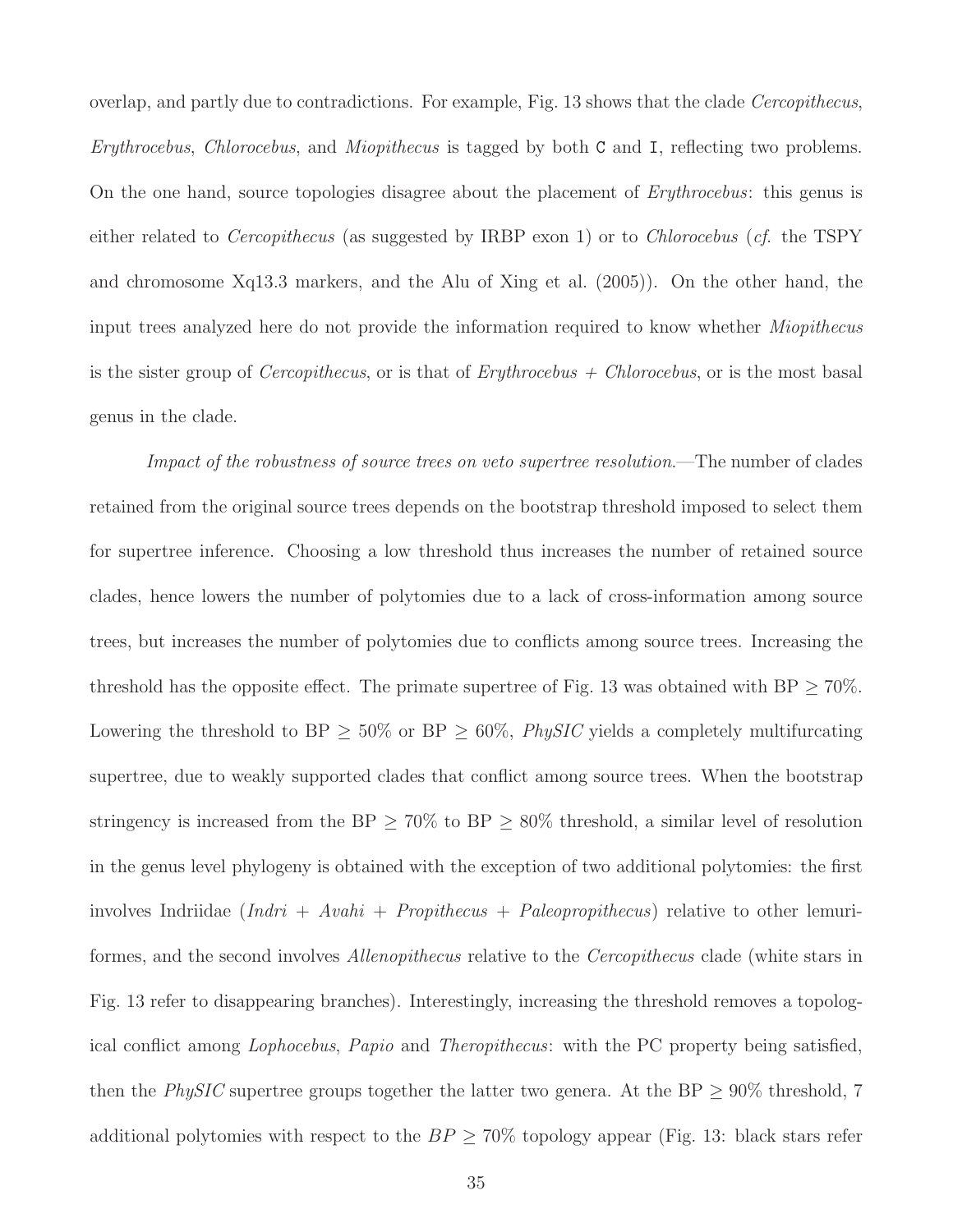overlap, and partly due to contradictions. For example, Fig. 13 shows that the clade *Cercopithecus*, *Erythrocebus*, *Chlorocebus*, and *Miopithecus* is tagged by both `C` and `I`, reflecting two problems. On the one hand, source topologies disagree about the placement of *Erythrocebus*: this genus is either related to *Cercopithecus* (as suggested by IRBP exon 1) or to *Chlorocebus* (*cf.* the TSPY and chromosome Xq13.3 markers, and the Alu of Xing et al. (2005)). On the other hand, the input trees analyzed here do not provide the information required to know whether *Miopithecus* is the sister group of *Cercopithecus*, or is that of *Erythrocebus* + *Chlorocebus*, or is the most basal genus in the clade.

*Impact of the robustness of source trees on veto supertree resolution.*—The number of clades retained from the original source trees depends on the bootstrap threshold imposed to select them for supertree inference. Choosing a low threshold thus increases the number of retained source clades, hence lowers the number of polytomies due to a lack of cross-information among source trees, but increases the number of polytomies due to conflicts among source trees. Increasing the threshold has the opposite effect. The primate supertree of Fig. 13 was obtained with BP $\geq 70\%$. Lowering the threshold to BP $\geq 50\%$ or BP $\geq 60\%$, *PhySIC* yields a completely multifurcating supertree, due to weakly supported clades that conflict among source trees. When the bootstrap stringency is increased from the BP $\geq 70\%$ to BP $\geq 80\%$ threshold, a similar level of resolution in the genus level phylogeny is obtained with the exception of two additional polytomies: the first involves Indriidae (*Indri* + *Avahi* + *Propithecus* + *Paleopropithecus*) relative to other lemuriformes, and the second involves *Allenopithecus* relative to the *Cercopithecus* clade (white stars in Fig. 13 refer to disappearing branches). Interestingly, increasing the threshold removes a topological conflict among *Lophocebus*, *Papio* and *Theropithecus*: with the PC property being satisfied, then the *PhySIC* supertree groups together the latter two genera. At the BP $\geq 90\%$ threshold, 7 additional polytomies with respect to the $BP \geq 70\%$ topology appear (Fig. 13: black stars refer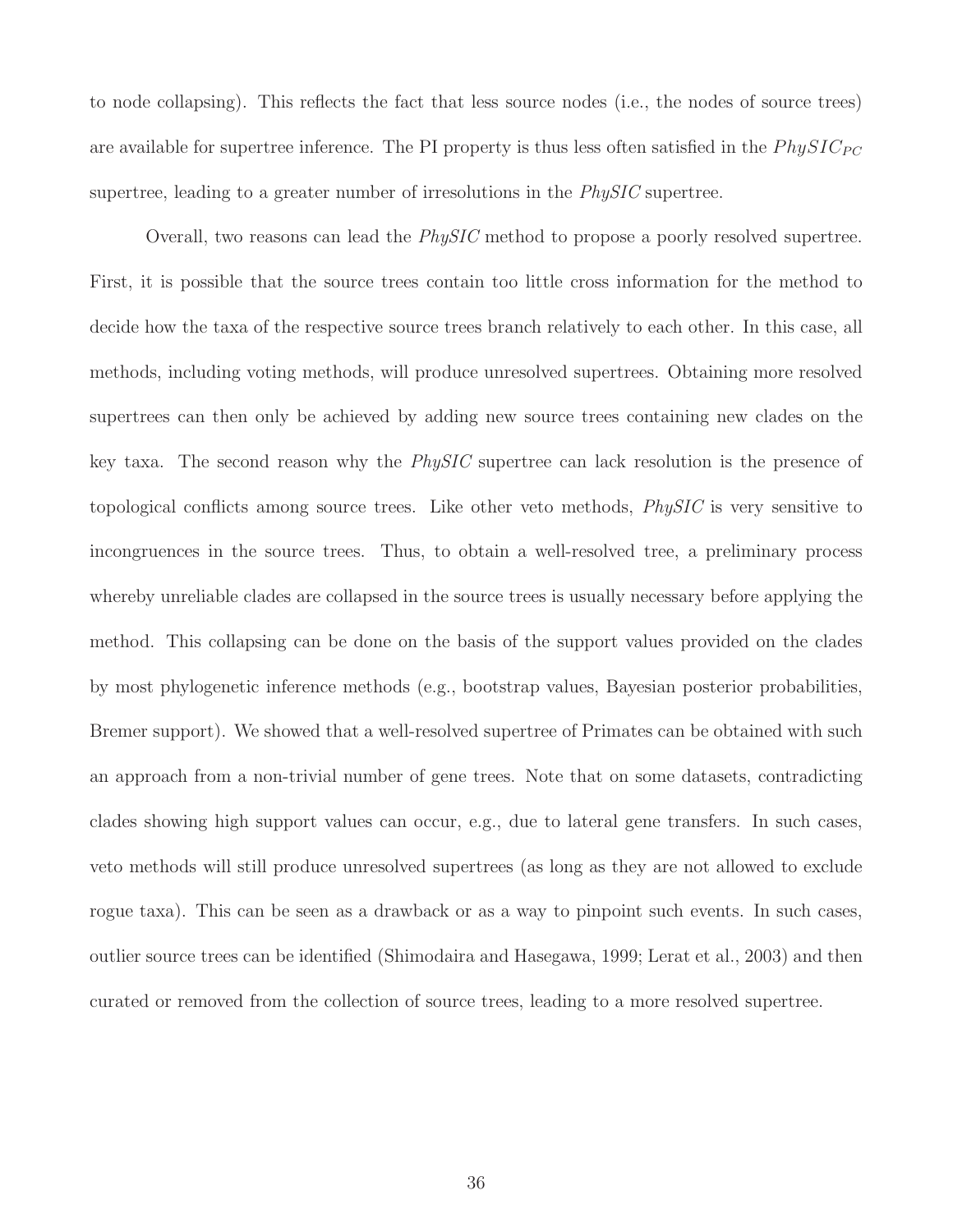to node collapsing). This reflects the fact that less source nodes (i.e., the nodes of source trees) are available for supertree inference. The PI property is thus less often satisfied in the $PhySIC_{PC}$ supertree, leading to a greater number of irresolutions in the *PhySIC* supertree.

Overall, two reasons can lead the *PhySIC* method to propose a poorly resolved supertree. First, it is possible that the source trees contain too little cross information for the method to decide how the taxa of the respective source trees branch relatively to each other. In this case, all methods, including voting methods, will produce unresolved supertrees. Obtaining more resolved supertrees can then only be achieved by adding new source trees containing new clades on the key taxa. The second reason why the *PhySIC* supertree can lack resolution is the presence of topological conflicts among source trees. Like other veto methods, *PhySIC* is very sensitive to incongruences in the source trees. Thus, to obtain a well-resolved tree, a preliminary process whereby unreliable clades are collapsed in the source trees is usually necessary before applying the method. This collapsing can be done on the basis of the support values provided on the clades by most phylogenetic inference methods (e.g., bootstrap values, Bayesian posterior probabilities, Bremer support). We showed that a well-resolved supertree of Primates can be obtained with such an approach from a non-trivial number of gene trees. Note that on some datasets, contradicting clades showing high support values can occur, e.g., due to lateral gene transfers. In such cases, veto methods will still produce unresolved supertrees (as long as they are not allowed to exclude rogue taxa). This can be seen as a drawback or as a way to pinpoint such events. In such cases, outlier source trees can be identified (Shimodaira and Hasegawa, 1999; Lerat et al., 2003) and then curated or removed from the collection of source trees, leading to a more resolved supertree.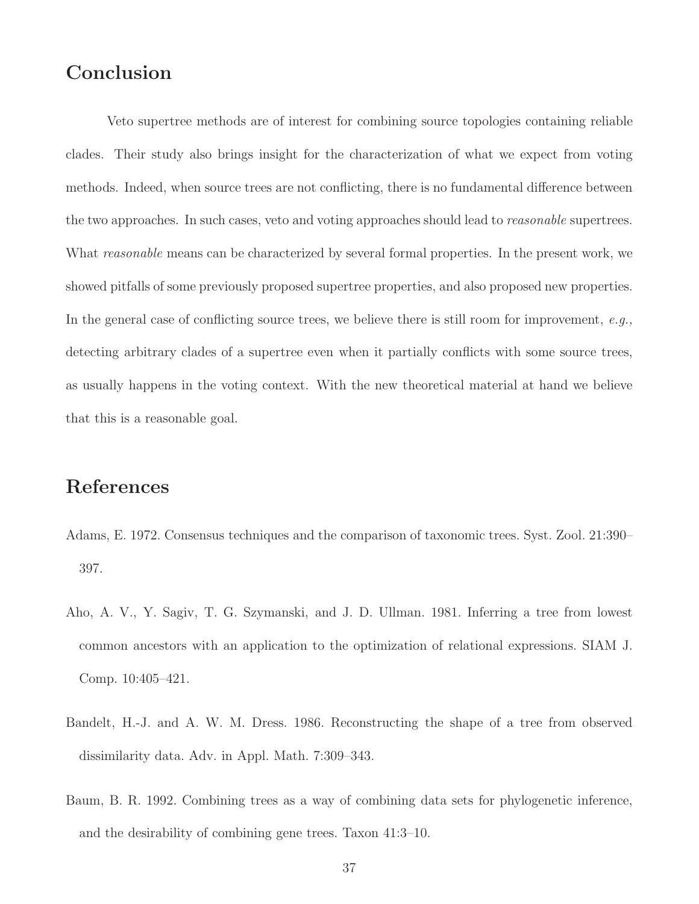## Conclusion

Veto supertree methods are of interest for combining source topologies containing reliable clades. Their study also brings insight for the characterization of what we expect from voting methods. Indeed, when source trees are not conflicting, there is no fundamental difference between the two approaches. In such cases, veto and voting approaches should lead to *reasonable* supertrees. What *reasonable* means can be characterized by several formal properties. In the present work, we showed pitfalls of some previously proposed supertree properties, and also proposed new properties. In the general case of conflicting source trees, we believe there is still room for improvement, *e.g.,* detecting arbitrary clades of a supertree even when it partially conflicts with some source trees, as usually happens in the voting context. With the new theoretical material at hand we believe that this is a reasonable goal.

## References

Adams, E. 1972. Consensus techniques and the comparison of taxonomic trees. Syst. Zool. 21:390–397.

Aho, A. V., Y. Sagiv, T. G. Szymanski, and J. D. Ullman. 1981. Inferring a tree from lowest common ancestors with an application to the optimization of relational expressions. SIAM J. Comp. 10:405–421.

Bandelt, H.-J. and A. W. M. Dress. 1986. Reconstructing the shape of a tree from observed dissimilarity data. Adv. in Appl. Math. 7:309–343.

Baum, B. R. 1992. Combining trees as a way of combining data sets for phylogenetic inference, and the desirability of combining gene trees. Taxon 41:3–10.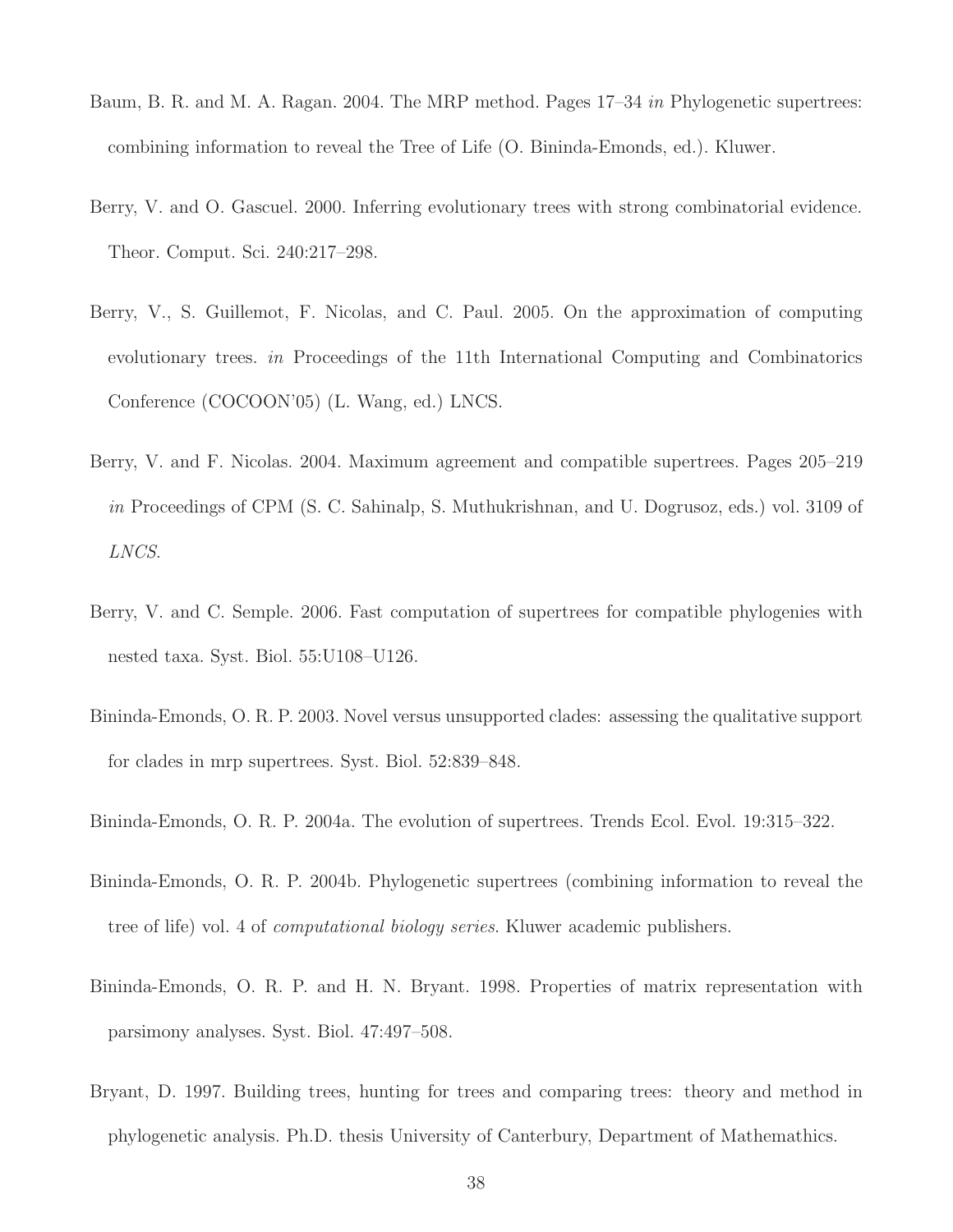Baum, B. R. and M. A. Ragan. 2004. The MRP method. Pages 17–34 *in* Phylogenetic supertrees: combining information to reveal the Tree of Life (O. Bininda-Emonds, ed.). Kluwer.

Berry, V. and O. Gascuel. 2000. Inferring evolutionary trees with strong combinatorial evidence. Theor. Comput. Sci. 240:217–298.

Berry, V., S. Guillemot, F. Nicolas, and C. Paul. 2005. On the approximation of computing evolutionary trees. *in* Proceedings of the 11th International Computing and Combinatorics Conference (COCOON'05) (L. Wang, ed.) LNCS.

Berry, V. and F. Nicolas. 2004. Maximum agreement and compatible supertrees. Pages 205–219 *in* Proceedings of CPM (S. C. Sahinalp, S. Muthukrishnan, and U. Dogrusoz, eds.) vol. 3109 of *LNCS*.

Berry, V. and C. Semple. 2006. Fast computation of supertrees for compatible phylogenies with nested taxa. Syst. Biol. 55:U108–U126.

Bininda-Emonds, O. R. P. 2003. Novel versus unsupported clades: assessing the qualitative support for clades in mrp supertrees. Syst. Biol. 52:839–848.

Bininda-Emonds, O. R. P. 2004a. The evolution of supertrees. Trends Ecol. Evol. 19:315–322.

Bininda-Emonds, O. R. P. 2004b. Phylogenetic supertrees (combining information to reveal the tree of life) vol. 4 of *computational biology series*. Kluwer academic publishers.

Bininda-Emonds, O. R. P. and H. N. Bryant. 1998. Properties of matrix representation with parsimony analyses. Syst. Biol. 47:497–508.

Bryant, D. 1997. Building trees, hunting for trees and comparing trees: theory and method in phylogenetic analysis. Ph.D. thesis University of Canterbury, Department of Mathemathics.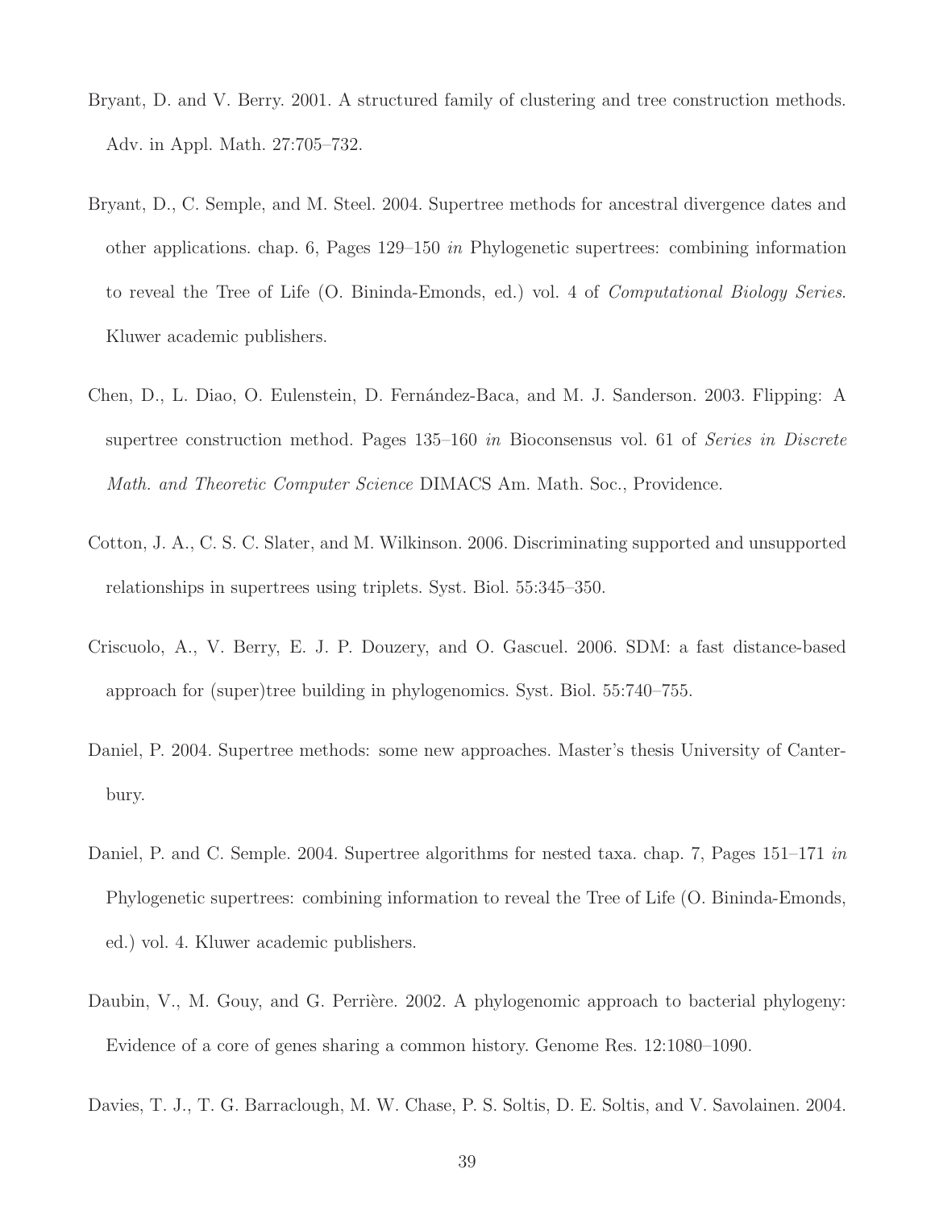Bryant, D. and V. Berry. 2001. A structured family of clustering and tree construction methods. Adv. in Appl. Math. 27:705–732.

Bryant, D., C. Semple, and M. Steel. 2004. Supertree methods for ancestral divergence dates and other applications. chap. 6, Pages 129–150 *in* Phylogenetic supertrees: combining information to reveal the Tree of Life (O. Bininda-Emonds, ed.) vol. 4 of *Computational Biology Series*. Kluwer academic publishers.

Chen, D., L. Diao, O. Eulenstein, D. Fernández-Baca, and M. J. Sanderson. 2003. Flipping: A supertree construction method. Pages 135–160 *in* Bioconsensus vol. 61 of *Series in Discrete Math. and Theoretic Computer Science* DIMACS Am. Math. Soc., Providence.

Cotton, J. A., C. S. C. Slater, and M. Wilkinson. 2006. Discriminating supported and unsupported relationships in supertrees using triplets. Syst. Biol. 55:345–350.

Criscuolo, A., V. Berry, E. J. P. Douzery, and O. Gascuel. 2006. SDM: a fast distance-based approach for (super)tree building in phylogenomics. Syst. Biol. 55:740–755.

Daniel, P. 2004. Supertree methods: some new approaches. Master's thesis University of Canterbury.

Daniel, P. and C. Semple. 2004. Supertree algorithms for nested taxa. chap. 7, Pages 151–171 *in* Phylogenetic supertrees: combining information to reveal the Tree of Life (O. Bininda-Emonds, ed.) vol. 4. Kluwer academic publishers.

Daubin, V., M. Gouy, and G. Perrière. 2002. A phylogenomic approach to bacterial phylogeny: Evidence of a core of genes sharing a common history. Genome Res. 12:1080–1090.

Davies, T. J., T. G. Barraclough, M. W. Chase, P. S. Soltis, D. E. Soltis, and V. Savolainen. 2004.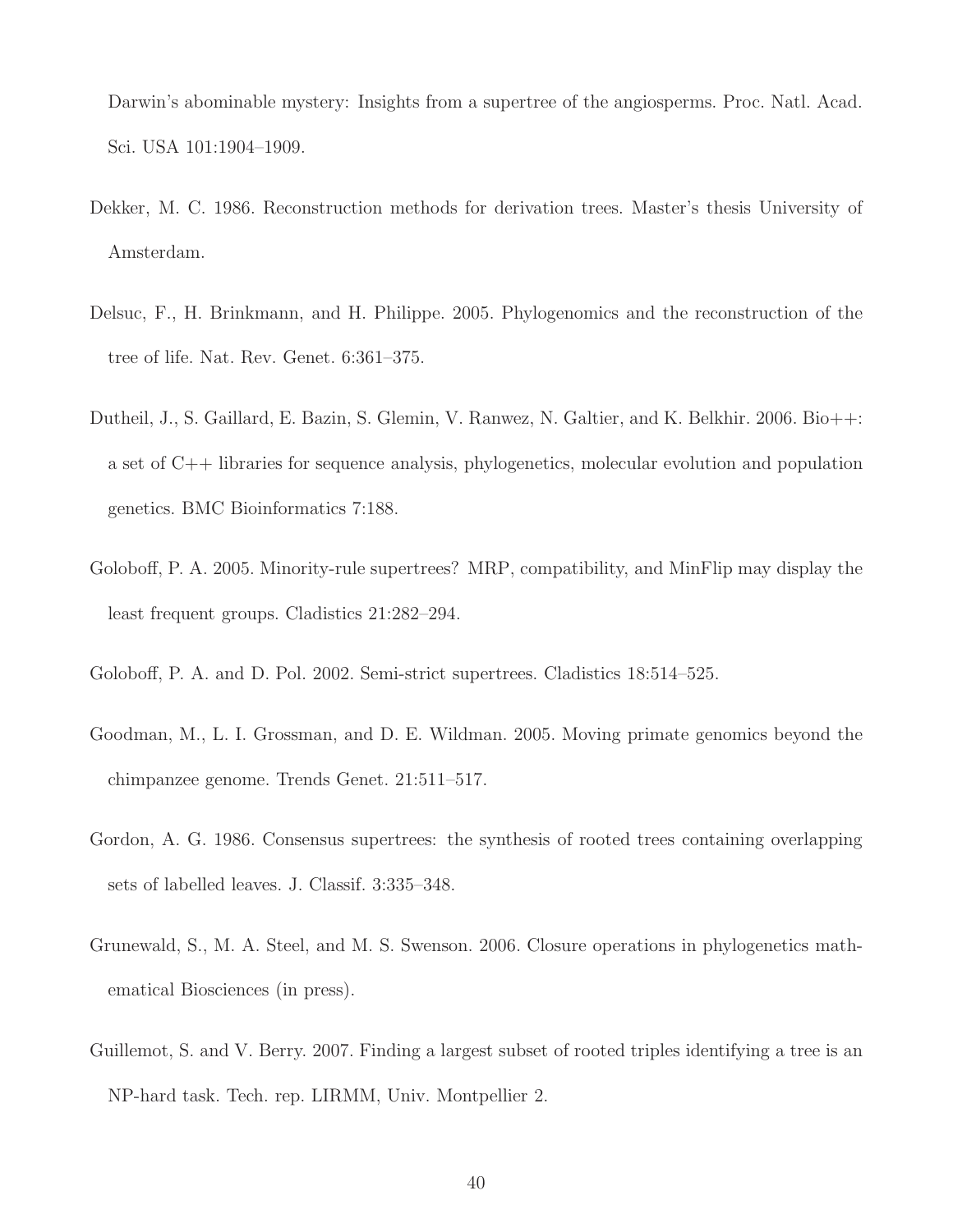Darwin's abominable mystery: Insights from a supertree of the angiosperms. Proc. Natl. Acad. Sci. USA 101:1904–1909.

Dekker, M. C. 1986. Reconstruction methods for derivation trees. Master's thesis University of Amsterdam.

Delsuc, F., H. Brinkmann, and H. Philippe. 2005. Phylogenomics and the reconstruction of the tree of life. Nat. Rev. Genet. 6:361–375.

Dutheil, J., S. Gaillard, E. Bazin, S. Glemin, V. Ranwez, N. Galtier, and K. Belkhir. 2006. Bio++: a set of C++ libraries for sequence analysis, phylogenetics, molecular evolution and population genetics. BMC Bioinformatics 7:188.

Goloboff, P. A. 2005. Minority-rule supertrees? MRP, compatibility, and MinFlip may display the least frequent groups. Cladistics 21:282–294.

Goloboff, P. A. and D. Pol. 2002. Semi-strict supertrees. Cladistics 18:514–525.

Goodman, M., L. I. Grossman, and D. E. Wildman. 2005. Moving primate genomics beyond the chimpanzee genome. Trends Genet. 21:511–517.

Gordon, A. G. 1986. Consensus supertrees: the synthesis of rooted trees containing overlapping sets of labelled leaves. J. Classif. 3:335–348.

Grunewald, S., M. A. Steel, and M. S. Swenson. 2006. Closure operations in phylogenetics mathematical Biosciences (in press).

Guillemot, S. and V. Berry. 2007. Finding a largest subset of rooted triples identifying a tree is an NP-hard task. Tech. rep. LIRMM, Univ. Montpellier 2.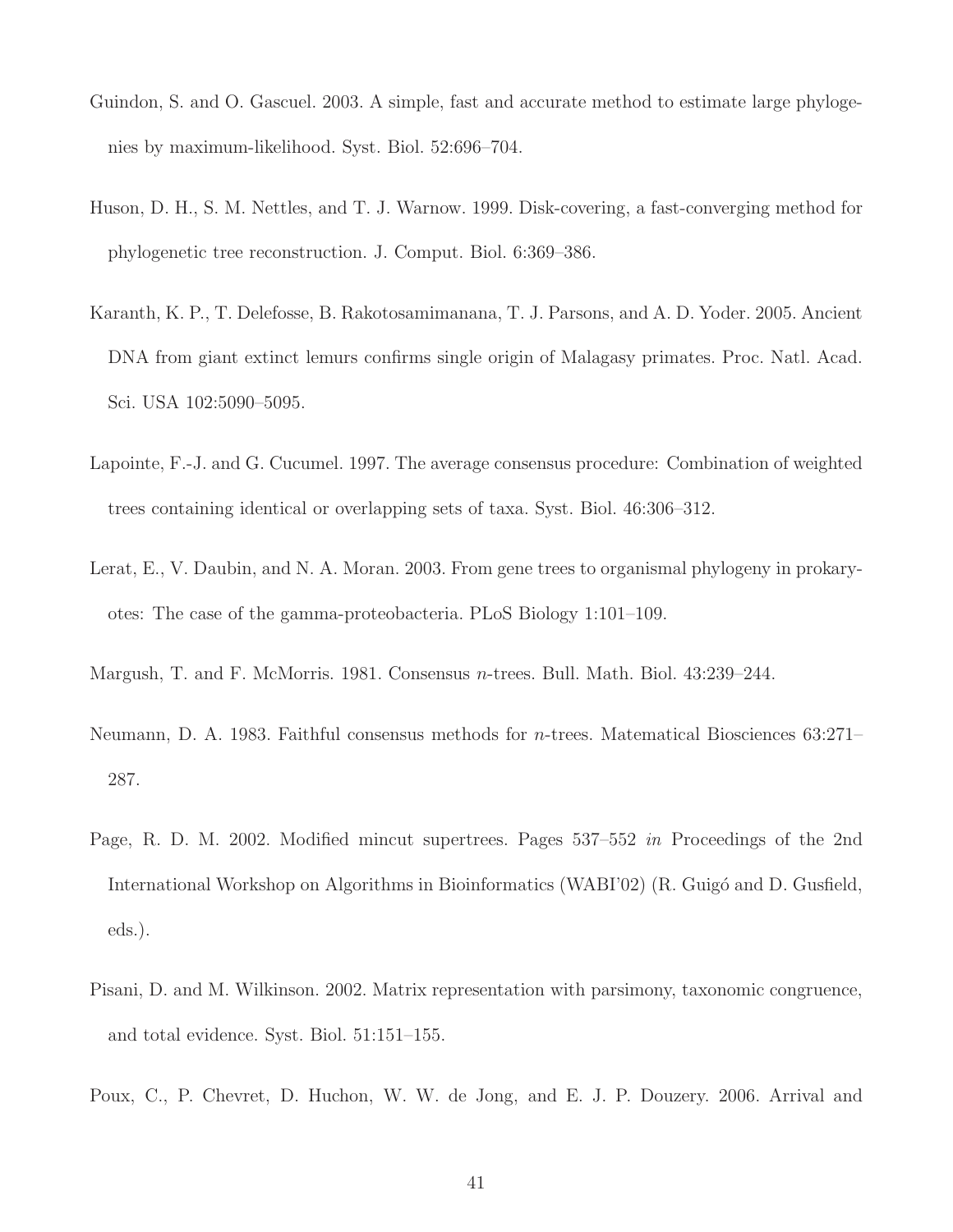Guindon, S. and O. Gascuel. 2003. A simple, fast and accurate method to estimate large phylogenies by maximum-likelihood. Syst. Biol. 52:696–704.

Huson, D. H., S. M. Nettles, and T. J. Warnow. 1999. Disk-covering, a fast-converging method for phylogenetic tree reconstruction. J. Comput. Biol. 6:369–386.

Karanth, K. P., T. Delefosse, B. Rakotosamimanana, T. J. Parsons, and A. D. Yoder. 2005. Ancient DNA from giant extinct lemurs confirms single origin of Malagasy primates. Proc. Natl. Acad. Sci. USA 102:5090–5095.

Lapointe, F.-J. and G. Cucumel. 1997. The average consensus procedure: Combination of weighted trees containing identical or overlapping sets of taxa. Syst. Biol. 46:306–312.

Lerat, E., V. Daubin, and N. A. Moran. 2003. From gene trees to organismal phylogeny in prokaryotes: The case of the gamma-proteobacteria. PLoS Biology 1:101–109.

Margush, T. and F. McMorris. 1981. Consensus *n*-trees. Bull. Math. Biol. 43:239–244.

Neumann, D. A. 1983. Faithful consensus methods for *n*-trees. Matematical Biosciences 63:271–287.

Page, R. D. M. 2002. Modified mincut supertrees. Pages 537–552 *in* Proceedings of the 2nd International Workshop on Algorithms in Bioinformatics (WABI'02) (R. Guigó and D. Gusfield, eds.).

Pisani, D. and M. Wilkinson. 2002. Matrix representation with parsimony, taxonomic congruence, and total evidence. Syst. Biol. 51:151–155.

Poux, C., P. Chevret, D. Huchon, W. W. de Jong, and E. J. P. Douzery. 2006. Arrival and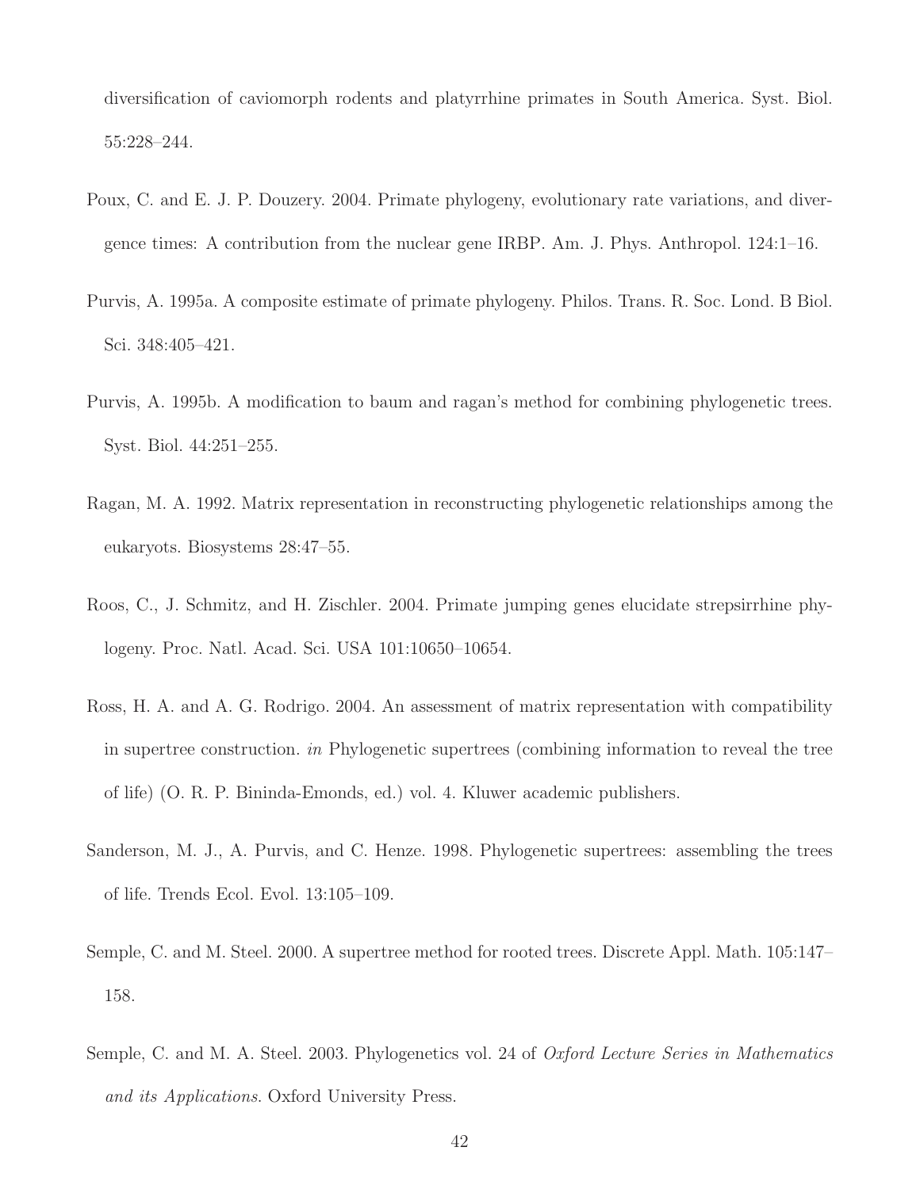diversification of caviomorph rodents and platyrrhine primates in South America. Syst. Biol. 55:228–244.

Poux, C. and E. J. P. Douzery. 2004. Primate phylogeny, evolutionary rate variations, and divergence times: A contribution from the nuclear gene IRBP. Am. J. Phys. Anthropol. 124:1–16.

Purvis, A. 1995a. A composite estimate of primate phylogeny. Philos. Trans. R. Soc. Lond. B Biol. Sci. 348:405–421.

Purvis, A. 1995b. A modification to baum and ragan's method for combining phylogenetic trees. Syst. Biol. 44:251–255.

Ragan, M. A. 1992. Matrix representation in reconstructing phylogenetic relationships among the eukaryots. Biosystems 28:47–55.

Roos, C., J. Schmitz, and H. Zischler. 2004. Primate jumping genes elucidate strepsirrhine phylogeny. Proc. Natl. Acad. Sci. USA 101:10650–10654.

Ross, H. A. and A. G. Rodrigo. 2004. An assessment of matrix representation with compatibility in supertree construction. *in* Phylogenetic supertrees (combining information to reveal the tree of life) (O. R. P. Bininda-Emonds, ed.) vol. 4. Kluwer academic publishers.

Sanderson, M. J., A. Purvis, and C. Henze. 1998. Phylogenetic supertrees: assembling the trees of life. Trends Ecol. Evol. 13:105–109.

Semple, C. and M. Steel. 2000. A supertree method for rooted trees. Discrete Appl. Math. 105:147–158.

Semple, C. and M. A. Steel. 2003. Phylogenetics vol. 24 of *Oxford Lecture Series in Mathematics and its Applications*. Oxford University Press.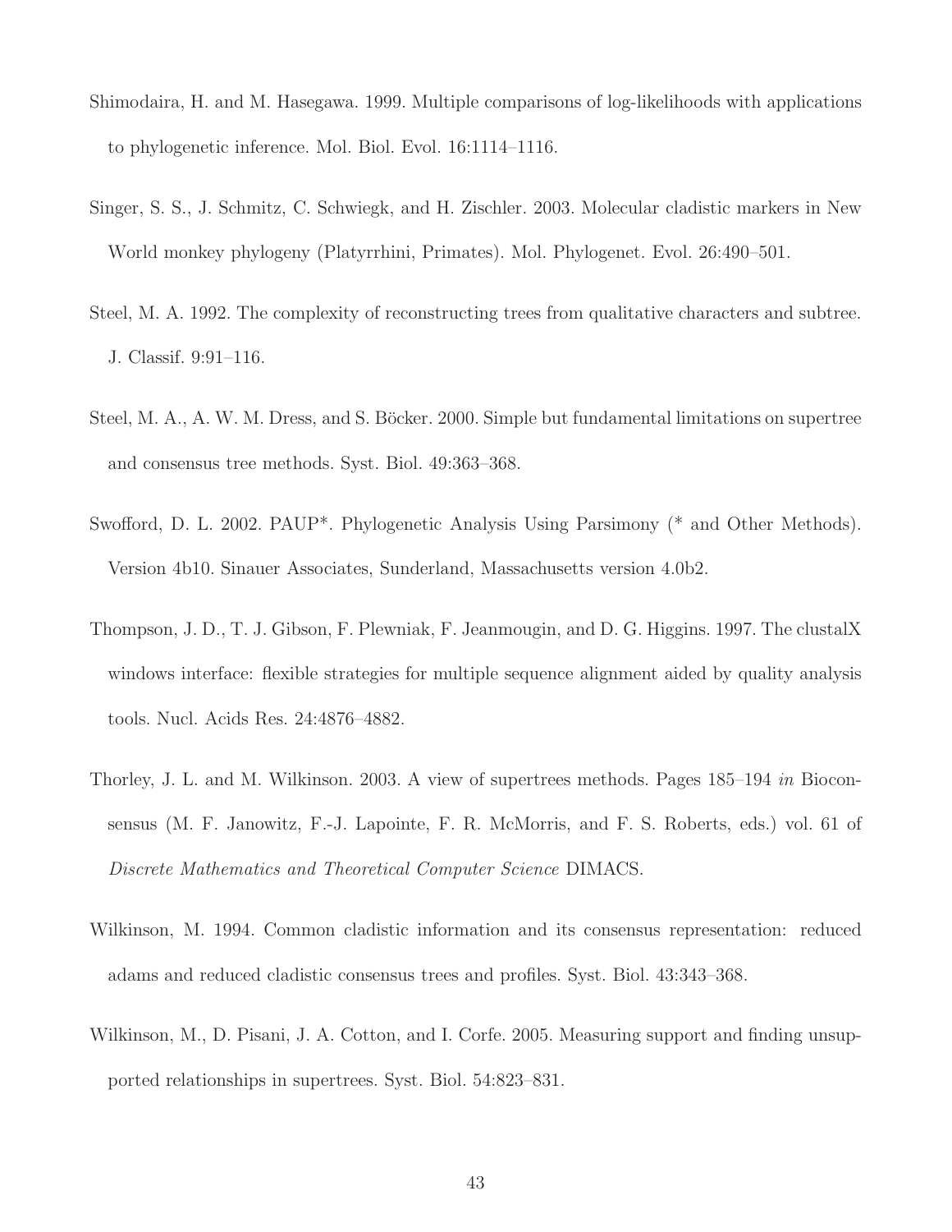Shimodaira, H. and M. Hasegawa. 1999. Multiple comparisons of log-likelihoods with applications to phylogenetic inference. Mol. Biol. Evol. 16:1114–1116.

Singer, S. S., J. Schmitz, C. Schwiegk, and H. Zischler. 2003. Molecular cladistic markers in New World monkey phylogeny (Platyrrhini, Primates). Mol. Phylogenet. Evol. 26:490–501.

Steel, M. A. 1992. The complexity of reconstructing trees from qualitative characters and subtree. J. Classif. 9:91–116.

Steel, M. A., A. W. M. Dress, and S. Böcker. 2000. Simple but fundamental limitations on supertree and consensus tree methods. Syst. Biol. 49:363–368.

Swofford, D. L. 2002. PAUP*. Phylogenetic Analysis Using Parsimony (* and Other Methods). Version 4b10. Sinauer Associates, Sunderland, Massachusetts version 4.0b2.

Thompson, J. D., T. J. Gibson, F. Plewniak, F. Jeanmougin, and D. G. Higgins. 1997. The clustalX windows interface: flexible strategies for multiple sequence alignment aided by quality analysis tools. Nucl. Acids Res. 24:4876–4882.

Thorley, J. L. and M. Wilkinson. 2003. A view of supertrees methods. Pages 185–194 *in* Bioconsensus (M. F. Janowitz, F.-J. Lapointe, F. R. McMorris, and F. S. Roberts, eds.) vol. 61 of *Discrete Mathematics and Theoretical Computer Science* DIMACS.

Wilkinson, M. 1994. Common cladistic information and its consensus representation: reduced adams and reduced cladistic consensus trees and profiles. Syst. Biol. 43:343–368.

Wilkinson, M., D. Pisani, J. A. Cotton, and I. Corfe. 2005. Measuring support and finding unsupported relationships in supertrees. Syst. Biol. 54:823–831.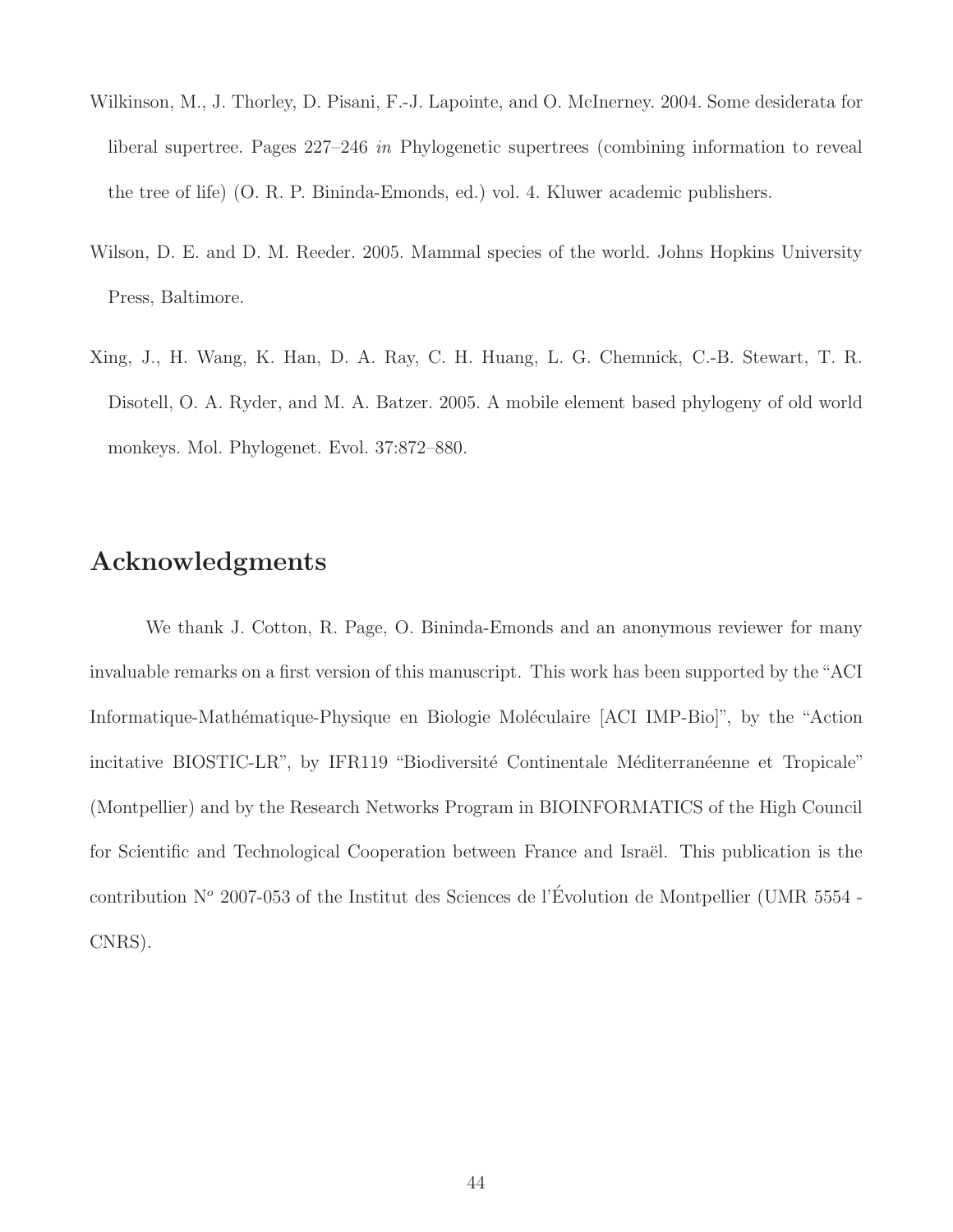Wilkinson, M., J. Thorley, D. Pisani, F.-J. Lapointe, and O. McInerney. 2004. Some desiderata for liberal supertree. Pages 227–246 *in* Phylogenetic supertrees (combining information to reveal the tree of life) (O. R. P. Bininda-Emonds, ed.) vol. 4. Kluwer academic publishers.

Wilson, D. E. and D. M. Reeder. 2005. Mammal species of the world. Johns Hopkins University Press, Baltimore.

Xing, J., H. Wang, K. Han, D. A. Ray, C. H. Huang, L. G. Chemnick, C.-B. Stewart, T. R. Disotell, O. A. Ryder, and M. A. Batzer. 2005. A mobile element based phylogeny of old world monkeys. Mol. Phylogenet. Evol. 37:872–880.

## Acknowledgments

We thank J. Cotton, R. Page, O. Bininda-Emonds and an anonymous reviewer for many invaluable remarks on a first version of this manuscript. This work has been supported by the "ACI Informatique-Mathématique-Physique en Biologie Moléculaire [ACI IMP-Bio]", by the "Action incitative BIOSTIC-LR", by IFR119 "Biodiversité Continentale Méditerranéenne et Tropicale" (Montpellier) and by the Research Networks Program in BIOINFORMATICS of the High Council for Scientific and Technological Cooperation between France and Israël. This publication is the contribution N$^o$ 2007-053 of the Institut des Sciences de l'Évolution de Montpellier (UMR 5554 - CNRS).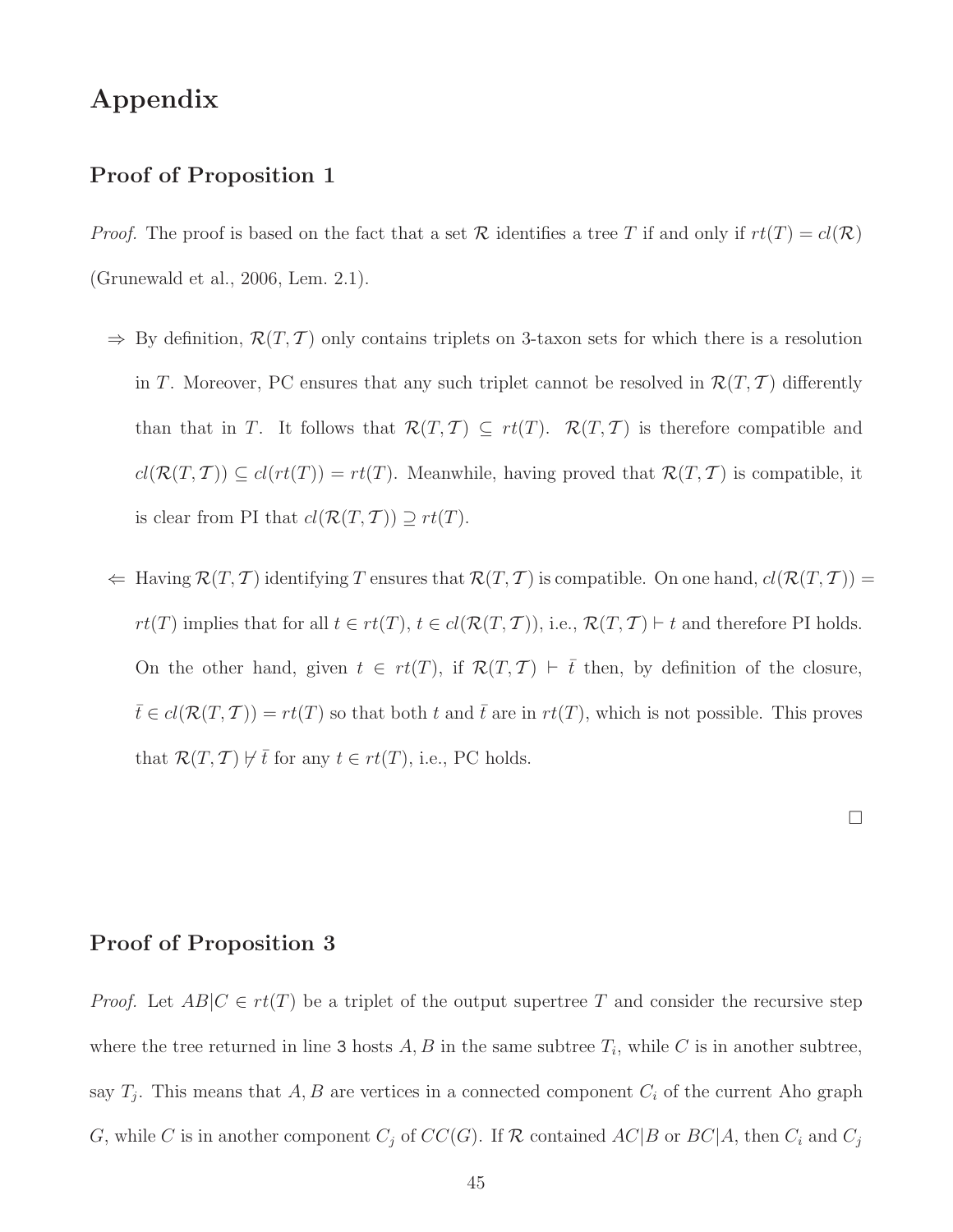# Appendix

## Proof of Proposition 1

*Proof.* The proof is based on the fact that a set $\mathcal{R}$ identifies a tree $T$ if and only if $rt(T) = cl(\mathcal{R})$ (Grunewald et al., 2006, Lem. 2.1).

- $\Rightarrow$ By definition, $\mathcal{R}(T, \mathcal{T})$ only contains triplets on 3-taxon sets for which there is a resolution in $T$. Moreover, PC ensures that any such triplet cannot be resolved in $\mathcal{R}(T, \mathcal{T})$ differently than that in $T$. It follows that $\mathcal{R}(T, \mathcal{T}) \subseteq rt(T)$. $\mathcal{R}(T, \mathcal{T})$ is therefore compatible and $cl(\mathcal{R}(T, \mathcal{T})) \subseteq cl(rt(T)) = rt(T)$. Meanwhile, having proved that $\mathcal{R}(T, \mathcal{T})$ is compatible, it is clear from PI that $cl(\mathcal{R}(T, \mathcal{T})) \supseteq rt(T)$.

- $\Leftarrow$ Having $\mathcal{R}(T, \mathcal{T})$ identifying $T$ ensures that $\mathcal{R}(T, \mathcal{T})$ is compatible. On one hand, $cl(\mathcal{R}(T, \mathcal{T})) = rt(T)$ implies that for all $t \in rt(T)$, $t \in cl(\mathcal{R}(T, \mathcal{T}))$, i.e., $\mathcal{R}(T, \mathcal{T}) \vdash t$ and therefore PI holds. On the other hand, given $t \in rt(T)$, if $\mathcal{R}(T, \mathcal{T}) \vdash \bar{t}$ then, by definition of the closure, $\bar{t} \in cl(\mathcal{R}(T, \mathcal{T})) = rt(T)$ so that both $t$ and $\bar{t}$ are in $rt(T)$, which is not possible. This proves that $\mathcal{R}(T, \mathcal{T}) \not\vdash \bar{t}$ for any $t \in rt(T)$, i.e., PC holds.

□

## Proof of Proposition 3

*Proof.* Let $AB|C \in rt(T)$ be a triplet of the output supertree $T$ and consider the recursive step where the tree returned in line 3 hosts $A, B$ in the same subtree $T_i$, while $C$ is in another subtree, say $T_j$. This means that $A, B$ are vertices in a connected component $C_i$ of the current Aho graph $G$, while $C$ is in another component $C_j$ of $CC(G)$. If $\mathcal{R}$ contained $AC|B$ or $BC|A$, then $C_i$ and $C_j$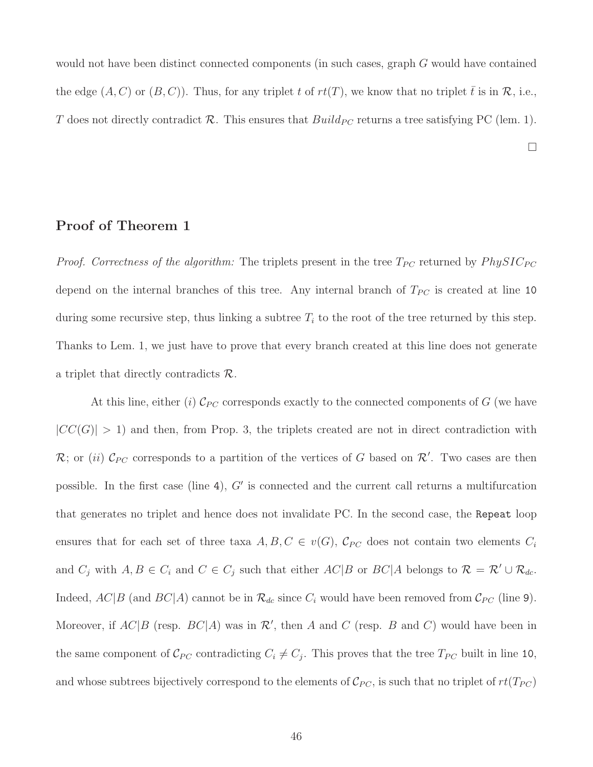would not have been distinct connected components (in such cases, graph $G$ would have contained the edge $(A, C)$ or $(B, C)$). Thus, for any triplet $t$ of $rt(T)$, we know that no triplet $\bar{t}$ is in $\mathcal{R}$, i.e., $T$ does not directly contradict $\mathcal{R}$. This ensures that $Build_{PC}$ returns a tree satisfying PC (lem. 1).

□

## Proof of Theorem 1

*Proof. Correctness of the algorithm:* The triplets present in the tree $T_{PC}$ returned by $PhySIC_{PC}$ depend on the internal branches of this tree. Any internal branch of $T_{PC}$ is created at line `10` during some recursive step, thus linking a subtree $T_i$ to the root of the tree returned by this step. Thanks to Lem. 1, we just have to prove that every branch created at this line does not generate a triplet that directly contradicts $\mathcal{R}$.

At this line, either $(i)$ $\mathcal{C}_{PC}$ corresponds exactly to the connected components of $G$ (we have $|CC(G)| > 1$) and then, from Prop. 3, the triplets created are not in direct contradiction with $\mathcal{R}$; or $(ii)$ $\mathcal{C}_{PC}$ corresponds to a partition of the vertices of $G$ based on $\mathcal{R}'$. Two cases are then possible. In the first case (line `4`), $G'$ is connected and the current call returns a multifurcation that generates no triplet and hence does not invalidate PC. In the second case, the `Repeat` loop ensures that for each set of three taxa $A, B, C \in v(G)$, $\mathcal{C}_{PC}$ does not contain two elements $C_i$ and $C_j$ with $A, B \in C_i$ and $C \in C_j$ such that either $AC|B$ or $BC|A$ belongs to $\mathcal{R} = \mathcal{R}' \cup \mathcal{R}_{dc}$. Indeed, $AC|B$ (and $BC|A$) cannot be in $\mathcal{R}_{dc}$ since $C_i$ would have been removed from $\mathcal{C}_{PC}$ (line `9`). Moreover, if $AC|B$ (resp. $BC|A$) was in $\mathcal{R}'$, then $A$ and $C$ (resp. $B$ and $C$) would have been in the same component of $\mathcal{C}_{PC}$ contradicting $C_i \neq C_j$. This proves that the tree $T_{PC}$ built in line `10`, and whose subtrees bijectively correspond to the elements of $\mathcal{C}_{PC}$, is such that no triplet of $rt(T_{PC})$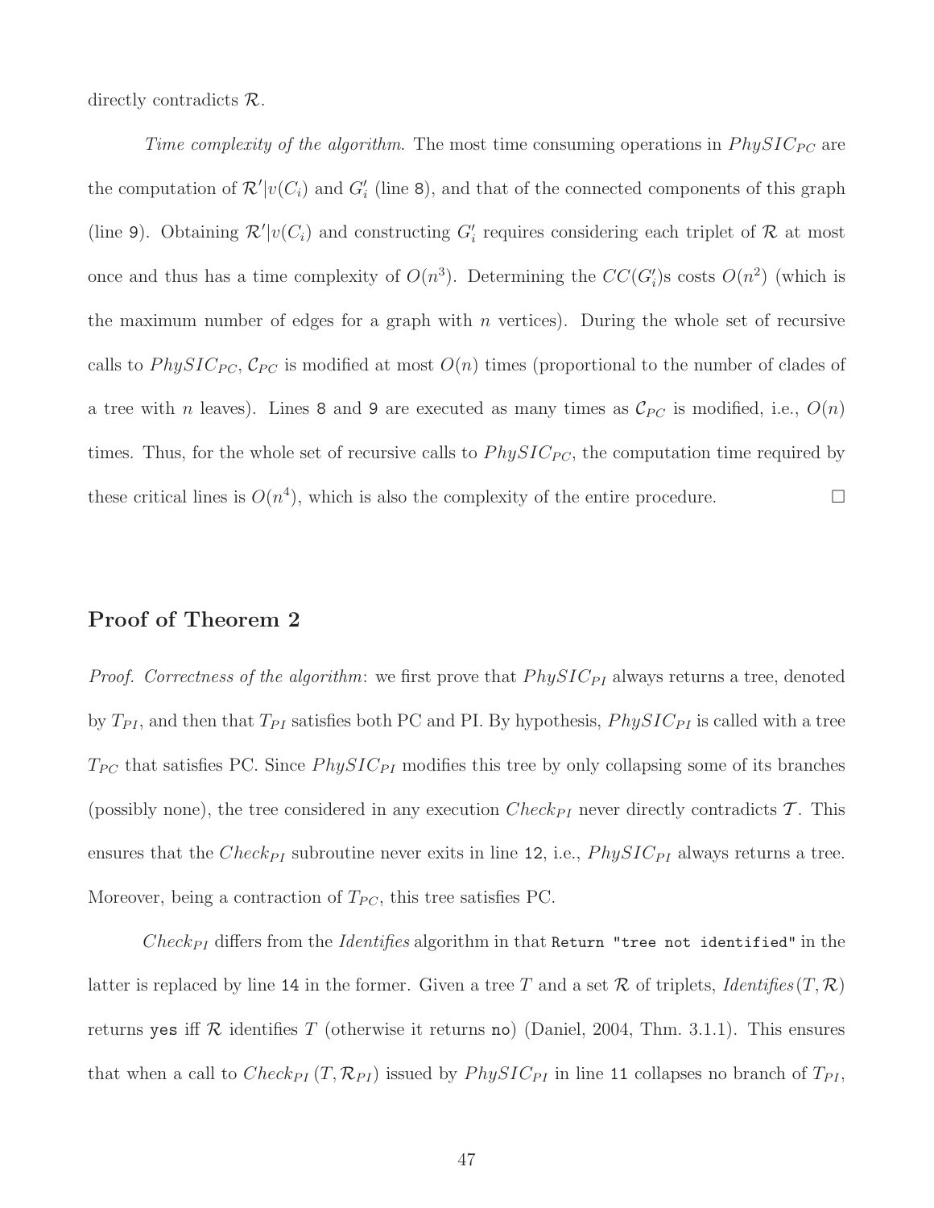directly contradicts $\mathcal{R}$.

*Time complexity of the algorithm*. The most time consuming operations in $PhySIC_{PC}$ are the computation of $\mathcal{R}'|v(C_i)$ and $G'_i$ (line 8), and that of the connected components of this graph (line 9). Obtaining $\mathcal{R}'|v(C_i)$ and constructing $G'_i$ requires considering each triplet of $\mathcal{R}$ at most once and thus has a time complexity of $O(n^3)$. Determining the $CC(G'_i)$s costs $O(n^2)$ (which is the maximum number of edges for a graph with $n$ vertices). During the whole set of recursive calls to $PhySIC_{PC}$, $\mathcal{C}_{PC}$ is modified at most $O(n)$ times (proportional to the number of clades of a tree with $n$ leaves). Lines 8 and 9 are executed as many times as $\mathcal{C}_{PC}$ is modified, i.e., $O(n)$ times. Thus, for the whole set of recursive calls to $PhySIC_{PC}$, the computation time required by these critical lines is $O(n^4)$, which is also the complexity of the entire procedure. □

## Proof of Theorem 2

*Proof. Correctness of the algorithm*: we first prove that $PhySIC_{PI}$ always returns a tree, denoted by $T_{PI}$, and then that $T_{PI}$ satisfies both PC and PI. By hypothesis, $PhySIC_{PI}$ is called with a tree $T_{PC}$ that satisfies PC. Since $PhySIC_{PI}$ modifies this tree by only collapsing some of its branches (possibly none), the tree considered in any execution $Check_{PI}$ never directly contradicts $\mathcal{T}$. This ensures that the $Check_{PI}$ subroutine never exits in line 12, i.e., $PhySIC_{PI}$ always returns a tree. Moreover, being a contraction of $T_{PC}$, this tree satisfies PC.

$Check_{PI}$ differs from the *Identifies* algorithm in that `Return "tree not identified"` in the latter is replaced by line 14 in the former. Given a tree $T$ and a set $\mathcal{R}$ of triplets, *Identifies*$(T, \mathcal{R})$ returns `yes` iff $\mathcal{R}$ identifies $T$ (otherwise it returns `no`) (Daniel, 2004, Thm. 3.1.1). This ensures that when a call to $Check_{PI}(T, \mathcal{R}_{PI})$ issued by $PhySIC_{PI}$ in line 11 collapses no branch of $T_{PI}$,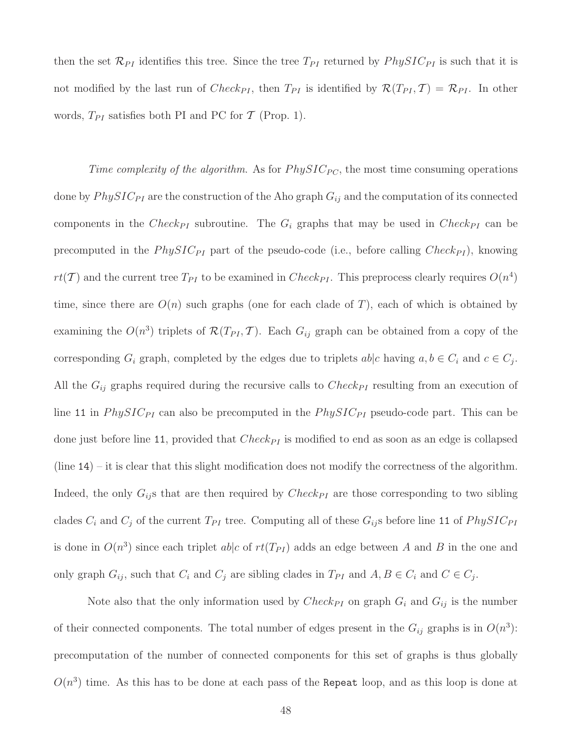then the set $\mathcal{R}_{PI}$ identifies this tree. Since the tree $T_{PI}$ returned by $PhySIC_{PI}$ is such that it is not modified by the last run of $Check_{PI}$, then $T_{PI}$ is identified by $\mathcal{R}(T_{PI}, \mathcal{T}) = \mathcal{R}_{PI}$. In other words, $T_{PI}$ satisfies both PI and PC for $\mathcal{T}$ (Prop. 1).

*Time complexity of the algorithm.* As for $PhySIC_{PC}$, the most time consuming operations done by $PhySIC_{PI}$ are the construction of the Aho graph $G_{ij}$ and the computation of its connected components in the $Check_{PI}$ subroutine. The $G_i$ graphs that may be used in $Check_{PI}$ can be precomputed in the $PhySIC_{PI}$ part of the pseudo-code (i.e., before calling $Check_{PI}$), knowing $rt(\mathcal{T})$ and the current tree $T_{PI}$ to be examined in $Check_{PI}$. This preprocess clearly requires $O(n^4)$ time, since there are $O(n)$ such graphs (one for each clade of $T$), each of which is obtained by examining the $O(n^3)$ triplets of $\mathcal{R}(T_{PI}, \mathcal{T})$. Each $G_{ij}$ graph can be obtained from a copy of the corresponding $G_i$ graph, completed by the edges due to triplets $ab|c$ having $a, b \in C_i$ and $c \in C_j$. All the $G_{ij}$ graphs required during the recursive calls to $Check_{PI}$ resulting from an execution of line `11` in $PhySIC_{PI}$ can also be precomputed in the $PhySIC_{PI}$ pseudo-code part. This can be done just before line `11`, provided that $Check_{PI}$ is modified to end as soon as an edge is collapsed (line `14`) – it is clear that this slight modification does not modify the correctness of the algorithm. Indeed, the only $G_{ij}$s that are then required by $Check_{PI}$ are those corresponding to two sibling clades $C_i$ and $C_j$ of the current $T_{PI}$ tree. Computing all of these $G_{ij}$s before line `11` of $PhySIC_{PI}$ is done in $O(n^3)$ since each triplet $ab|c$ of $rt(T_{PI})$ adds an edge between $A$ and $B$ in the one and only graph $G_{ij}$, such that $C_i$ and $C_j$ are sibling clades in $T_{PI}$ and $A, B \in C_i$ and $C \in C_j$.

Note also that the only information used by $Check_{PI}$ on graph $G_i$ and $G_{ij}$ is the number of their connected components. The total number of edges present in the $G_{ij}$ graphs is in $O(n^3)$: precomputation of the number of connected components for this set of graphs is thus globally $O(n^3)$ time. As this has to be done at each pass of the `Repeat` loop, and as this loop is done at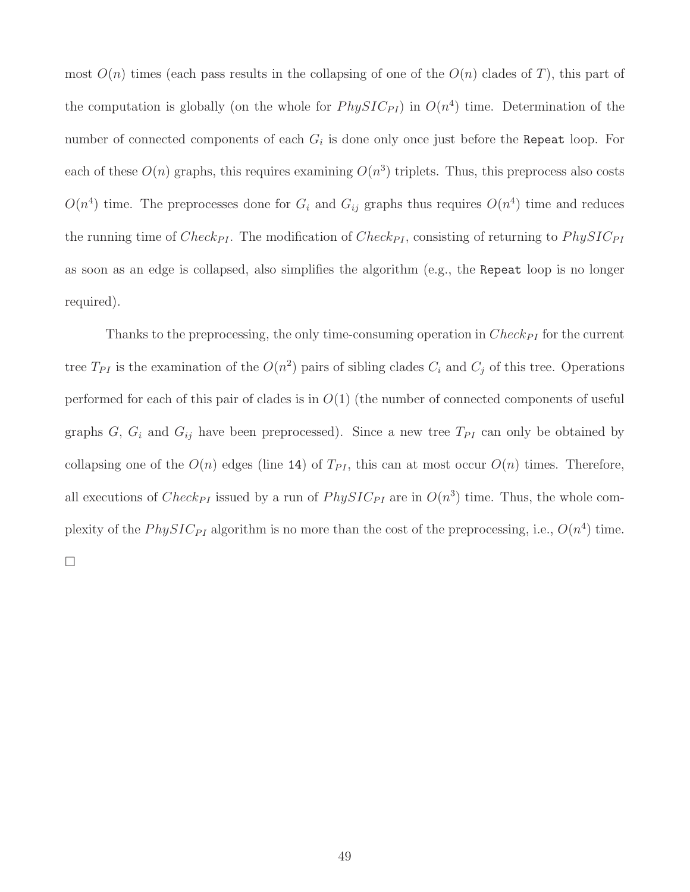most $O(n)$ times (each pass results in the collapsing of one of the $O(n)$ clades of $T$), this part of the computation is globally (on the whole for $PhySIC_{PI}$) in $O(n^4)$ time. Determination of the number of connected components of each $G_i$ is done only once just before the `Repeat` loop. For each of these $O(n)$ graphs, this requires examining $O(n^3)$ triplets. Thus, this preprocess also costs $O(n^4)$ time. The preprocesses done for $G_i$ and $G_{ij}$ graphs thus requires $O(n^4)$ time and reduces the running time of $Check_{PI}$. The modification of $Check_{PI}$, consisting of returning to $PhySIC_{PI}$ as soon as an edge is collapsed, also simplifies the algorithm (e.g., the `Repeat` loop is no longer required).

Thanks to the preprocessing, the only time-consuming operation in $Check_{PI}$ for the current tree $T_{PI}$ is the examination of the $O(n^2)$ pairs of sibling clades $C_i$ and $C_j$ of this tree. Operations performed for each of this pair of clades is in $O(1)$ (the number of connected components of useful graphs $G$, $G_i$ and $G_{ij}$ have been preprocessed). Since a new tree $T_{PI}$ can only be obtained by collapsing one of the $O(n)$ edges (line `14`) of $T_{PI}$, this can at most occur $O(n)$ times. Therefore, all executions of $Check_{PI}$ issued by a run of $PhySIC_{PI}$ are in $O(n^3)$ time. Thus, the whole complexity of the $PhySIC_{PI}$ algorithm is no more than the cost of the preprocessing, i.e., $O(n^4)$ time. □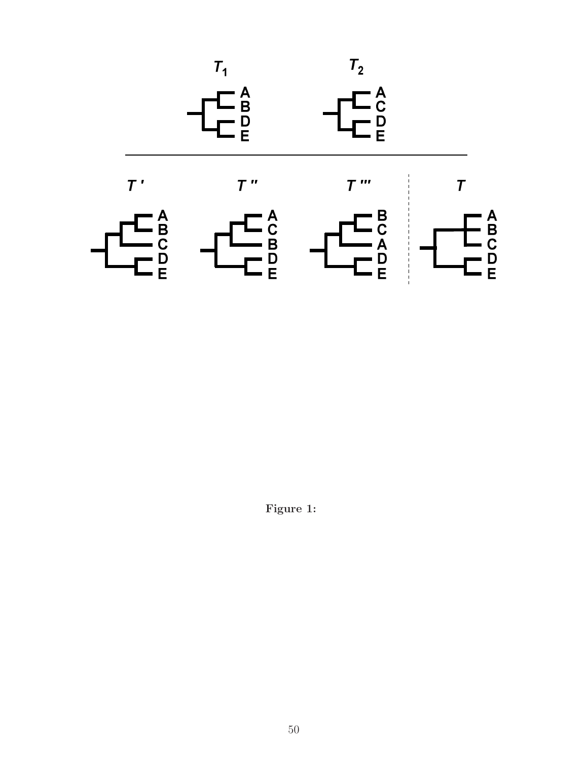**Figure 1:**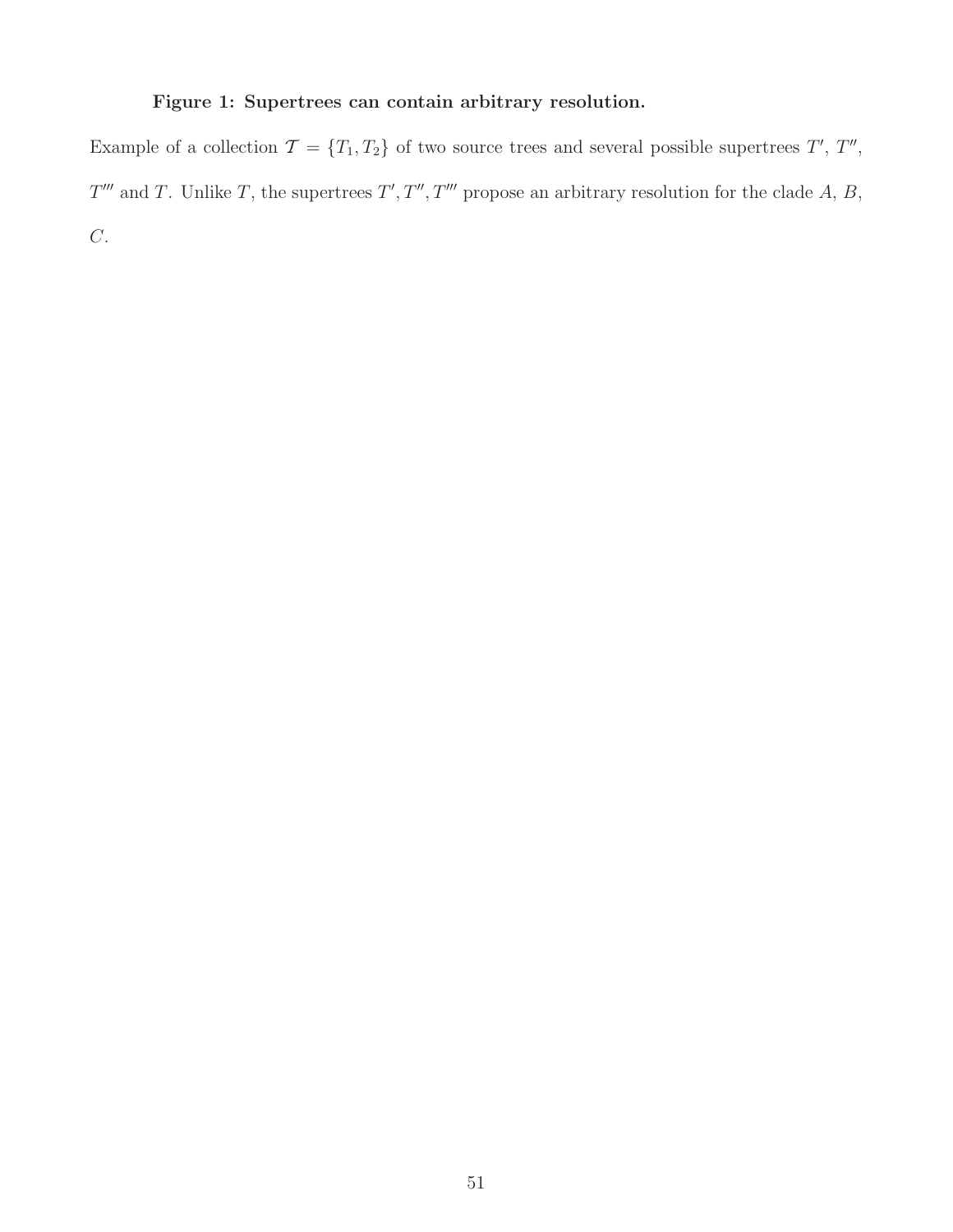**Figure 1: Supertrees can contain arbitrary resolution.**

Example of a collection $\mathcal{T} = \{T_1, T_2\}$ of two source trees and several possible supertrees $T'$, $T''$, $T'''$ and $T$. Unlike $T$, the supertrees $T', T'', T'''$ propose an arbitrary resolution for the clade $A$, $B$, $C$.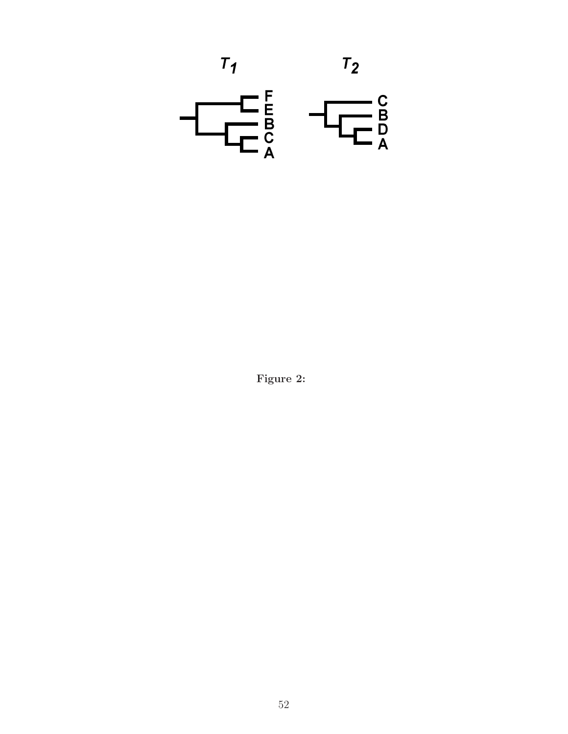**Figure 2:**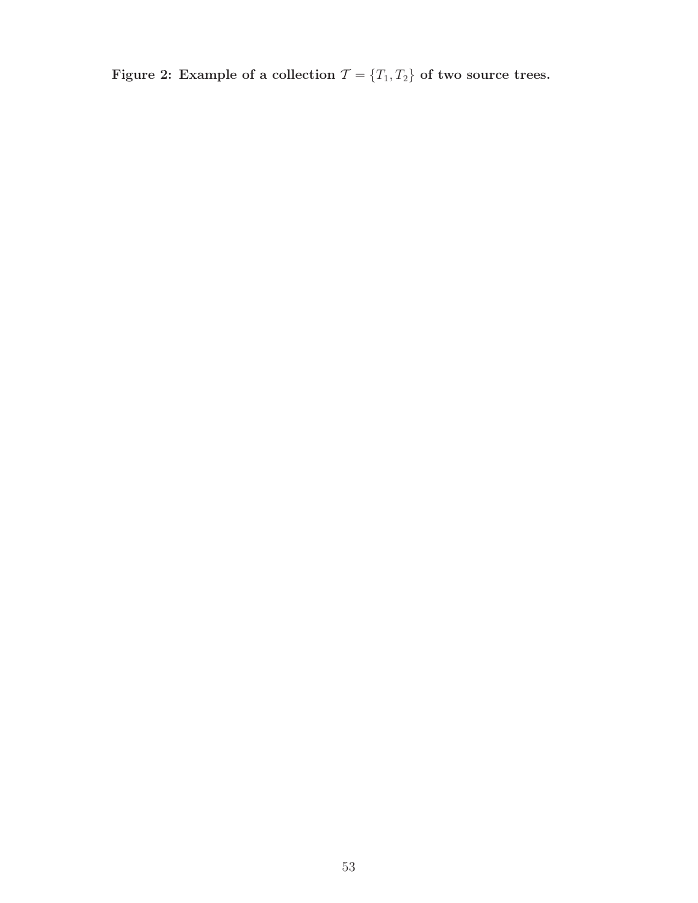**Figure 2: Example of a collection $\mathcal{T} = \{T_1, T_2\}$ of two source trees.**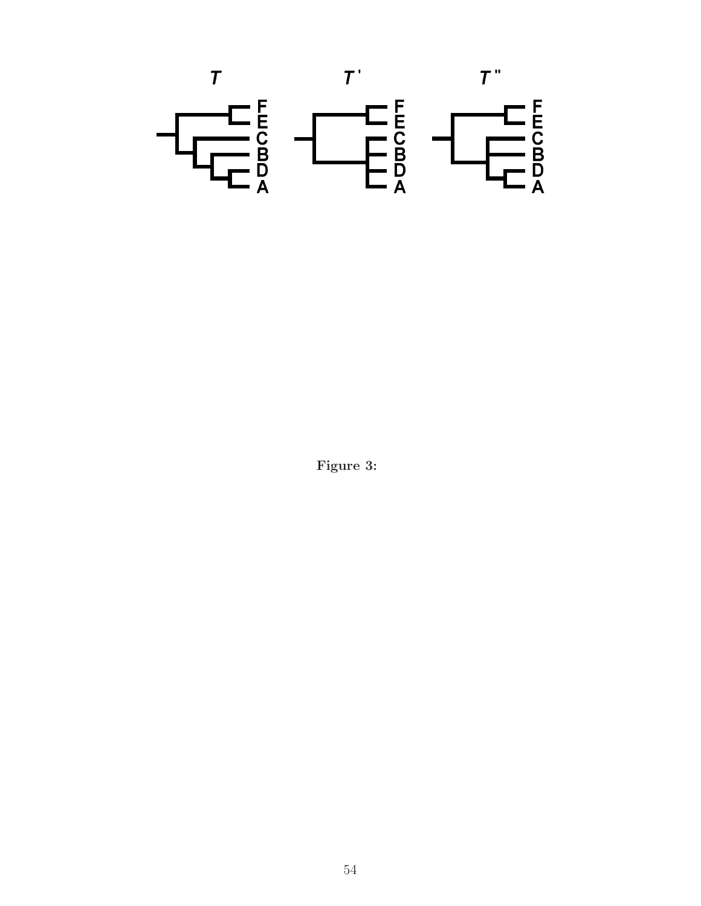**Figure 3:**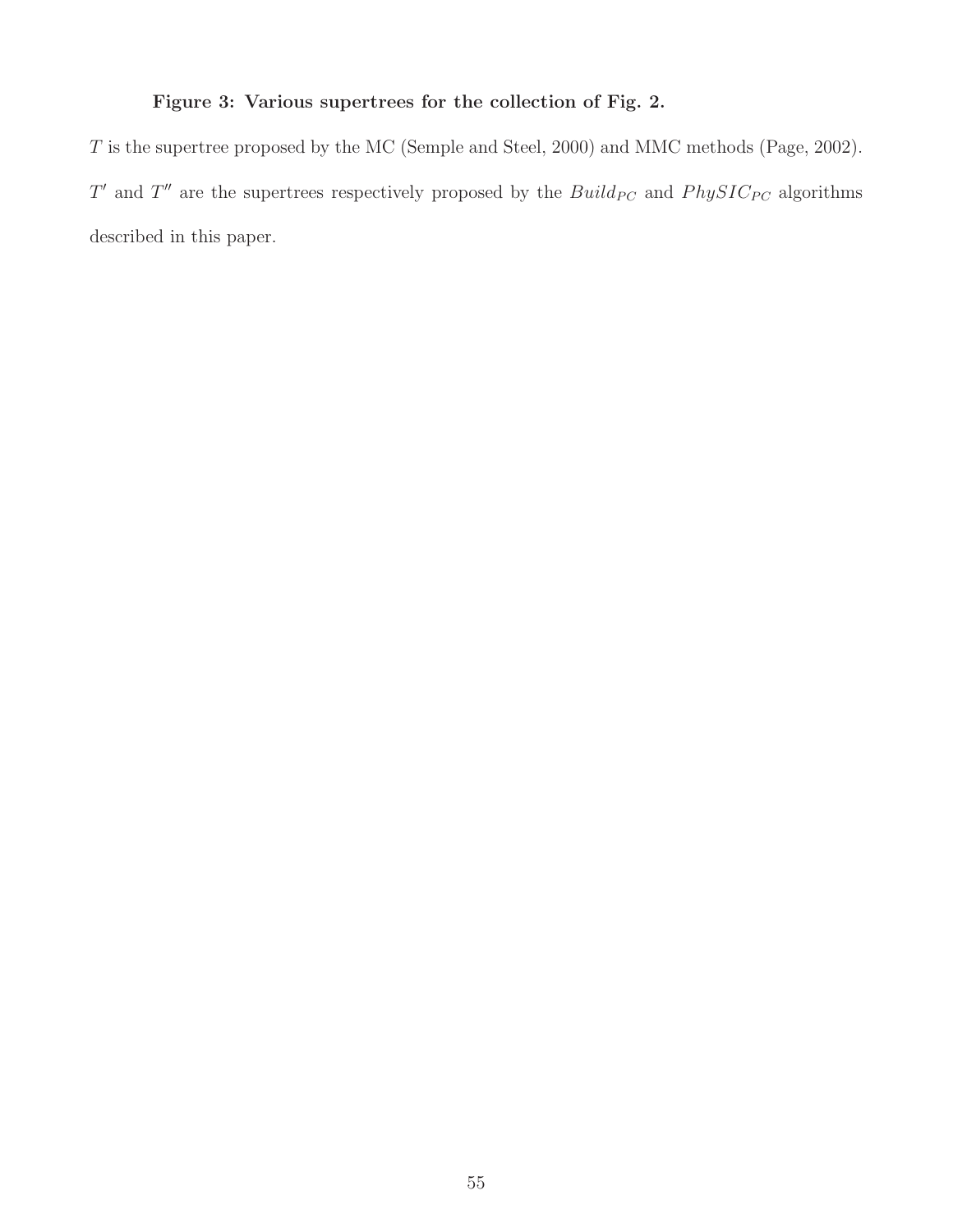**Figure 3: Various supertrees for the collection of Fig. 2.**

$T$ is the supertree proposed by the MC (Semple and Steel, 2000) and MMC methods (Page, 2002). $T'$ and $T''$ are the supertrees respectively proposed by the $Build_{PC}$ and $PhySIC_{PC}$ algorithms described in this paper.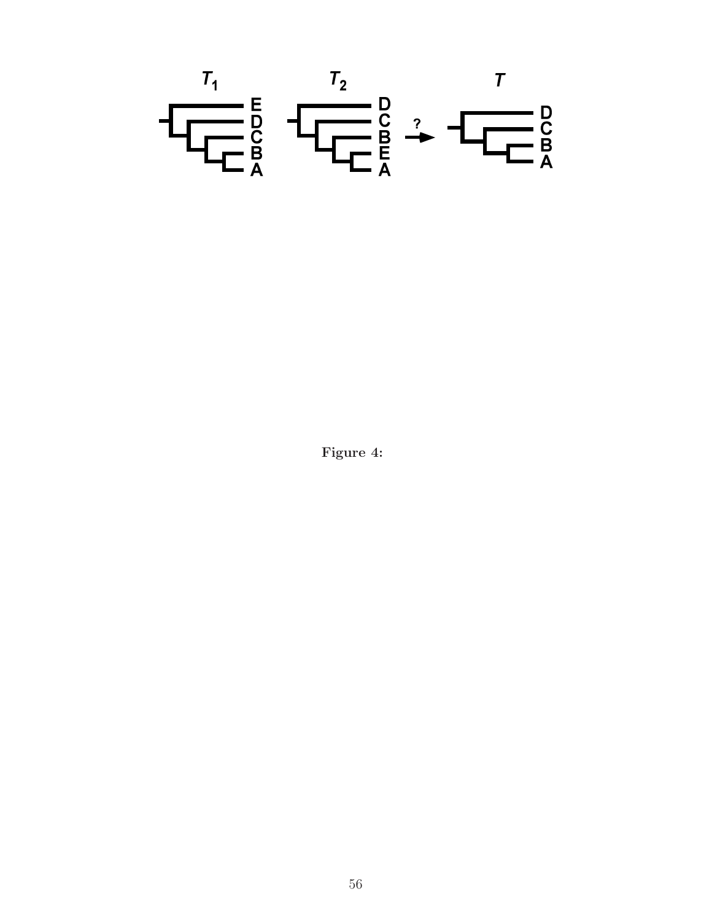**Figure 4:**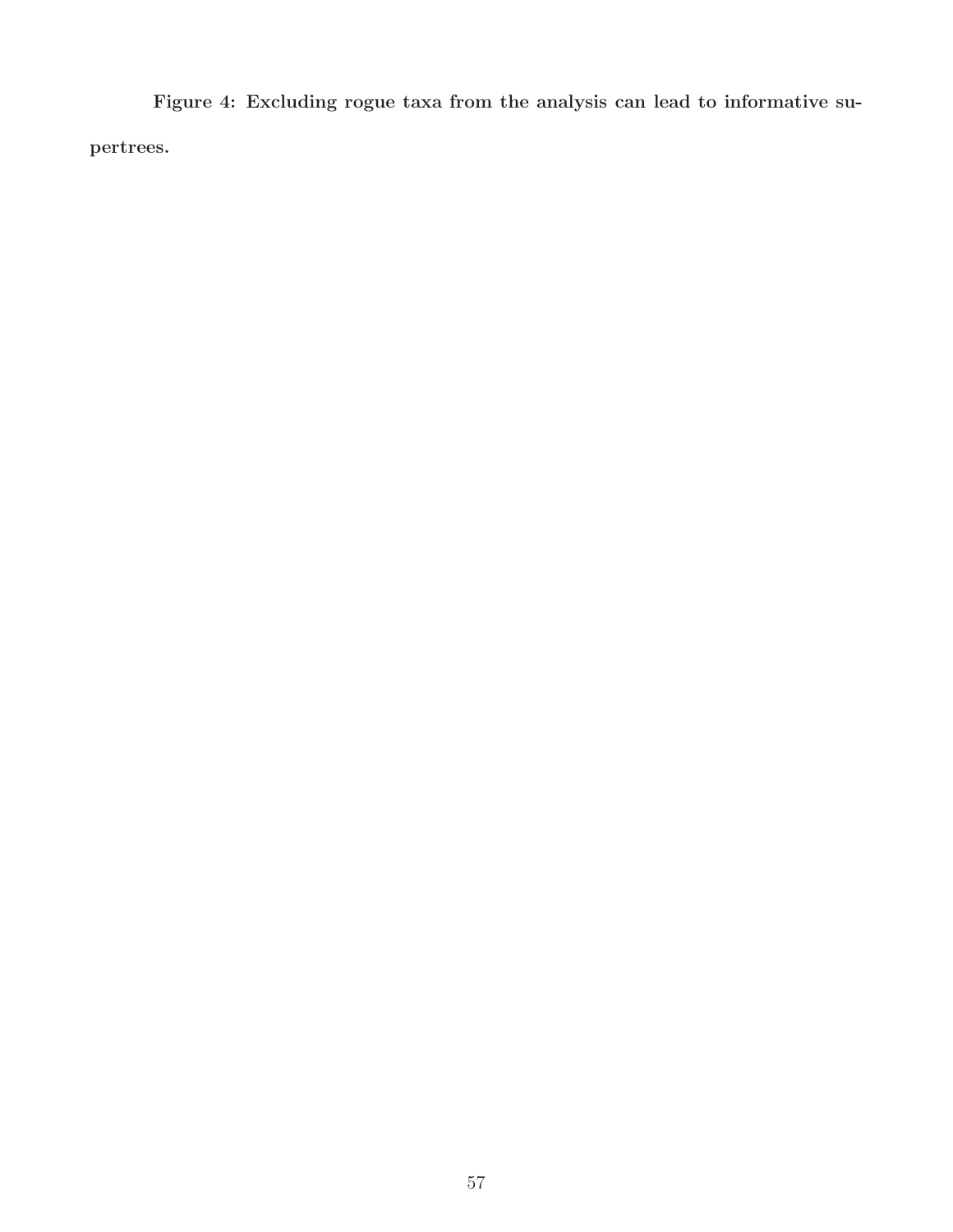**Figure 4: Excluding rogue taxa from the analysis can lead to informative supertrees.**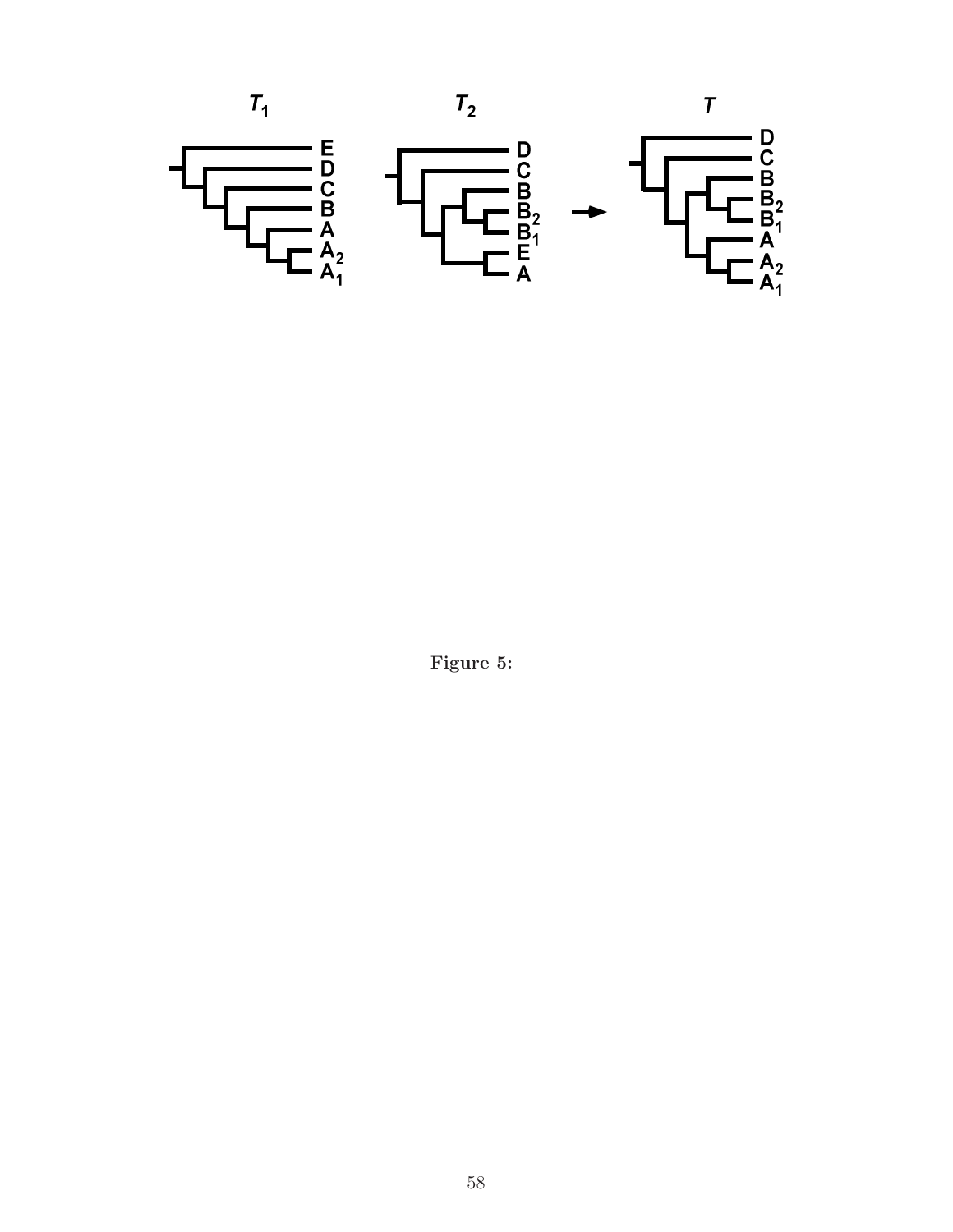**Figure 5:**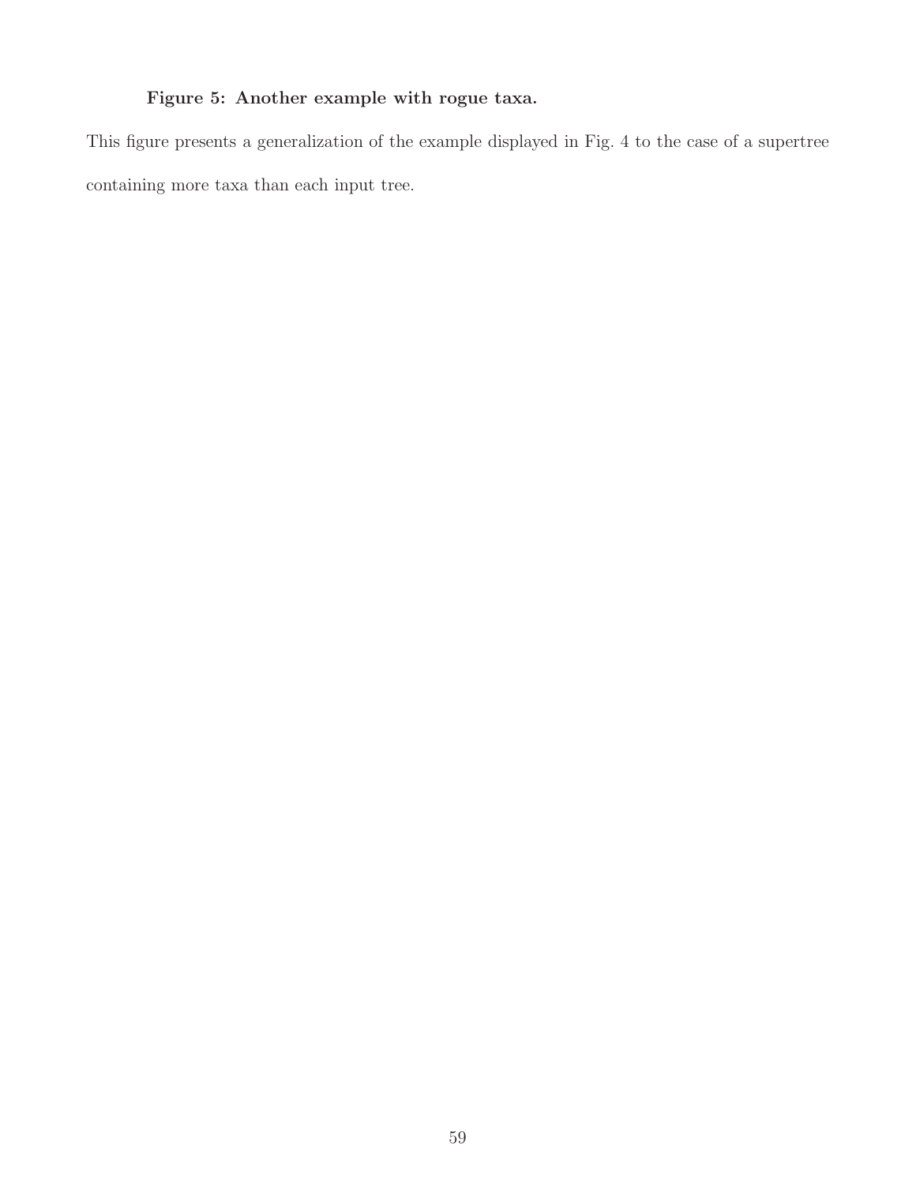**Figure 5: Another example with rogue taxa.**

This figure presents a generalization of the example displayed in Fig. 4 to the case of a supertree containing more taxa than each input tree.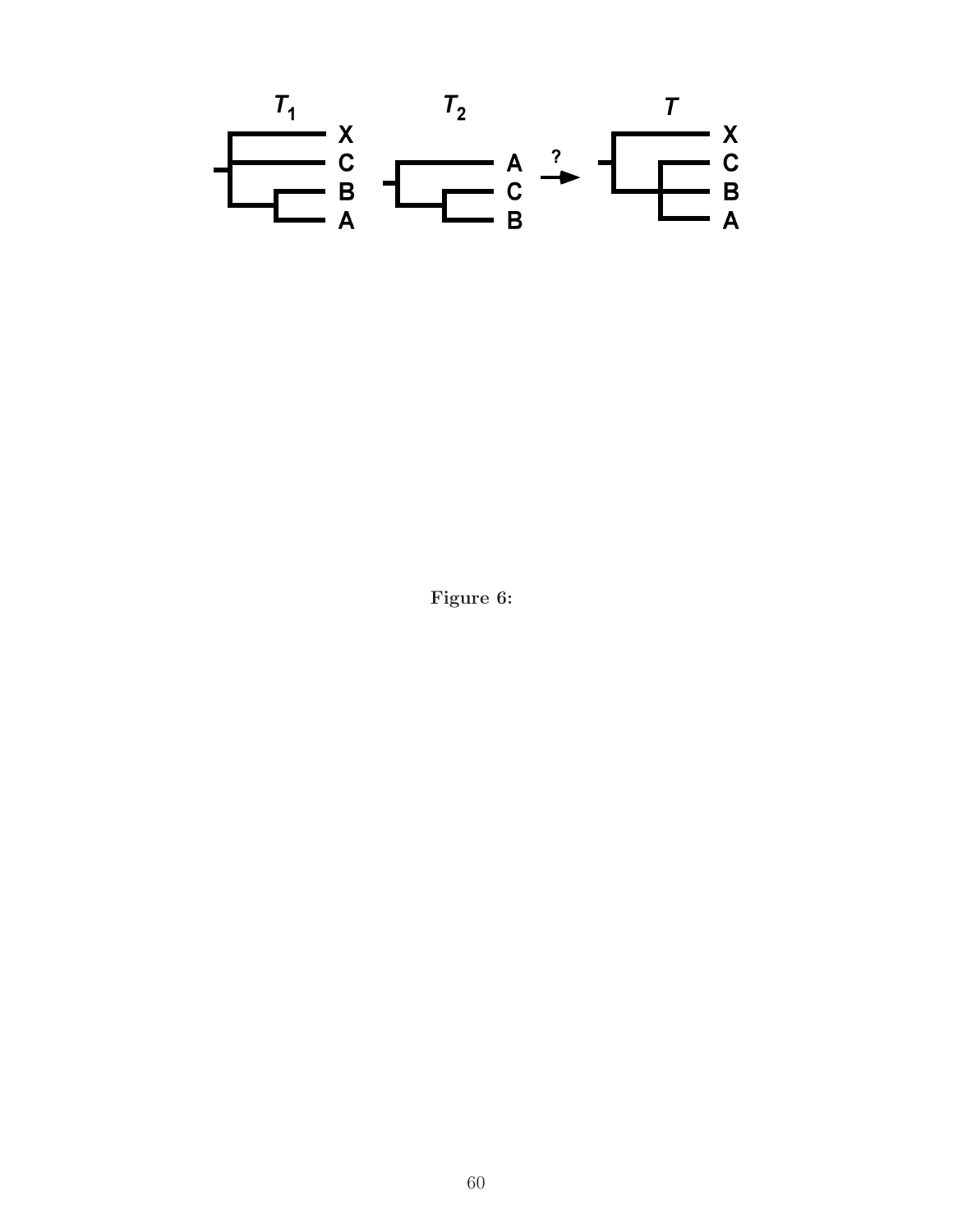Figure 6: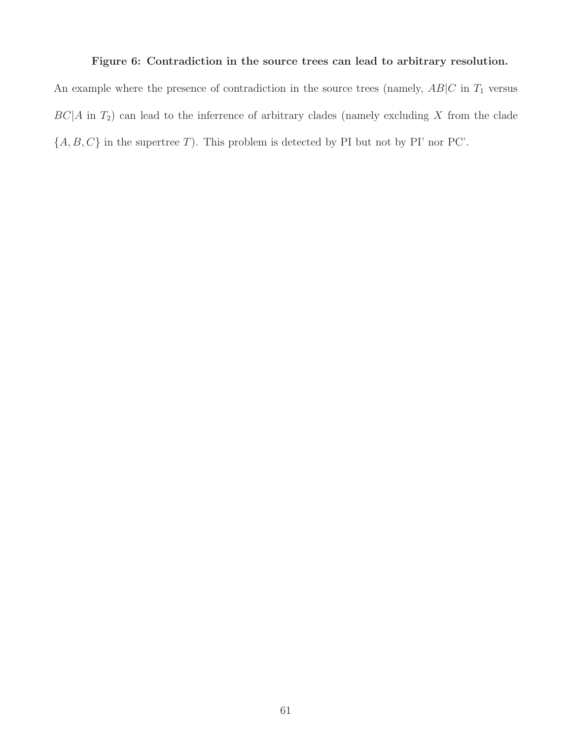**Figure 6: Contradiction in the source trees can lead to arbitrary resolution.**

An example where the presence of contradiction in the source trees (namely, $AB|C$ in $T_1$ versus $BC|A$ in $T_2$) can lead to the inferrence of arbitrary clades (namely excluding $X$ from the clade $\{A, B, C\}$ in the supertree $T$). This problem is detected by PI but not by PI' nor PC'.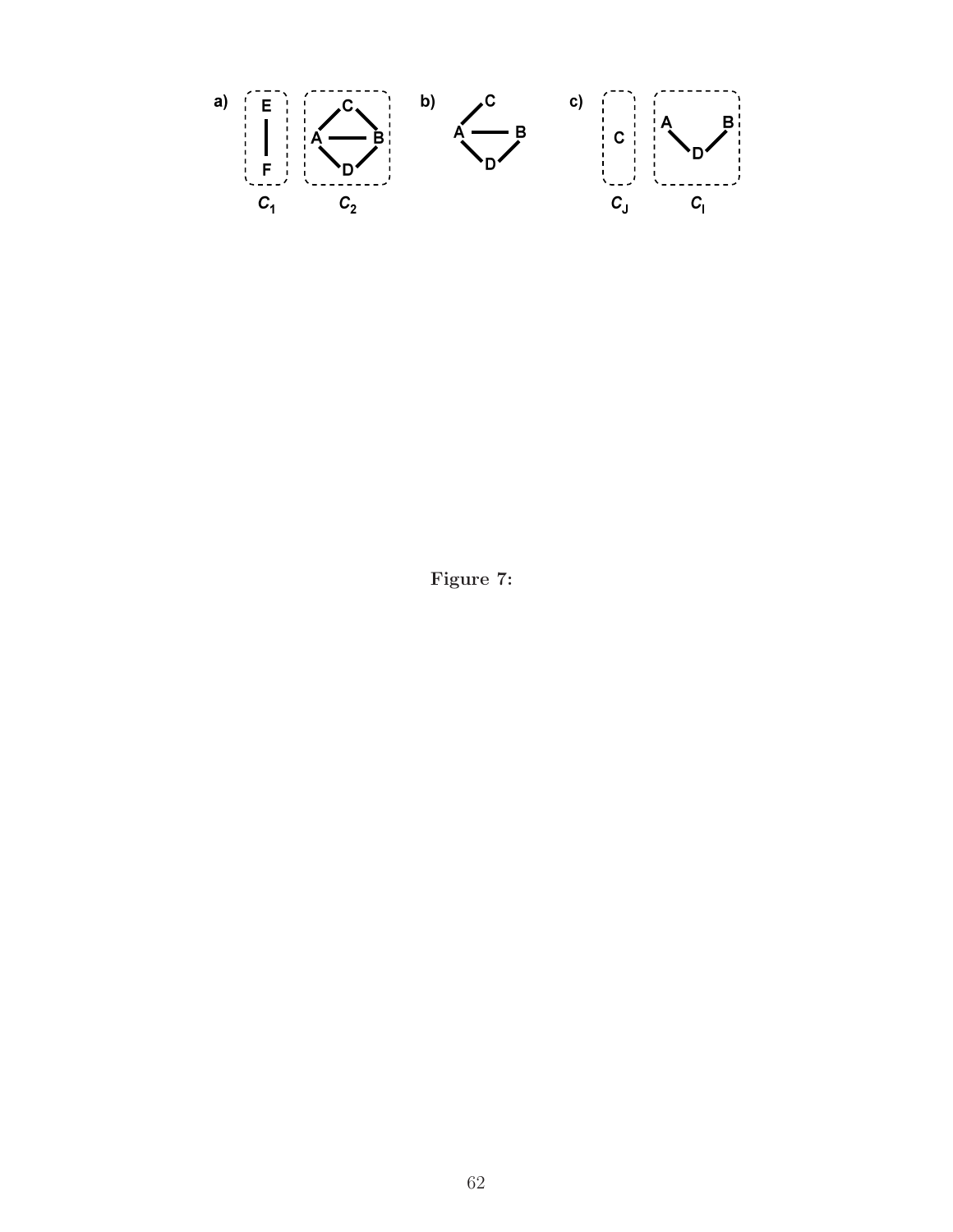**Figure 7:**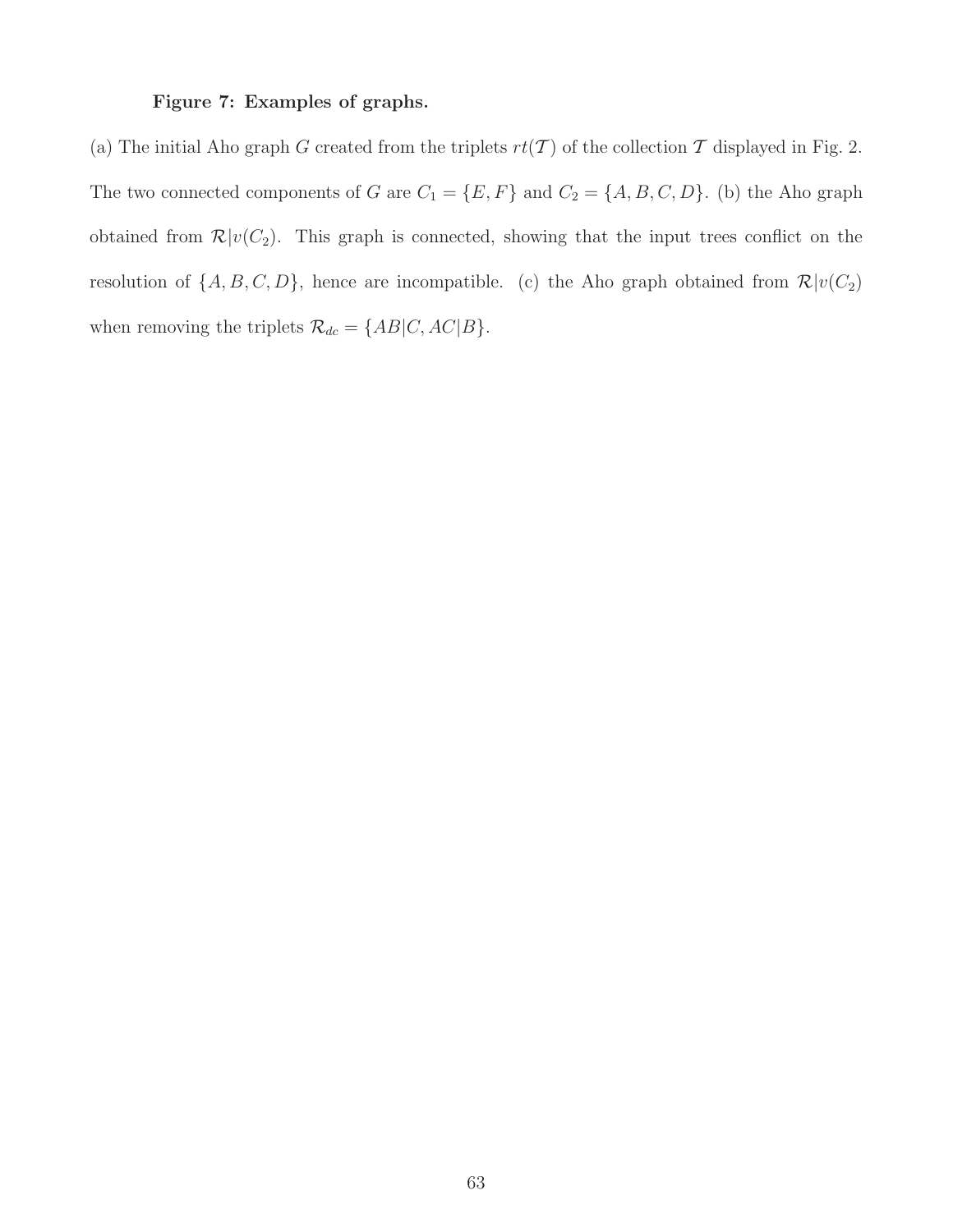**Figure 7: Examples of graphs.**

(a) The initial Aho graph $G$ created from the triplets $rt(\mathcal{T})$ of the collection $\mathcal{T}$ displayed in Fig. 2. The two connected components of $G$ are $C_1 = \{E, F\}$ and $C_2 = \{A, B, C, D\}$. (b) the Aho graph obtained from $\mathcal{R}|v(C_2)$. This graph is connected, showing that the input trees conflict on the resolution of $\{A, B, C, D\}$, hence are incompatible. (c) the Aho graph obtained from $\mathcal{R}|v(C_2)$ when removing the triplets $\mathcal{R}_{dc} = \{AB|C, AC|B\}$.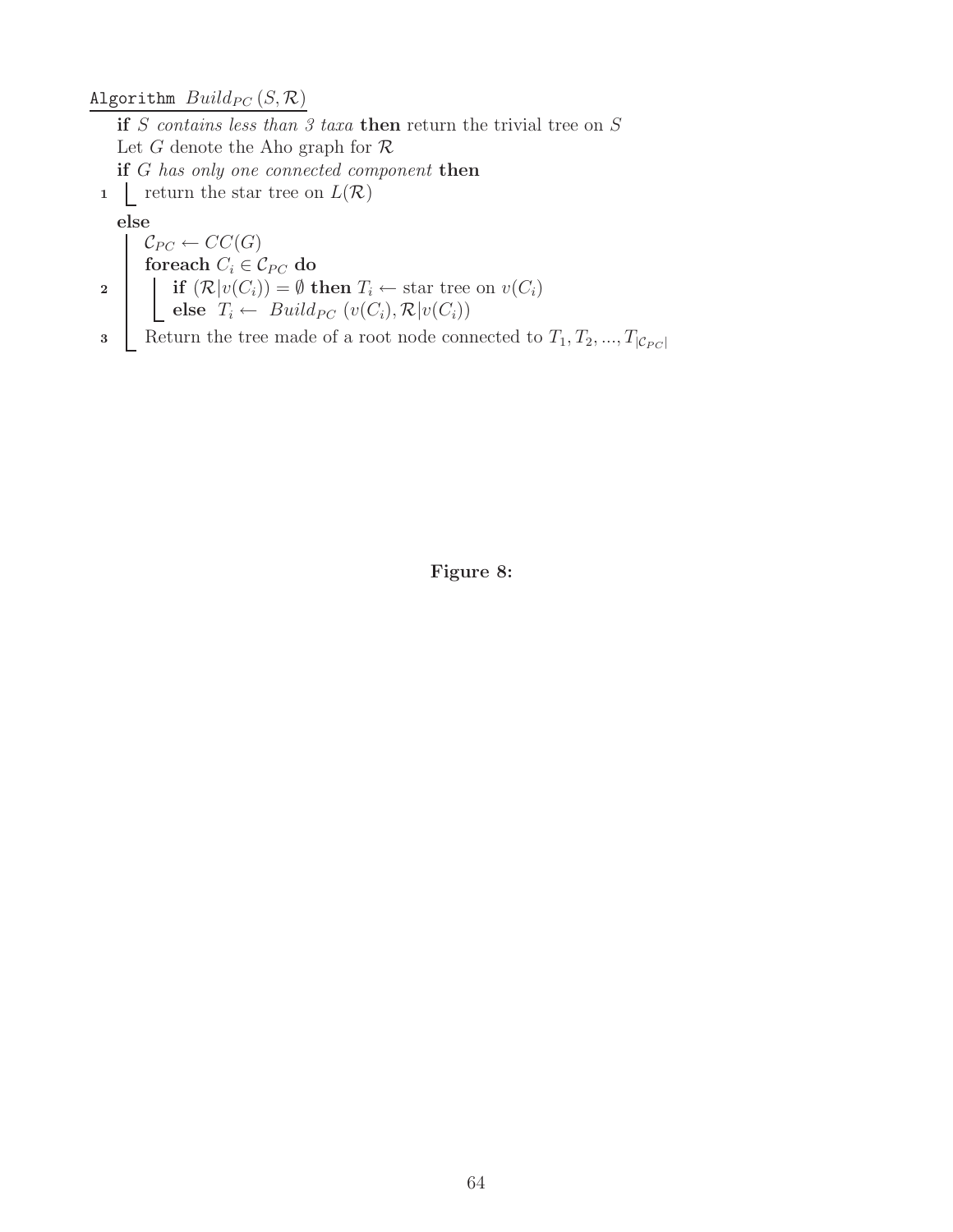Algorithm $Build_{PC}(S, \mathcal{R})$

**if** *S contains less than 3 taxa* **then** return the trivial tree on $S$
Let $G$ denote the Aho graph for $\mathcal{R}$
**if** *G has only one connected component* **then**

1. return the star tree on $L(\mathcal{R})$

**else**

$\mathcal{C}_{PC} \leftarrow CC(G)$
**foreach** $C_i \in \mathcal{C}_{PC}$ **do**

2. **if** $(\mathcal{R}|v(C_i)) = \emptyset$ **then** $T_i \leftarrow$ star tree on $v(C_i)$
   **else** $T_i \leftarrow Build_{PC}(v(C_i), \mathcal{R}|v(C_i))$

3. Return the tree made of a root node connected to $T_1, T_2, ..., T_{|\mathcal{C}_{PC}|}$

**Figure 8:**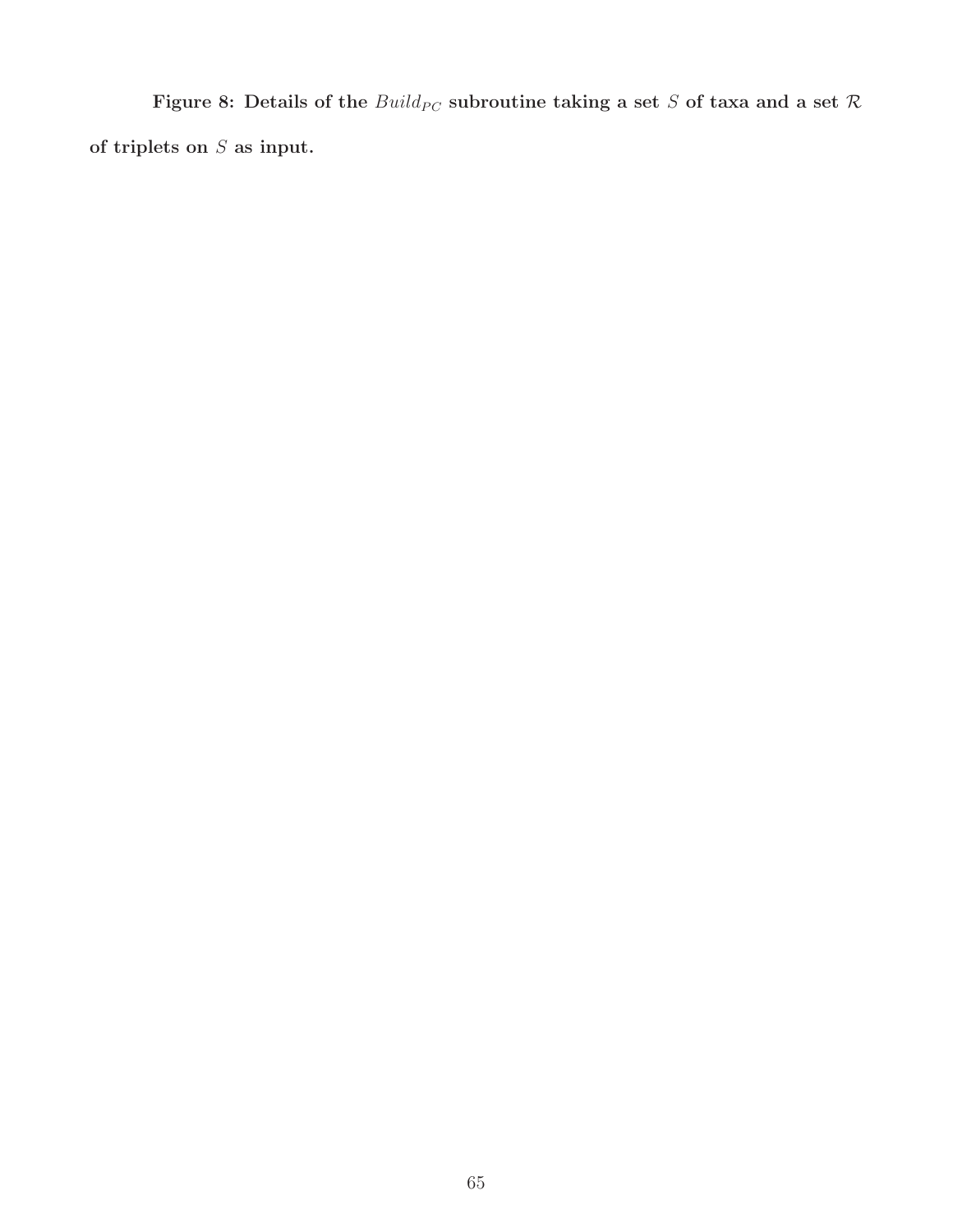**Figure 8: Details of the $Build_{PC}$ subroutine taking a set $S$ of taxa and a set $\mathcal{R}$ of triplets on $S$ as input.**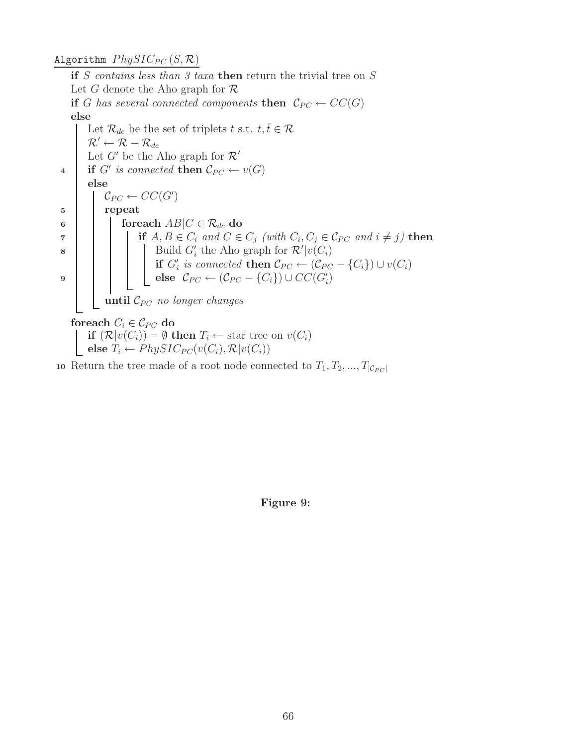**Algorithm** $PhySIC_{PC}(S, \mathcal{R})$

```
   if S contains less than 3 taxa then return the trivial tree on S
   Let G denote the Aho graph for R
   if G has several connected components then  C_PC ← CC(G)
   else
       Let R_dc be the set of triplets t s.t. t, t̄ ∈ R
       R' ← R − R_dc
       Let G' be the Aho graph for R'
4      if G' is connected then C_PC ← v(G)
       else
           C_PC ← CC(G')
5          repeat
6              foreach AB|C ∈ R_dc do
7                  if A, B ∈ C_i and C ∈ C_j (with C_i, C_j ∈ C_PC and i ≠ j) then
8                      Build G'_i the Aho graph for R'|v(C_i)
                       if G'_i is connected then C_PC ← (C_PC − {C_i}) ∪ v(C_i)
9                      else  C_PC ← (C_PC − {C_i}) ∪ CC(G'_i)
           until C_PC no longer changes
   foreach C_i ∈ C_PC do
       if (R|v(C_i)) = ∅ then T_i ← star tree on v(C_i)
       else T_i ← PhySIC_PC(v(C_i), R|v(C_i))
10 Return the tree made of a root node connected to T_1, T_2, ..., T_|C_PC|
```

**Figure 9:**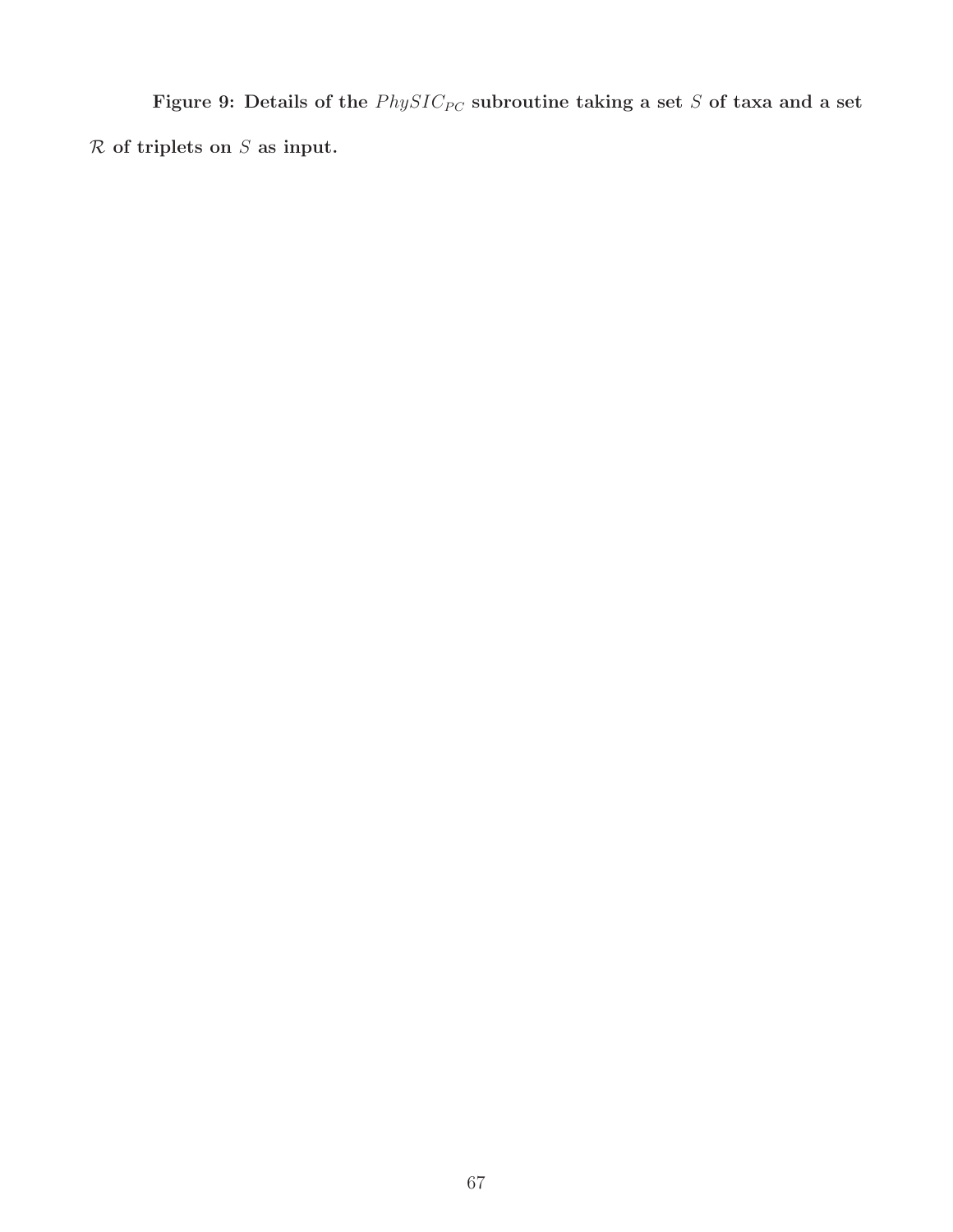**Figure 9: Details of the $PhySIC_{PC}$ subroutine taking a set $S$ of taxa and a set $\mathcal{R}$ of triplets on $S$ as input.**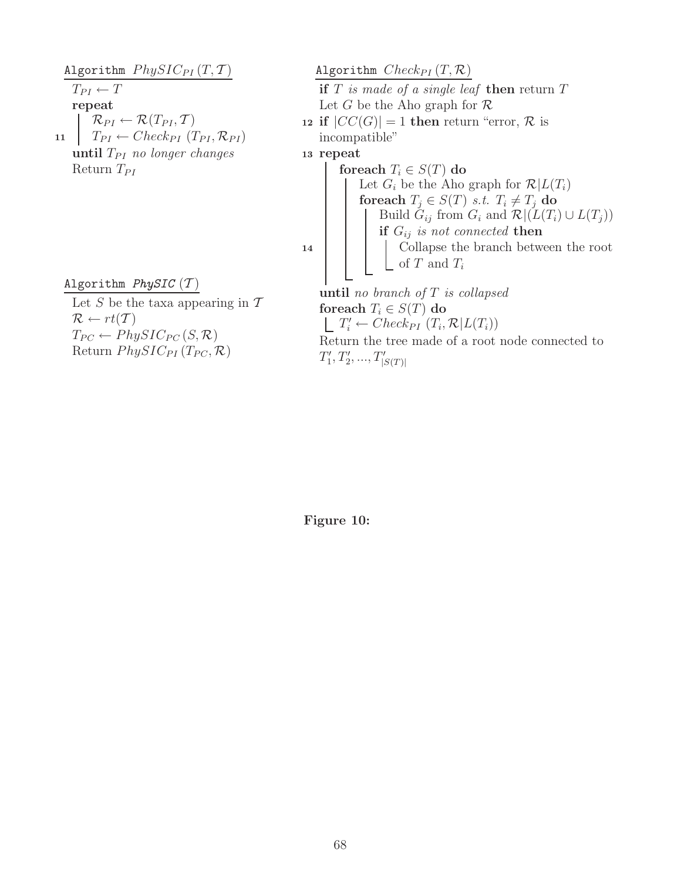```
Algorithm PhySIC_PI(T, 𝒯)
    T_PI ← T
    repeat
        R_PI ← R(T_PI, 𝒯)
11      T_PI ← Check_PI(T_PI, R_PI)
    until T_PI no longer changes
    Return T_PI
```

```
Algorithm PhySIC(𝒯)
    Let S be the taxa appearing in 𝒯
    R ← rt(𝒯)
    T_PC ← PhySIC_PC(S, R)
    Return PhySIC_PI(T_PC, R)
```

```
Algorithm Check_PI(T, R)
    if T is made of a single leaf then return T
    Let G be the Aho graph for R
12  if |CC(G)| = 1 then return "error, R is incompatible"
13  repeat
        foreach T_i ∈ S(T) do
            Let G_i be the Aho graph for R|L(T_i)
            foreach T_j ∈ S(T) s.t. T_i ≠ T_j do
                Build G_ij from G_i and R|(L(T_i) ∪ L(T_j))
                if G_ij is not connected then
14                  Collapse the branch between the root of T and T_i
    until no branch of T is collapsed
    foreach T_i ∈ S(T) do
        T'_i ← Check_PI(T_i, R|L(T_i))
    Return the tree made of a root node connected to T'_1, T'_2, ..., T'_|S(T)|
```

**Figure 10:**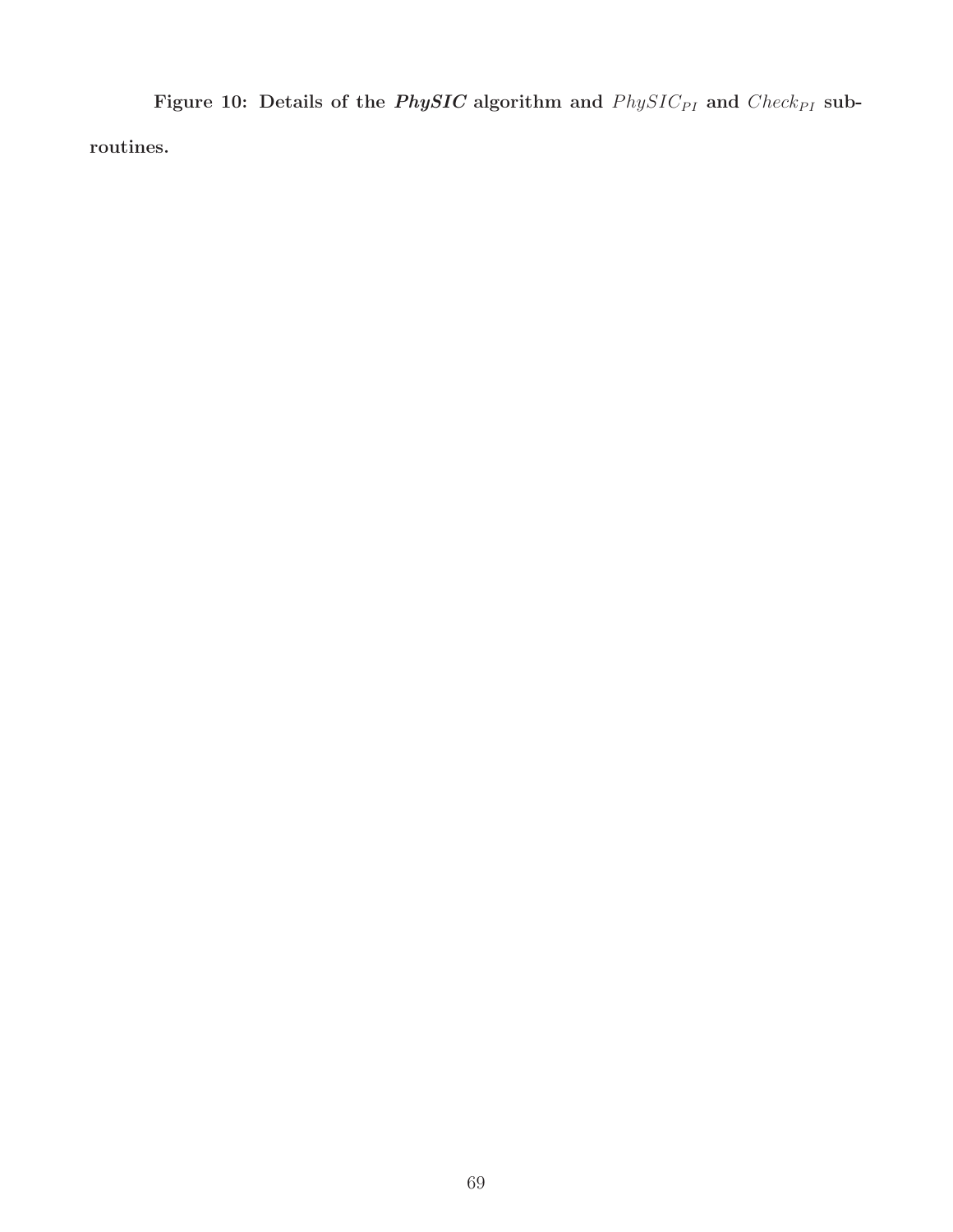**Figure 10: Details of the *PhySIC* algorithm and $PhySIC_{PI}$ and $Check_{PI}$ subroutines.**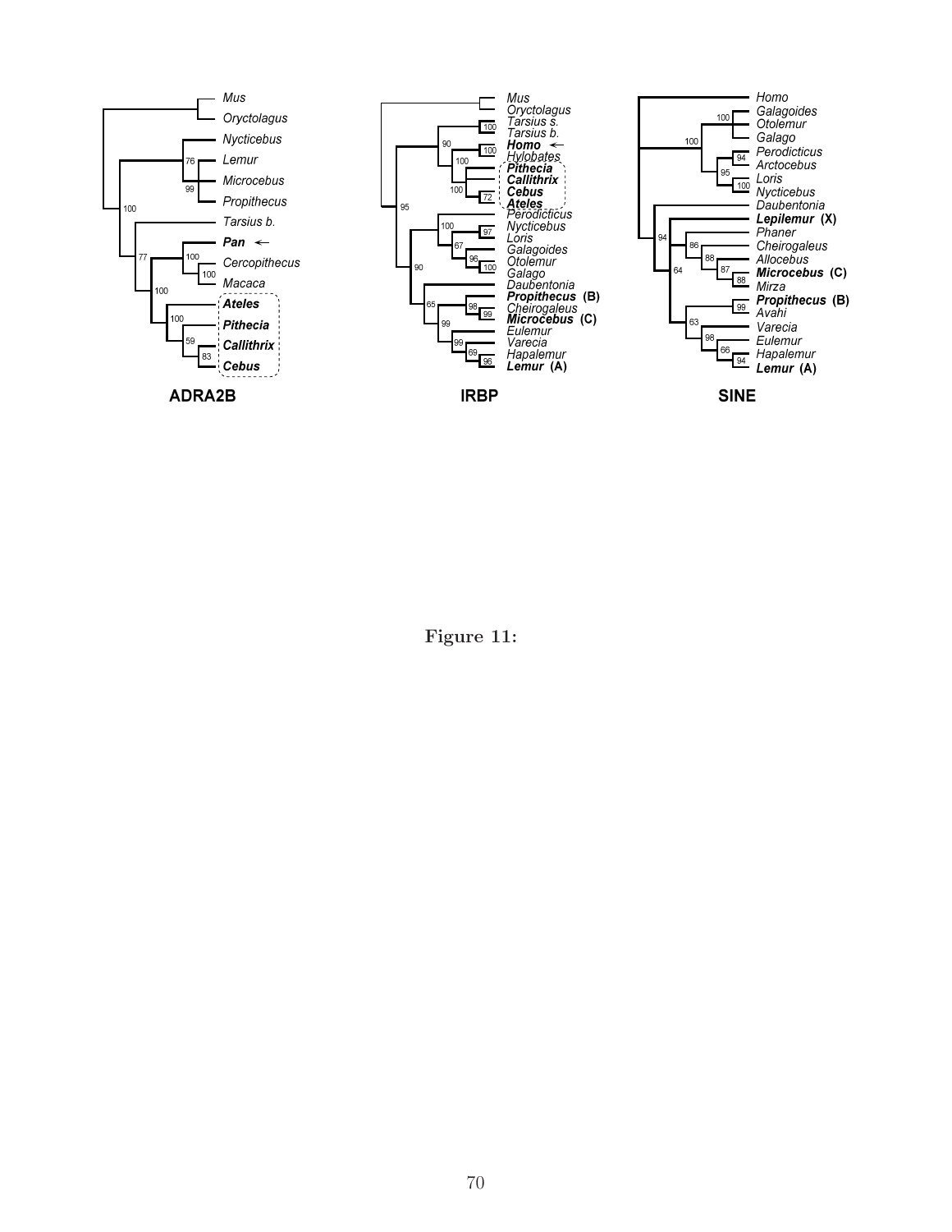Figure 11: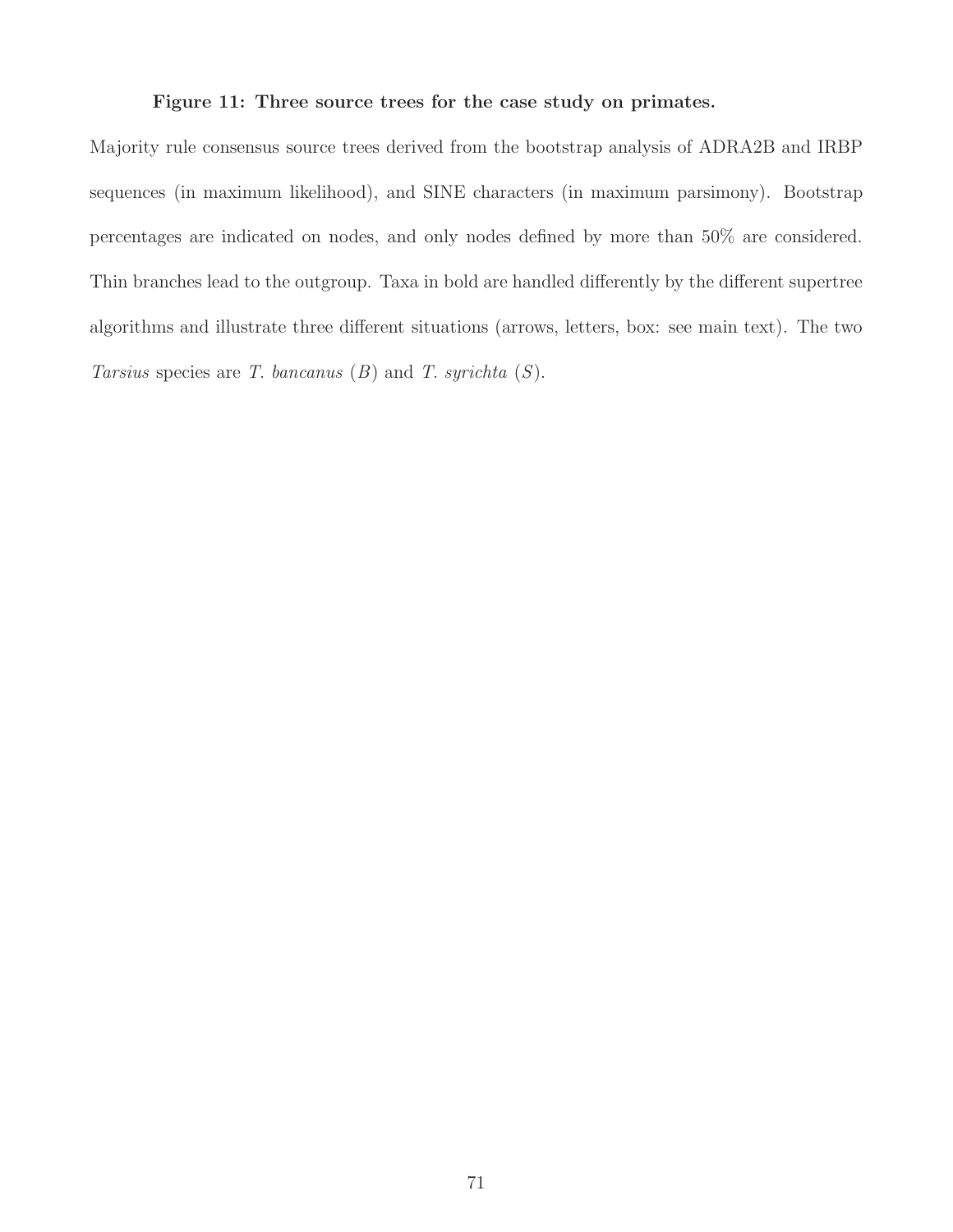**Figure 11: Three source trees for the case study on primates.**

Majority rule consensus source trees derived from the bootstrap analysis of ADRA2B and IRBP sequences (in maximum likelihood), and SINE characters (in maximum parsimony). Bootstrap percentages are indicated on nodes, and only nodes defined by more than 50% are considered. Thin branches lead to the outgroup. Taxa in bold are handled differently by the different supertree algorithms and illustrate three different situations (arrows, letters, box: see main text). The two *Tarsius* species are *T. bancanus* (*B*) and *T. syrichta* (*S*).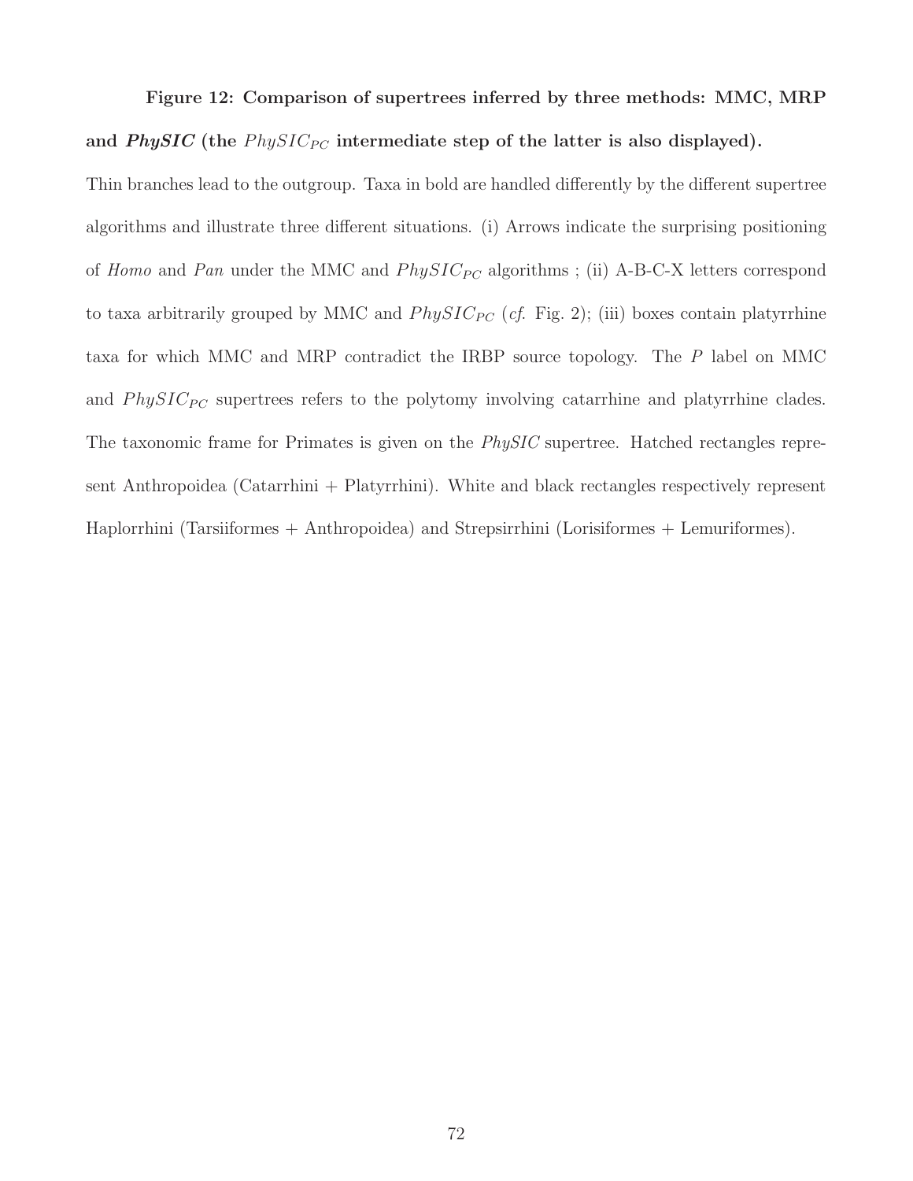**Figure 12: Comparison of supertrees inferred by three methods: MMC, MRP and *PhySIC* (the $PhySIC_{PC}$ intermediate step of the latter is also displayed).**

Thin branches lead to the outgroup. Taxa in bold are handled differently by the different supertree algorithms and illustrate three different situations. (i) Arrows indicate the surprising positioning of *Homo* and *Pan* under the MMC and $PhySIC_{PC}$ algorithms ; (ii) A-B-C-X letters correspond to taxa arbitrarily grouped by MMC and $PhySIC_{PC}$ (*cf.* Fig. 2); (iii) boxes contain platyrrhine taxa for which MMC and MRP contradict the IRBP source topology. The *P* label on MMC and $PhySIC_{PC}$ supertrees refers to the polytomy involving catarrhine and platyrrhine clades. The taxonomic frame for Primates is given on the *PhySIC* supertree. Hatched rectangles represent Anthropoidea (Catarrhini + Platyrrhini). White and black rectangles respectively represent Haplorrhini (Tarsiiformes + Anthropoidea) and Strepsirrhini (Lorisiformes + Lemuriformes).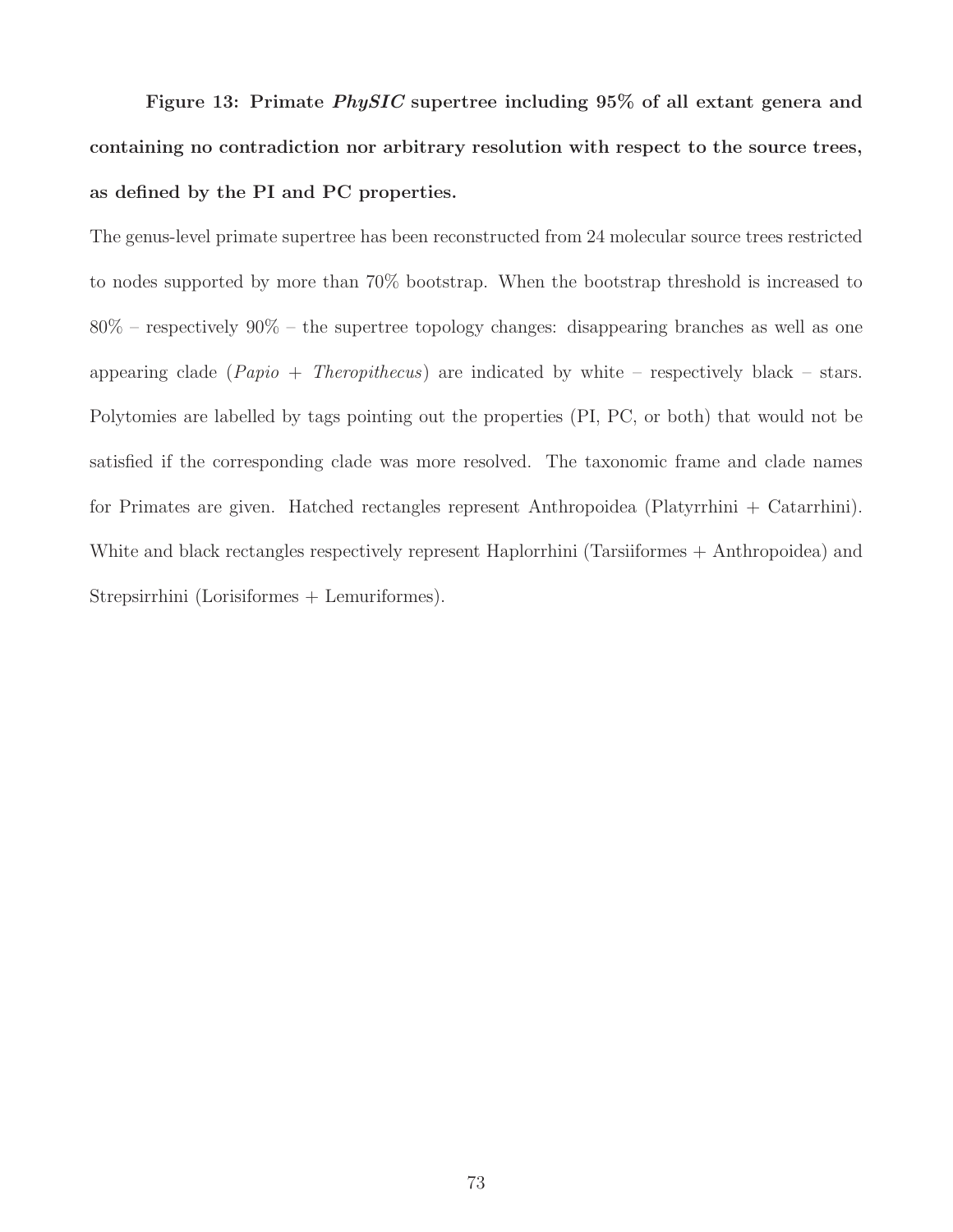**Figure 13: Primate *PhySIC* supertree including 95% of all extant genera and containing no contradiction nor arbitrary resolution with respect to the source trees, as defined by the PI and PC properties.**

The genus-level primate supertree has been reconstructed from 24 molecular source trees restricted to nodes supported by more than 70% bootstrap. When the bootstrap threshold is increased to 80% – respectively 90% – the supertree topology changes: disappearing branches as well as one appearing clade (*Papio* + *Theropithecus*) are indicated by white – respectively black – stars. Polytomies are labelled by tags pointing out the properties (PI, PC, or both) that would not be satisfied if the corresponding clade was more resolved. The taxonomic frame and clade names for Primates are given. Hatched rectangles represent Anthropoidea (Platyrrhini + Catarrhini). White and black rectangles respectively represent Haplorrhini (Tarsiiformes + Anthropoidea) and Strepsirrhini (Lorisiformes + Lemuriformes).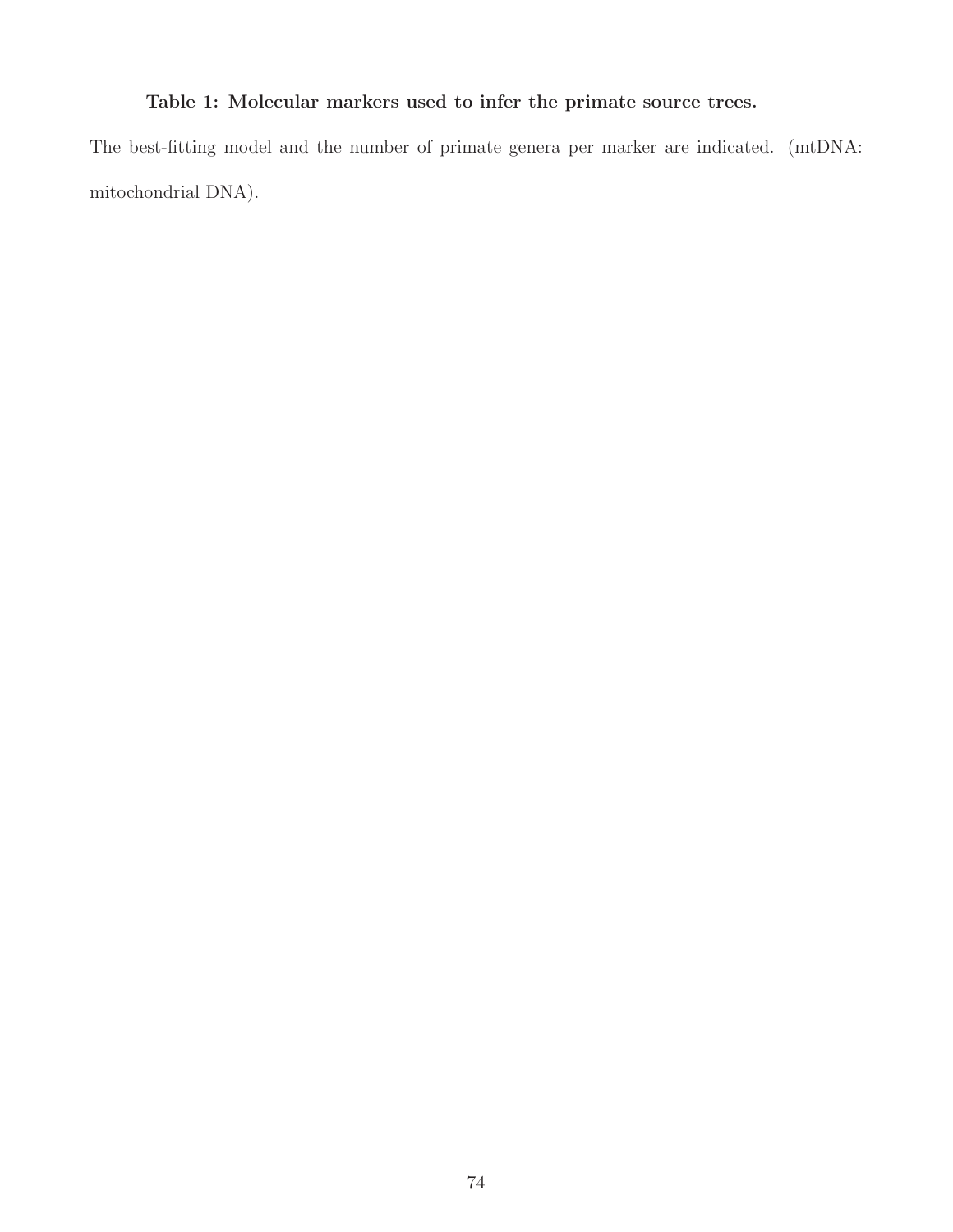**Table 1: Molecular markers used to infer the primate source trees.**

The best-fitting model and the number of primate genera per marker are indicated. (mtDNA: mitochondrial DNA).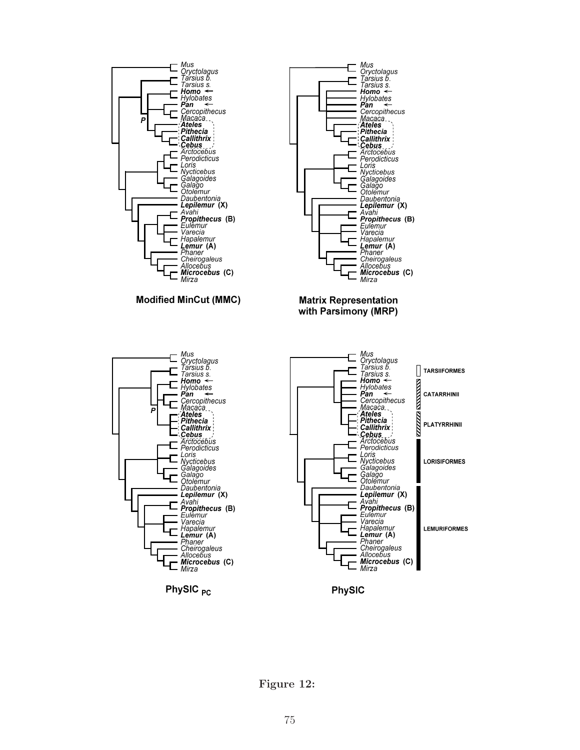Modified MinCut (MMC)

Matrix Representation with Parsimony (MRP)

PhySIC $_{PC}$

PhySIC

Figure 12: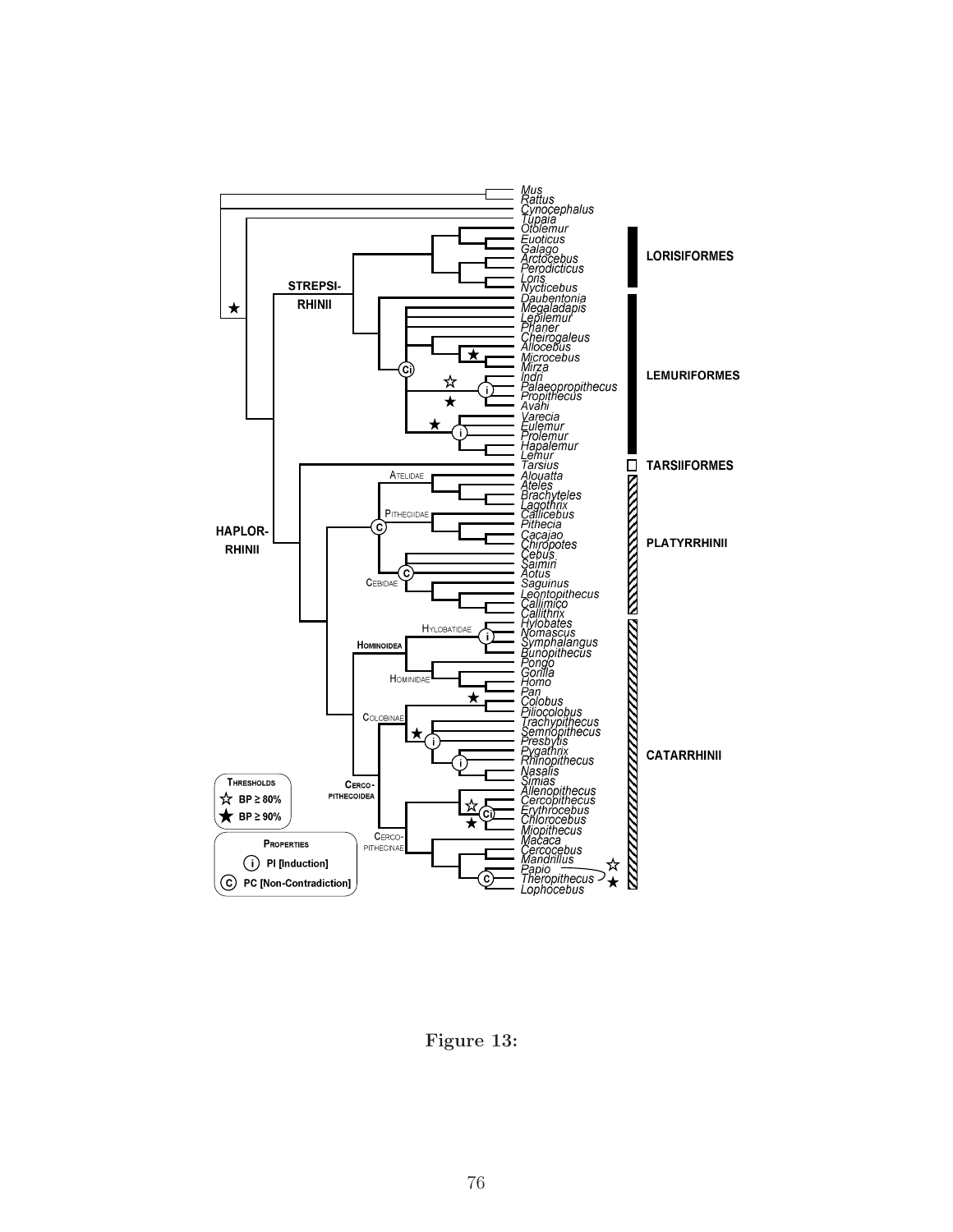**Figure 13:**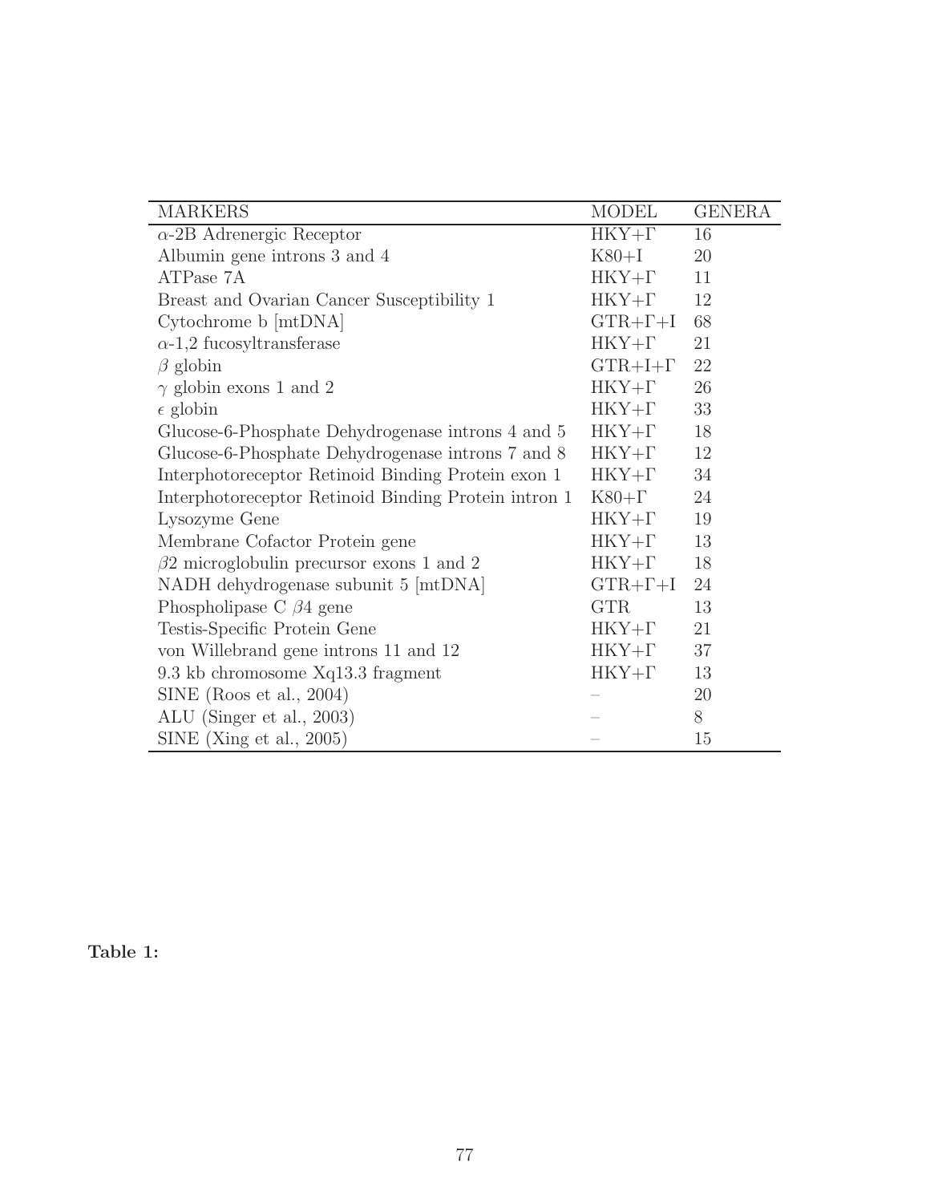| MARKERS | MODEL | GENERA |
|---|---|---|
| $\alpha$-2B Adrenergic Receptor | HKY+$\Gamma$ | 16 |
| Albumin gene introns 3 and 4 | K80+I | 20 |
| ATPase 7A | HKY+$\Gamma$ | 11 |
| Breast and Ovarian Cancer Susceptibility 1 | HKY+$\Gamma$ | 12 |
| Cytochrome b [mtDNA] | GTR+$\Gamma$+I | 68 |
| $\alpha$-1,2 fucosyltransferase | HKY+$\Gamma$ | 21 |
| $\beta$ globin | GTR+I+$\Gamma$ | 22 |
| $\gamma$ globin exons 1 and 2 | HKY+$\Gamma$ | 26 |
| $\epsilon$ globin | HKY+$\Gamma$ | 33 |
| Glucose-6-Phosphate Dehydrogenase introns 4 and 5 | HKY+$\Gamma$ | 18 |
| Glucose-6-Phosphate Dehydrogenase introns 7 and 8 | HKY+$\Gamma$ | 12 |
| Interphotoreceptor Retinoid Binding Protein exon 1 | HKY+$\Gamma$ | 34 |
| Interphotoreceptor Retinoid Binding Protein intron 1 | K80+$\Gamma$ | 24 |
| Lysozyme Gene | HKY+$\Gamma$ | 19 |
| Membrane Cofactor Protein gene | HKY+$\Gamma$ | 13 |
| $\beta$2 microglobulin precursor exons 1 and 2 | HKY+$\Gamma$ | 18 |
| NADH dehydrogenase subunit 5 [mtDNA] | GTR+$\Gamma$+I | 24 |
| Phospholipase C $\beta$4 gene | GTR | 13 |
| Testis-Specific Protein Gene | HKY+$\Gamma$ | 21 |
| von Willebrand gene introns 11 and 12 | HKY+$\Gamma$ | 37 |
| 9.3 kb chromosome Xq13.3 fragment | HKY+$\Gamma$ | 13 |
| SINE (Roos et al., 2004) | – | 20 |
| ALU (Singer et al., 2003) | – | 8 |
| SINE (Xing et al., 2005) | – | 15 |

**Table 1:**